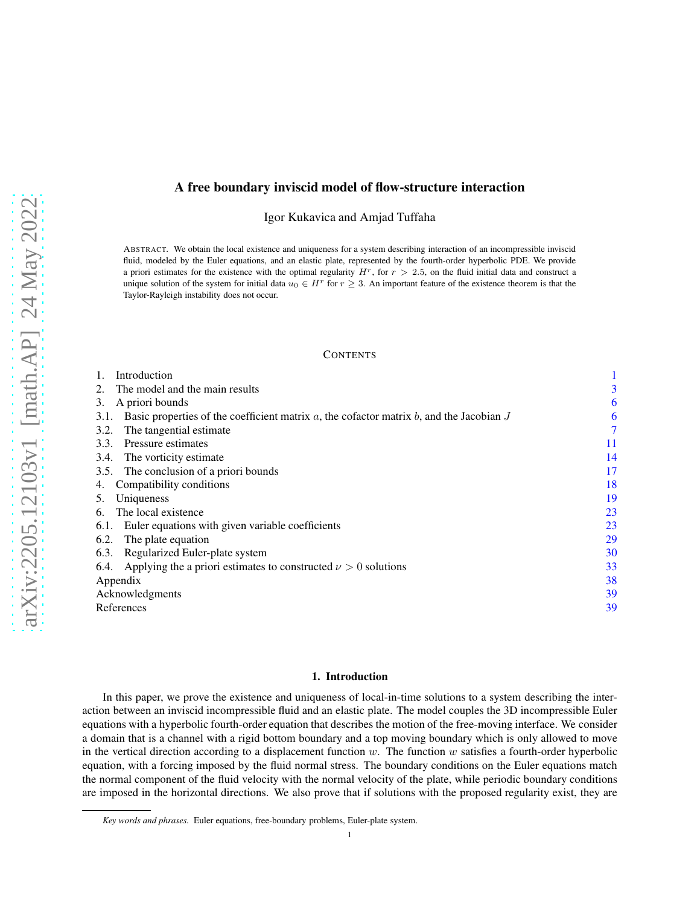# A free boundary inviscid model of flow-structure interaction

Igor Kukavica and Amjad Tuffaha

ABSTRACT. We obtain the local existence and uniqueness for a system describing interaction of an incompressible inviscid fluid, modeled by the Euler equations, and an elastic plate, represented by the fourth-order hyperbolic PDE. We provide a priori estimates for the existence with the optimal regularity $H^r$, for $r > 2.5$, on the fluid initial data and construct a unique solution of the system for initial data $u_0 \in H^r$ for $r \geq 3$. An important feature of the existence theorem is that the Taylor-Rayleigh instability does not occur.

CONTENTS

1. Introduction — 1
2. The model and the main results — 3
3. A priori bounds — 6
   - 3.1. Basic properties of the coefficient matrix $a$, the cofactor matrix $b$, and the Jacobian $J$ — 6
   - 3.2. The tangential estimate — 7
   - 3.3. Pressure estimates — 11
   - 3.4. The vorticity estimate — 14
   - 3.5. The conclusion of a priori bounds — 17
4. Compatibility conditions — 18
5. Uniqueness — 19
6. The local existence — 23
   - 6.1. Euler equations with given variable coefficients — 23
   - 6.2. The plate equation — 29
   - 6.3. Regularized Euler-plate system — 30
   - 6.4. Applying the a priori estimates to constructed $\nu > 0$ solutions — 33

Appendix — 38

Acknowledgments — 39

References — 39

## 1. Introduction

In this paper, we prove the existence and uniqueness of local-in-time solutions to a system describing the interaction between an inviscid incompressible fluid and an elastic plate. The model couples the 3D incompressible Euler equations with a hyperbolic fourth-order equation that describes the motion of the free-moving interface. We consider a domain that is a channel with a rigid bottom boundary and a top moving boundary which is only allowed to move in the vertical direction according to a displacement function $w$. The function $w$ satisfies a fourth-order hyperbolic equation, with a forcing imposed by the fluid normal stress. The boundary conditions on the Euler equations match the normal component of the fluid velocity with the normal velocity of the plate, while periodic boundary conditions are imposed in the horizontal directions. We also prove that if solutions with the proposed regularity exist, they are

*Key words and phrases.* Euler equations, free-boundary problems, Euler-plate system.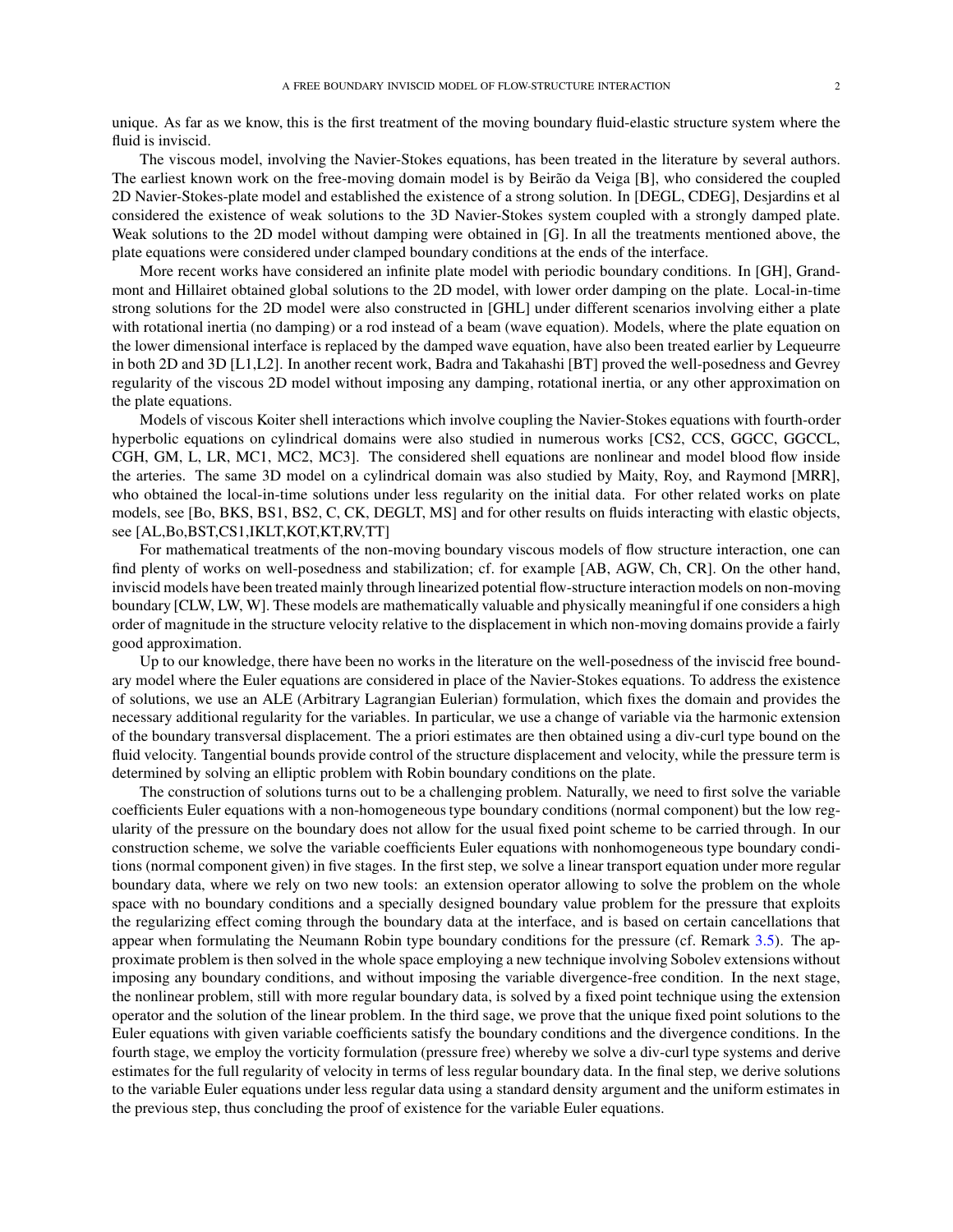unique. As far as we know, this is the first treatment of the moving boundary fluid-elastic structure system where the fluid is inviscid.

The viscous model, involving the Navier-Stokes equations, has been treated in the literature by several authors. The earliest known work on the free-moving domain model is by Beirão da Veiga [B], who considered the coupled 2D Navier-Stokes-plate model and established the existence of a strong solution. In [DEGL, CDEG], Desjardins et al considered the existence of weak solutions to the 3D Navier-Stokes system coupled with a strongly damped plate. Weak solutions to the 2D model without damping were obtained in [G]. In all the treatments mentioned above, the plate equations were considered under clamped boundary conditions at the ends of the interface.

More recent works have considered an infinite plate model with periodic boundary conditions. In [GH], Grandmont and Hillairet obtained global solutions to the 2D model, with lower order damping on the plate. Local-in-time strong solutions for the 2D model were also constructed in [GHL] under different scenarios involving either a plate with rotational inertia (no damping) or a rod instead of a beam (wave equation). Models, where the plate equation on the lower dimensional interface is replaced by the damped wave equation, have also been treated earlier by Lequeurre in both 2D and 3D [L1,L2]. In another recent work, Badra and Takahashi [BT] proved the well-posedness and Gevrey regularity of the viscous 2D model without imposing any damping, rotational inertia, or any other approximation on the plate equations.

Models of viscous Koiter shell interactions which involve coupling the Navier-Stokes equations with fourth-order hyperbolic equations on cylindrical domains were also studied in numerous works [CS2, CCS, GGCC, GGCCL, CGH, GM, L, LR, MC1, MC2, MC3]. The considered shell equations are nonlinear and model blood flow inside the arteries. The same 3D model on a cylindrical domain was also studied by Maity, Roy, and Raymond [MRR], who obtained the local-in-time solutions under less regularity on the initial data. For other related works on plate models, see [Bo, BKS, BS1, BS2, C, CK, DEGLT, MS] and for other results on fluids interacting with elastic objects, see [AL,Bo,BST,CS1,IKLT,KOT,KT,RV,TT]

For mathematical treatments of the non-moving boundary viscous models of flow structure interaction, one can find plenty of works on well-posedness and stabilization; cf. for example [AB, AGW, Ch, CR]. On the other hand, inviscid models have been treated mainly through linearized potential flow-structure interaction models on non-moving boundary [CLW, LW, W]. These models are mathematically valuable and physically meaningful if one considers a high order of magnitude in the structure velocity relative to the displacement in which non-moving domains provide a fairly good approximation.

Up to our knowledge, there have been no works in the literature on the well-posedness of the inviscid free boundary model where the Euler equations are considered in place of the Navier-Stokes equations. To address the existence of solutions, we use an ALE (Arbitrary Lagrangian Eulerian) formulation, which fixes the domain and provides the necessary additional regularity for the variables. In particular, we use a change of variable via the harmonic extension of the boundary transversal displacement. The a priori estimates are then obtained using a div-curl type bound on the fluid velocity. Tangential bounds provide control of the structure displacement and velocity, while the pressure term is determined by solving an elliptic problem with Robin boundary conditions on the plate.

The construction of solutions turns out to be a challenging problem. Naturally, we need to first solve the variable coefficients Euler equations with a non-homogeneous type boundary conditions (normal component) but the low regularity of the pressure on the boundary does not allow for the usual fixed point scheme to be carried through. In our construction scheme, we solve the variable coefficients Euler equations with nonhomogeneous type boundary conditions (normal component given) in five stages. In the first step, we solve a linear transport equation under more regular boundary data, where we rely on two new tools: an extension operator allowing to solve the problem on the whole space with no boundary conditions and a specially designed boundary value problem for the pressure that exploits the regularizing effect coming through the boundary data at the interface, and is based on certain cancellations that appear when formulating the Neumann Robin type boundary conditions for the pressure (cf. Remark 3.5). The approximate problem is then solved in the whole space employing a new technique involving Sobolev extensions without imposing any boundary conditions, and without imposing the variable divergence-free condition. In the next stage, the nonlinear problem, still with more regular boundary data, is solved by a fixed point technique using the extension operator and the solution of the linear problem. In the third sage, we prove that the unique fixed point solutions to the Euler equations with given variable coefficients satisfy the boundary conditions and the divergence conditions. In the fourth stage, we employ the vorticity formulation (pressure free) whereby we solve a div-curl type systems and derive estimates for the full regularity of velocity in terms of less regular boundary data. In the final step, we derive solutions to the variable Euler equations under less regular data using a standard density argument and the uniform estimates in the previous step, thus concluding the proof of existence for the variable Euler equations.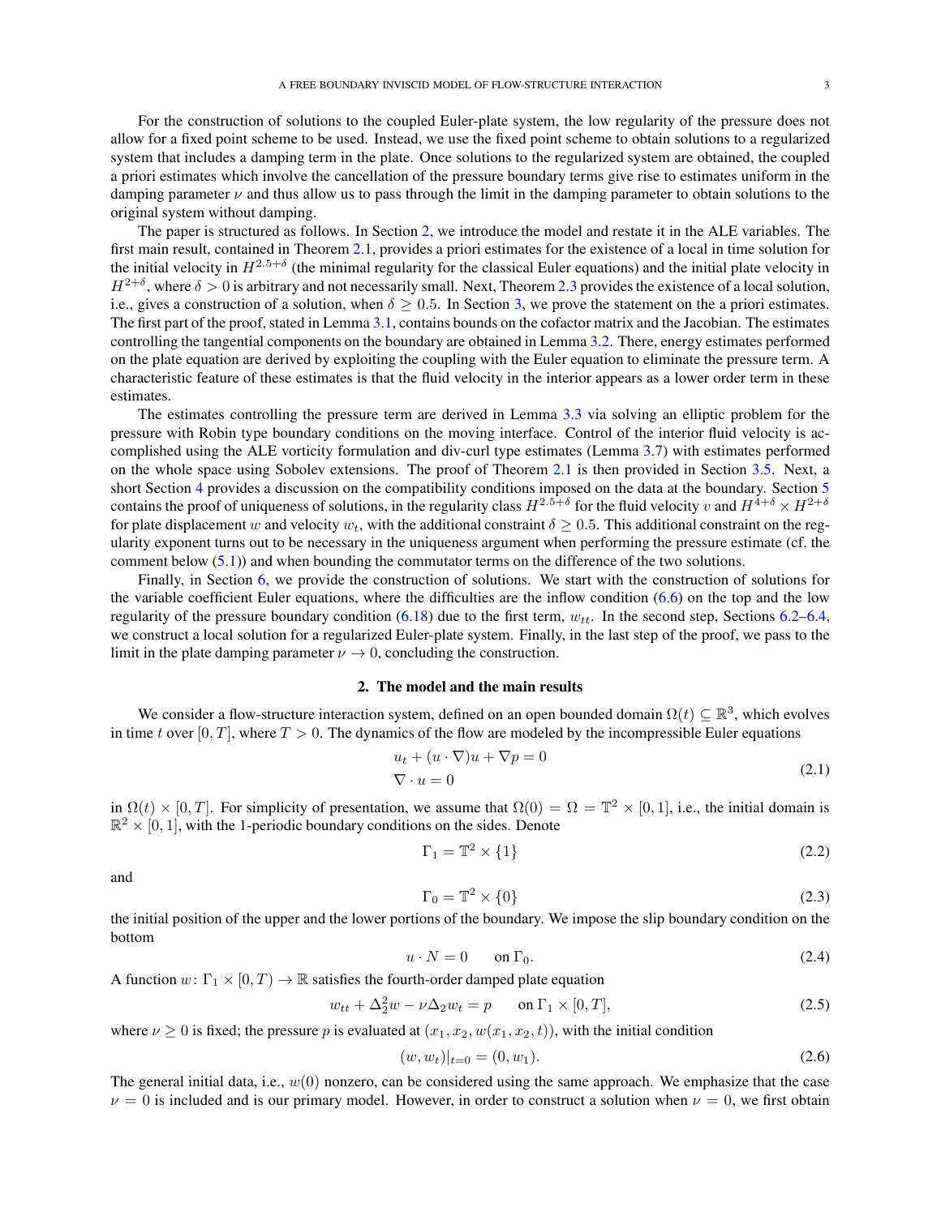For the construction of solutions to the coupled Euler-plate system, the low regularity of the pressure does not allow for a fixed point scheme to be used. Instead, we use the fixed point scheme to obtain solutions to a regularized system that includes a damping term in the plate. Once solutions to the regularized system are obtained, the coupled a priori estimates which involve the cancellation of the pressure boundary terms give rise to estimates uniform in the damping parameter $\nu$ and thus allow us to pass through the limit in the damping parameter to obtain solutions to the original system without damping.

The paper is structured as follows. In Section 2, we introduce the model and restate it in the ALE variables. The first main result, contained in Theorem 2.1, provides a priori estimates for the existence of a local in time solution for the initial velocity in $H^{2.5+\delta}$ (the minimal regularity for the classical Euler equations) and the initial plate velocity in $H^{2+\delta}$, where $\delta > 0$ is arbitrary and not necessarily small. Next, Theorem 2.3 provides the existence of a local solution, i.e., gives a construction of a solution, when $\delta \geq 0.5$. In Section 3, we prove the statement on the a priori estimates. The first part of the proof, stated in Lemma 3.1, contains bounds on the cofactor matrix and the Jacobian. The estimates controlling the tangential components on the boundary are obtained in Lemma 3.2. There, energy estimates performed on the plate equation are derived by exploiting the coupling with the Euler equation to eliminate the pressure term. A characteristic feature of these estimates is that the fluid velocity in the interior appears as a lower order term in these estimates.

The estimates controlling the pressure term are derived in Lemma 3.3 via solving an elliptic problem for the pressure with Robin type boundary conditions on the moving interface. Control of the interior fluid velocity is accomplished using the ALE vorticity formulation and div-curl type estimates (Lemma 3.7) with estimates performed on the whole space using Sobolev extensions. The proof of Theorem 2.1 is then provided in Section 3.5. Next, a short Section 4 provides a discussion on the compatibility conditions imposed on the data at the boundary. Section 5 contains the proof of uniqueness of solutions, in the regularity class $H^{2.5+\delta}$ for the fluid velocity $v$ and $H^{4+\delta} \times H^{2+\delta}$ for plate displacement $w$ and velocity $w_t$, with the additional constraint $\delta \geq 0.5$. This additional constraint on the regularity exponent turns out to be necessary in the uniqueness argument when performing the pressure estimate (cf. the comment below (5.1)) and when bounding the commutator terms on the difference of the two solutions.

Finally, in Section 6, we provide the construction of solutions. We start with the construction of solutions for the variable coefficient Euler equations, where the difficulties are the inflow condition (6.6) on the top and the low regularity of the pressure boundary condition (6.18) due to the first term, $w_{tt}$. In the second step, Sections 6.2–6.4, we construct a local solution for a regularized Euler-plate system. Finally, in the last step of the proof, we pass to the limit in the plate damping parameter $\nu \to 0$, concluding the construction.

## 2. The model and the main results

We consider a flow-structure interaction system, defined on an open bounded domain $\Omega(t) \subseteq \mathbb{R}^3$, which evolves in time $t$ over $[0, T]$, where $T > 0$. The dynamics of the flow are modeled by the incompressible Euler equations

$$
\begin{aligned}
&u_t + (u \cdot \nabla) u + \nabla p = 0 \\
&\nabla \cdot u = 0
\end{aligned}
\tag{2.1}
$$

in $\Omega(t) \times [0, T]$. For simplicity of presentation, we assume that $\Omega(0) = \Omega = \mathbb{T}^2 \times [0, 1]$, i.e., the initial domain is $\mathbb{R}^2 \times [0, 1]$, with the 1-periodic boundary conditions on the sides. Denote

$$
\Gamma_1 = \mathbb{T}^2 \times \{1\}
\tag{2.2}
$$

and

$$
\Gamma_0 = \mathbb{T}^2 \times \{0\}
\tag{2.3}
$$

the initial position of the upper and the lower portions of the boundary. We impose the slip boundary condition on the bottom

$$
u \cdot N = 0 \qquad \text{on } \Gamma_0.
\tag{2.4}
$$

A function $w \colon \Gamma_1 \times [0, T) \to \mathbb{R}$ satisfies the fourth-order damped plate equation

$$
w_{tt} + \Delta_2^2 w - \nu \Delta_2 w_t = p \qquad \text{on } \Gamma_1 \times [0, T],
\tag{2.5}
$$

where $\nu \geq 0$ is fixed; the pressure $p$ is evaluated at $(x_1, x_2, w(x_1, x_2, t))$, with the initial condition

$$
(w, w_t)|_{t=0} = (0, w_1).
\tag{2.6}
$$

The general initial data, i.e., $w(0)$ nonzero, can be considered using the same approach. We emphasize that the case $\nu = 0$ is included and is our primary model. However, in order to construct a solution when $\nu = 0$, we first obtain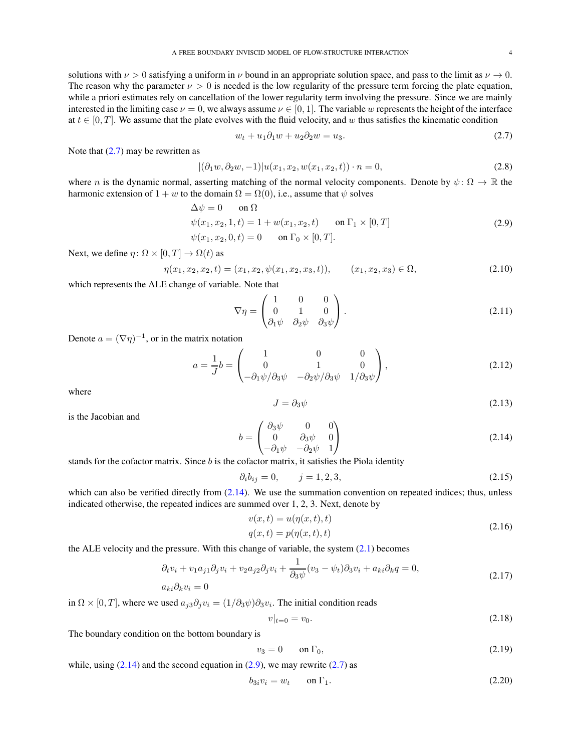solutions with $\nu > 0$ satisfying a uniform in $\nu$ bound in an appropriate solution space, and pass to the limit as $\nu \to 0$. The reason why the parameter $\nu > 0$ is needed is the low regularity of the pressure term forcing the plate equation, while a priori estimates rely on cancellation of the lower regularity term involving the pressure. Since we are mainly interested in the limiting case $\nu = 0$, we always assume $\nu \in [0, 1]$. The variable $w$ represents the height of the interface at $t \in [0, T]$. We assume that the plate evolves with the fluid velocity, and $w$ thus satisfies the kinematic condition

$$w_t + u_1 \partial_1 w + u_2 \partial_2 w = u_3. \tag{2.7}$$

Note that (2.7) may be rewritten as

$$|(\partial_1 w, \partial_2 w, -1)| u(x_1, x_2, w(x_1, x_2, t)) \cdot n = 0, \tag{2.8}$$

where $n$ is the dynamic normal, asserting matching of the normal velocity components. Denote by $\psi \colon \Omega \to \mathbb{R}$ the harmonic extension of $1 + w$ to the domain $\Omega = \Omega(0)$, i.e., assume that $\psi$ solves

$$\begin{aligned}
&\Delta \psi = 0 \qquad \text{on } \Omega \\
&\psi(x_1, x_2, 1, t) = 1 + w(x_1, x_2, t) \qquad \text{on } \Gamma_1 \times [0, T] \\
&\psi(x_1, x_2, 0, t) = 0 \qquad \text{on } \Gamma_0 \times [0, T].
\end{aligned} \tag{2.9}$$

Next, we define $\eta \colon \Omega \times [0, T] \to \Omega(t)$ as

$$\eta(x_1, x_2, x_2, t) = (x_1, x_2, \psi(x_1, x_2, x_3, t)), \qquad (x_1, x_2, x_3) \in \Omega, \tag{2.10}$$

which represents the ALE change of variable. Note that

$$\nabla \eta = \begin{pmatrix} 1 & 0 & 0 \\ 0 & 1 & 0 \\ \partial_1 \psi & \partial_2 \psi & \partial_3 \psi \end{pmatrix}. \tag{2.11}$$

Denote $a = (\nabla \eta)^{-1}$, or in the matrix notation

$$a = \frac{1}{J} b = \begin{pmatrix} 1 & 0 & 0 \\ 0 & 1 & 0 \\ -\partial_1 \psi / \partial_3 \psi & -\partial_2 \psi / \partial_3 \psi & 1/\partial_3 \psi \end{pmatrix}, \tag{2.12}$$

where

$$J = \partial_3 \psi \tag{2.13}$$

is the Jacobian and

$$b = \begin{pmatrix} \partial_3 \psi & 0 & 0 \\ 0 & \partial_3 \psi & 0 \\ -\partial_1 \psi & -\partial_2 \psi & 1 \end{pmatrix} \tag{2.14}$$

stands for the cofactor matrix. Since $b$ is the cofactor matrix, it satisfies the Piola identity

$$\partial_i b_{ij} = 0, \qquad j = 1, 2, 3, \tag{2.15}$$

which can also be verified directly from (2.14). We use the summation convention on repeated indices; thus, unless indicated otherwise, the repeated indices are summed over 1, 2, 3. Next, denote by

$$\begin{aligned}
&v(x, t) = u(\eta(x, t), t) \\
&q(x, t) = p(\eta(x, t), t)
\end{aligned} \tag{2.16}$$

the ALE velocity and the pressure. With this change of variable, the system (2.1) becomes

$$\begin{aligned}
&\partial_t v_i + v_1 a_{j1} \partial_j v_i + v_2 a_{j2} \partial_j v_i + \frac{1}{\partial_3 \psi}(v_3 - \psi_t) \partial_3 v_i + a_{ki} \partial_k q = 0, \\
&a_{ki} \partial_k v_i = 0
\end{aligned} \tag{2.17}$$

in $\Omega \times [0, T]$, where we used $a_{j3} \partial_j v_i = (1/\partial_3 \psi) \partial_3 v_i$. The initial condition reads

$$v|_{t=0} = v_0. \tag{2.18}$$

The boundary condition on the bottom boundary is

$$v_3 = 0 \qquad \text{on } \Gamma_0, \tag{2.19}$$

while, using (2.14) and the second equation in (2.9), we may rewrite (2.7) as

$$b_{3i} v_i = w_t \qquad \text{on } \Gamma_1. \tag{2.20}$$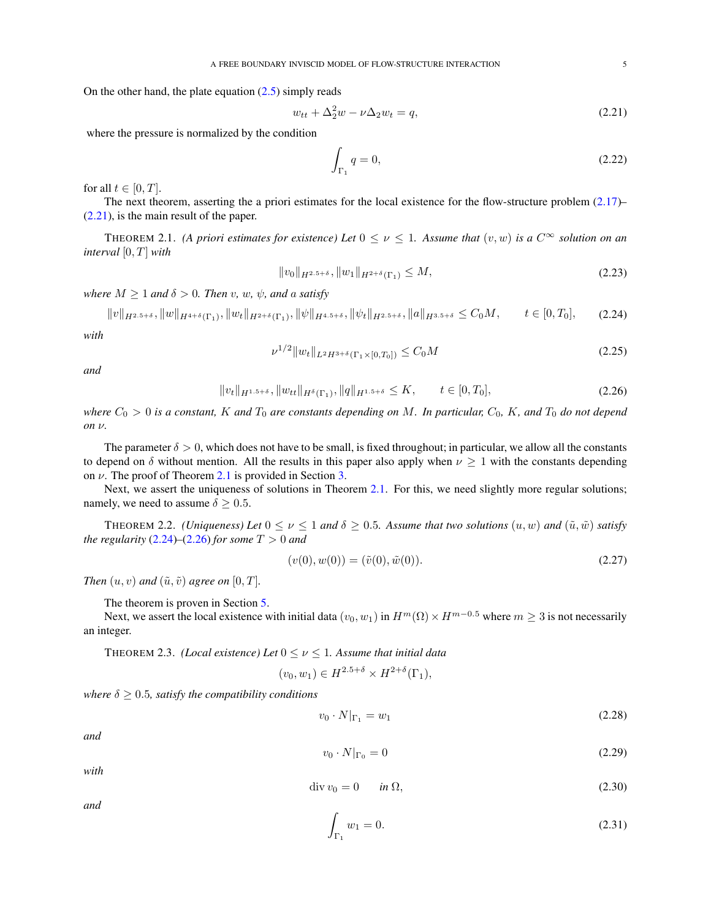On the other hand, the plate equation (2.5) simply reads

$$w_{tt} + \Delta_2^2 w - \nu \Delta_2 w_t = q, \tag{2.21}$$

where the pressure is normalized by the condition

$$\int_{\Gamma_1} q = 0, \tag{2.22}$$

for all $t \in [0, T]$.

The next theorem, asserting the a priori estimates for the local existence for the flow-structure problem (2.17)–(2.21), is the main result of the paper.

THEOREM 2.1. *(A priori estimates for existence) Let $0 \le \nu \le 1$. Assume that $(v, w)$ is a $C^\infty$ solution on an interval $[0, T]$ with*

$$\|v_0\|_{H^{2.5+\delta}}, \|w_1\|_{H^{2+\delta}(\Gamma_1)} \le M, \tag{2.23}$$

*where $M \ge 1$ and $\delta > 0$. Then $v$, $w$, $\psi$, and $a$ satisfy*

$$\|v\|_{H^{2.5+\delta}}, \|w\|_{H^{4+\delta}(\Gamma_1)}, \|w_t\|_{H^{2+\delta}(\Gamma_1)}, \|\psi\|_{H^{4.5+\delta}}, \|\psi_t\|_{H^{2.5+\delta}}, \|a\|_{H^{3.5+\delta}} \le C_0 M, \qquad t \in [0, T_0], \tag{2.24}$$

*with*

$$\nu^{1/2} \|w_t\|_{L^2 H^{3+\delta}(\Gamma_1 \times [0, T_0])} \le C_0 M \tag{2.25}$$

*and*

$$\|v_t\|_{H^{1.5+\delta}}, \|w_{tt}\|_{H^{\delta}(\Gamma_1)}, \|q\|_{H^{1.5+\delta}} \le K, \qquad t \in [0, T_0], \tag{2.26}$$

*where $C_0 > 0$ is a constant, $K$ and $T_0$ are constants depending on $M$. In particular, $C_0$, $K$, and $T_0$ do not depend on $\nu$.*

The parameter $\delta > 0$, which does not have to be small, is fixed throughout; in particular, we allow all the constants to depend on $\delta$ without mention. All the results in this paper also apply when $\nu \ge 1$ with the constants depending on $\nu$. The proof of Theorem 2.1 is provided in Section 3.

Next, we assert the uniqueness of solutions in Theorem 2.1. For this, we need slightly more regular solutions; namely, we need to assume $\delta \ge 0.5$.

THEOREM 2.2. *(Uniqueness) Let $0 \le \nu \le 1$ and $\delta \ge 0.5$. Assume that two solutions $(u, w)$ and $(\tilde{u}, \tilde{w})$ satisfy the regularity (2.24)–(2.26) for some $T > 0$ and*

$$(v(0), w(0)) = (\tilde{v}(0), \tilde{w}(0)). \tag{2.27}$$

*Then $(u, v)$ and $(\tilde{u}, \tilde{v})$ agree on $[0, T]$.*

The theorem is proven in Section 5.

Next, we assert the local existence with initial data $(v_0, w_1)$ in $H^m(\Omega) \times H^{m-0.5}$ where $m \ge 3$ is not necessarily an integer.

THEOREM 2.3. *(Local existence) Let $0 \le \nu \le 1$. Assume that initial data*

$$(v_0, w_1) \in H^{2.5+\delta} \times H^{2+\delta}(\Gamma_1),$$

*where $\delta \ge 0.5$, satisfy the compatibility conditions*

$$v_0 \cdot N|_{\Gamma_1} = w_1 \tag{2.28}$$

*and*

$$v_0 \cdot N|_{\Gamma_0} = 0 \tag{2.29}$$

*with*

$$\operatorname{div} v_0 = 0 \qquad \text{in } \Omega, \tag{2.30}$$

*and*

$$\int_{\Gamma_1} w_1 = 0. \tag{2.31}$$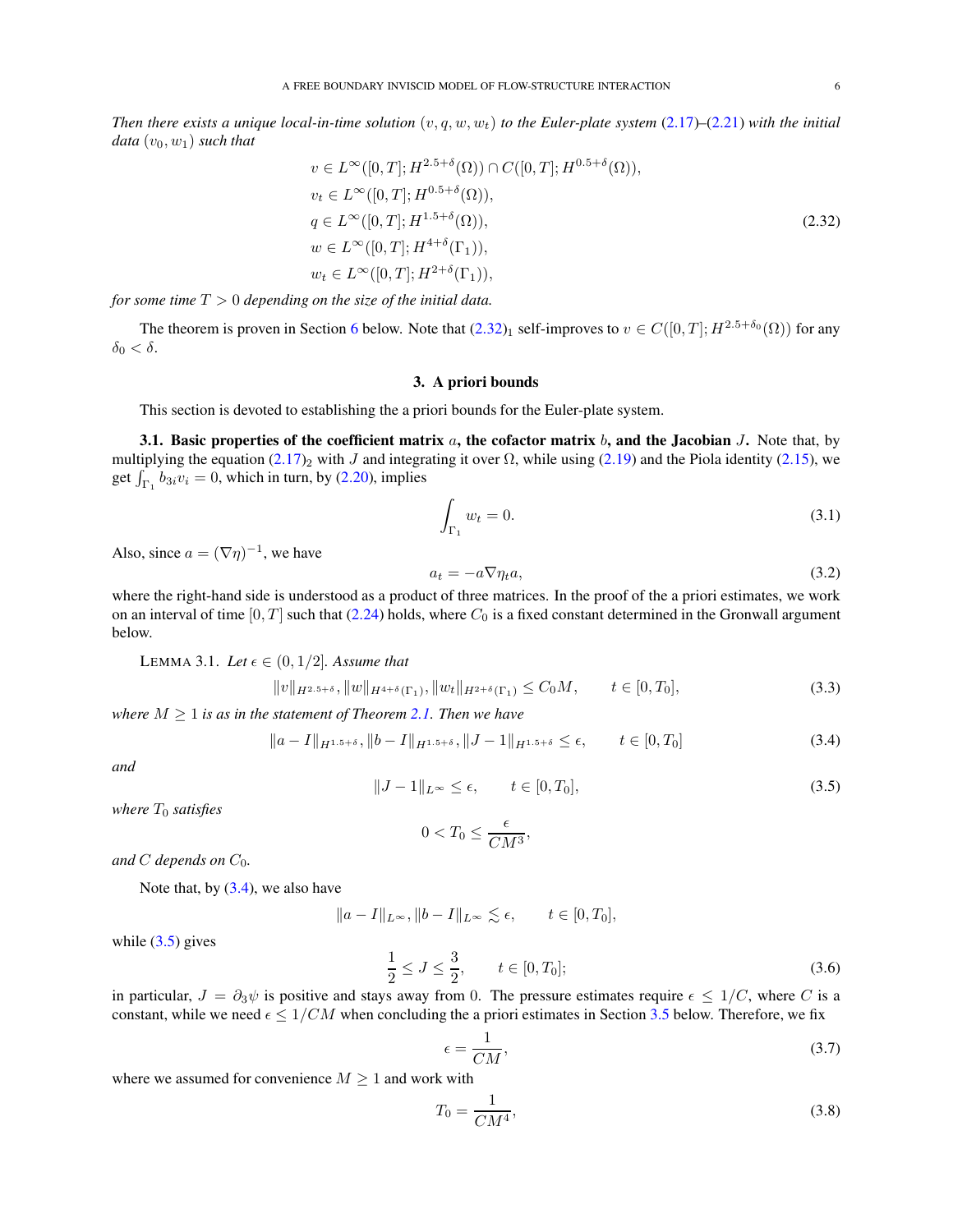*Then there exists a unique local-in-time solution* $(v, q, w, w_t)$ *to the Euler-plate system* (2.17)–(2.21) *with the initial data* $(v_0, w_1)$ *such that*

$$
\begin{aligned}
&v \in L^\infty([0,T]; H^{2.5+\delta}(\Omega)) \cap C([0,T]; H^{0.5+\delta}(\Omega)),\\
&v_t \in L^\infty([0,T]; H^{0.5+\delta}(\Omega)),\\
&q \in L^\infty([0,T]; H^{1.5+\delta}(\Omega)),\\
&w \in L^\infty([0,T]; H^{4+\delta}(\Gamma_1)),\\
&w_t \in L^\infty([0,T]; H^{2+\delta}(\Gamma_1)),
\end{aligned}
\tag{2.32}
$$

*for some time* $T > 0$ *depending on the size of the initial data.*

The theorem is proven in Section 6 below. Note that $(2.32)_1$ self-improves to $v \in C([0,T]; H^{2.5+\delta_0}(\Omega))$ for any $\delta_0 < \delta$.

## 3. A priori bounds

This section is devoted to establishing the a priori bounds for the Euler-plate system.

**3.1. Basic properties of the coefficient matrix $a$, the cofactor matrix $b$, and the Jacobian $J$.** Note that, by multiplying the equation $(2.17)_2$ with $J$ and integrating it over $\Omega$, while using (2.19) and the Piola identity (2.15), we get $\int_{\Gamma_1} b_{3i} v_i = 0$, which in turn, by (2.20), implies

$$
\int_{\Gamma_1} w_t = 0. \tag{3.1}
$$

Also, since $a = (\nabla\eta)^{-1}$, we have

$$
a_t = -a \nabla \eta_t a, \tag{3.2}
$$

where the right-hand side is understood as a product of three matrices. In the proof of the a priori estimates, we work on an interval of time $[0,T]$ such that (2.24) holds, where $C_0$ is a fixed constant determined in the Gronwall argument below.

LEMMA 3.1. *Let* $\epsilon \in (0, 1/2]$. *Assume that*

$$
\|v\|_{H^{2.5+\delta}}, \|w\|_{H^{4+\delta}(\Gamma_1)}, \|w_t\|_{H^{2+\delta}(\Gamma_1)} \le C_0 M, \qquad t \in [0, T_0], \tag{3.3}
$$

*where* $M \ge 1$ *is as in the statement of Theorem 2.1. Then we have*

$$
\|a - I\|_{H^{1.5+\delta}}, \|b - I\|_{H^{1.5+\delta}}, \|J - 1\|_{H^{1.5+\delta}} \le \epsilon, \qquad t \in [0, T_0] \tag{3.4}
$$

*and*

$$
\|J - 1\|_{L^\infty} \le \epsilon, \qquad t \in [0, T_0], \tag{3.5}
$$

*where* $T_0$ *satisfies*

$$
0 < T_0 \le \frac{\epsilon}{CM^3},
$$

*and* $C$ *depends on* $C_0$.

Note that, by (3.4), we also have

$$
\|a - I\|_{L^\infty}, \|b - I\|_{L^\infty} \lesssim \epsilon, \qquad t \in [0, T_0],
$$

while (3.5) gives

$$
\frac{1}{2} \le J \le \frac{3}{2}, \qquad t \in [0, T_0]; \tag{3.6}
$$

in particular, $J = \partial_3 \psi$ is positive and stays away from 0. The pressure estimates require $\epsilon \le 1/C$, where $C$ is a constant, while we need $\epsilon \le 1/CM$ when concluding the a priori estimates in Section 3.5 below. Therefore, we fix

$$
\epsilon = \frac{1}{CM}, \tag{3.7}
$$

where we assumed for convenience $M \ge 1$ and work with

$$
T_0 = \frac{1}{CM^4}, \tag{3.8}
$$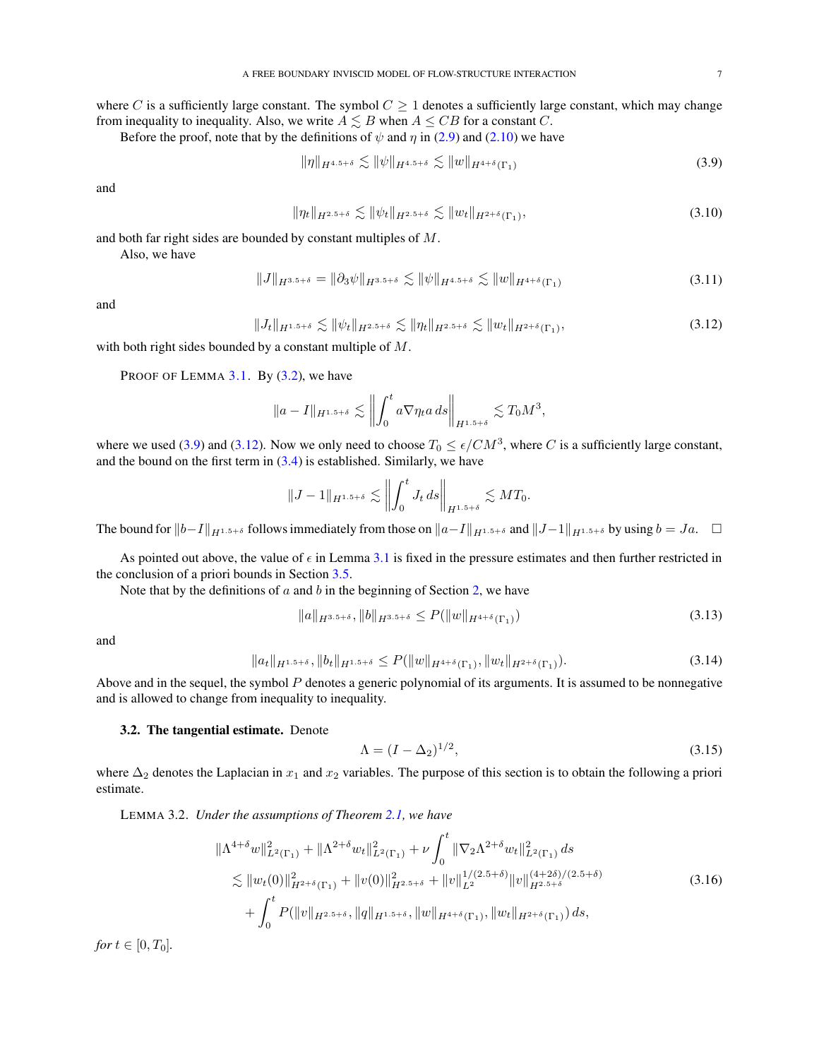where $C$ is a sufficiently large constant. The symbol $C \geq 1$ denotes a sufficiently large constant, which may change from inequality to inequality. Also, we write $A \lesssim B$ when $A \leq CB$ for a constant $C$.

Before the proof, note that by the definitions of $\psi$ and $\eta$ in (2.9) and (2.10) we have

$$\|\eta\|_{H^{4.5+\delta}} \lesssim \|\psi\|_{H^{4.5+\delta}} \lesssim \|w\|_{H^{4+\delta}(\Gamma_1)} \tag{3.9}$$

and

$$\|\eta_t\|_{H^{2.5+\delta}} \lesssim \|\psi_t\|_{H^{2.5+\delta}} \lesssim \|w_t\|_{H^{2+\delta}(\Gamma_1)}, \tag{3.10}$$

and both far right sides are bounded by constant multiples of $M$.

Also, we have

$$\|J\|_{H^{3.5+\delta}} = \|\partial_3 \psi\|_{H^{3.5+\delta}} \lesssim \|\psi\|_{H^{4.5+\delta}} \lesssim \|w\|_{H^{4+\delta}(\Gamma_1)} \tag{3.11}$$

and

$$\|J_t\|_{H^{1.5+\delta}} \lesssim \|\psi_t\|_{H^{2.5+\delta}} \lesssim \|\eta_t\|_{H^{2.5+\delta}} \lesssim \|w_t\|_{H^{2+\delta}(\Gamma_1)}, \tag{3.12}$$

with both right sides bounded by a constant multiple of $M$.

PROOF OF LEMMA 3.1. By (3.2), we have

$$\|a - I\|_{H^{1.5+\delta}} \lesssim \left\| \int_0^t a \nabla \eta_t a \, ds \right\|_{H^{1.5+\delta}} \lesssim T_0 M^3,$$

where we used (3.9) and (3.12). Now we only need to choose $T_0 \leq \epsilon / CM^3$, where $C$ is a sufficiently large constant, and the bound on the first term in (3.4) is established. Similarly, we have

$$\|J - 1\|_{H^{1.5+\delta}} \lesssim \left\| \int_0^t J_t \, ds \right\|_{H^{1.5+\delta}} \lesssim M T_0.$$

The bound for $\|b - I\|_{H^{1.5+\delta}}$ follows immediately from those on $\|a - I\|_{H^{1.5+\delta}}$ and $\|J - 1\|_{H^{1.5+\delta}}$ by using $b = Ja$. $\square$

As pointed out above, the value of $\epsilon$ in Lemma 3.1 is fixed in the pressure estimates and then further restricted in the conclusion of a priori bounds in Section 3.5.

Note that by the definitions of $a$ and $b$ in the beginning of Section 2, we have

$$\|a\|_{H^{3.5+\delta}}, \|b\|_{H^{3.5+\delta}} \leq P(\|w\|_{H^{4+\delta}(\Gamma_1)}) \tag{3.13}$$

and

$$\|a_t\|_{H^{1.5+\delta}}, \|b_t\|_{H^{1.5+\delta}} \leq P(\|w\|_{H^{4+\delta}(\Gamma_1)}, \|w_t\|_{H^{2+\delta}(\Gamma_1)}). \tag{3.14}$$

Above and in the sequel, the symbol $P$ denotes a generic polynomial of its arguments. It is assumed to be nonnegative and is allowed to change from inequality to inequality.

**3.2. The tangential estimate.** Denote

$$\Lambda = (I - \Delta_2)^{1/2}, \tag{3.15}$$

where $\Delta_2$ denotes the Laplacian in $x_1$ and $x_2$ variables. The purpose of this section is to obtain the following a priori estimate.

LEMMA 3.2. *Under the assumptions of Theorem 2.1, we have*

$$\begin{aligned}
&\|\Lambda^{4+\delta} w\|_{L^2(\Gamma_1)}^2 + \|\Lambda^{2+\delta} w_t\|_{L^2(\Gamma_1)}^2 + \nu \int_0^t \|\nabla_2 \Lambda^{2+\delta} w_t\|_{L^2(\Gamma_1)}^2 \, ds \\
&\quad \lesssim \|w_t(0)\|_{H^{2+\delta}(\Gamma_1)}^2 + \|v(0)\|_{H^{2.5+\delta}}^2 + \|v\|_{L^2}^{1/(2.5+\delta)} \|v\|_{H^{2.5+\delta}}^{(4+2\delta)/(2.5+\delta)} \\
&\qquad + \int_0^t P(\|v\|_{H^{2.5+\delta}}, \|q\|_{H^{1.5+\delta}}, \|w\|_{H^{4+\delta}(\Gamma_1)}, \|w_t\|_{H^{2+\delta}(\Gamma_1)}) \, ds,
\end{aligned} \tag{3.16}$$

*for* $t \in [0, T_0]$.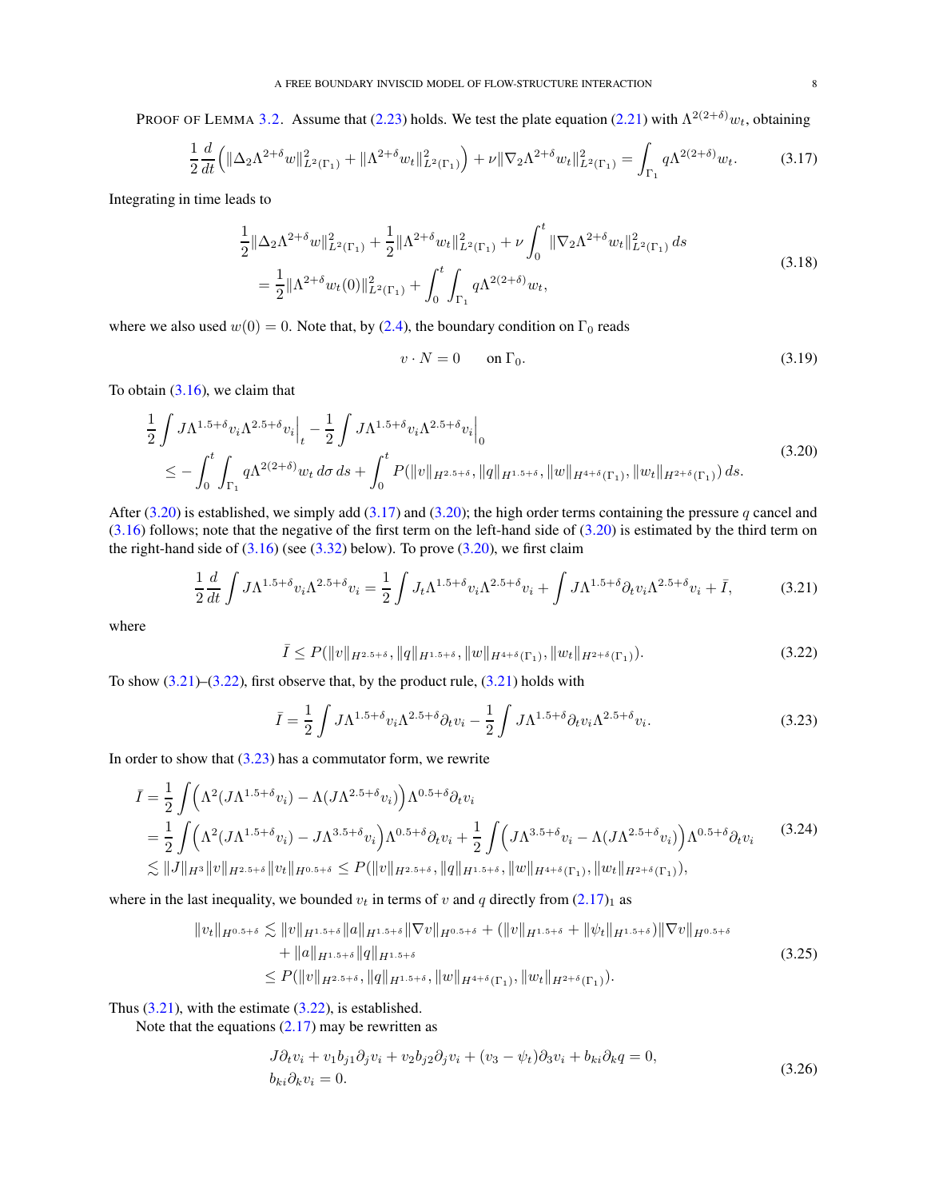PROOF OF LEMMA 3.2. Assume that (2.23) holds. We test the plate equation (2.21) with $\Lambda^{2(2+\delta)} w_t$, obtaining

$$\frac{1}{2}\frac{d}{dt}\Bigl(\|\Delta_2 \Lambda^{2+\delta} w\|_{L^2(\Gamma_1)}^2 + \|\Lambda^{2+\delta} w_t\|_{L^2(\Gamma_1)}^2\Bigr) + \nu \|\nabla_2 \Lambda^{2+\delta} w_t\|_{L^2(\Gamma_1)}^2 = \int_{\Gamma_1} q \Lambda^{2(2+\delta)} w_t. \tag{3.17}$$

Integrating in time leads to

$$\begin{aligned}
&\frac{1}{2}\|\Delta_2 \Lambda^{2+\delta} w\|_{L^2(\Gamma_1)}^2 + \frac{1}{2}\|\Lambda^{2+\delta} w_t\|_{L^2(\Gamma_1)}^2 + \nu \int_0^t \|\nabla_2 \Lambda^{2+\delta} w_t\|_{L^2(\Gamma_1)}^2 \, ds \\
&\quad = \frac{1}{2}\|\Lambda^{2+\delta} w_t(0)\|_{L^2(\Gamma_1)}^2 + \int_0^t \int_{\Gamma_1} q \Lambda^{2(2+\delta)} w_t,
\end{aligned} \tag{3.18}$$

where we also used $w(0) = 0$. Note that, by (2.4), the boundary condition on $\Gamma_0$ reads

$$v \cdot N = 0 \qquad \text{on } \Gamma_0. \tag{3.19}$$

To obtain (3.16), we claim that

$$\begin{aligned}
&\frac{1}{2}\int J\Lambda^{1.5+\delta} v_i \Lambda^{2.5+\delta} v_i\Big|_t - \frac{1}{2}\int J\Lambda^{1.5+\delta} v_i \Lambda^{2.5+\delta} v_i\Big|_0 \\
&\quad \le -\int_0^t \int_{\Gamma_1} q \Lambda^{2(2+\delta)} w_t \, d\sigma \, ds + \int_0^t P(\|v\|_{H^{2.5+\delta}}, \|q\|_{H^{1.5+\delta}}, \|w\|_{H^{4+\delta}(\Gamma_1)}, \|w_t\|_{H^{2+\delta}(\Gamma_1)}) \, ds.
\end{aligned} \tag{3.20}$$

After (3.20) is established, we simply add (3.17) and (3.20); the high order terms containing the pressure $q$ cancel and (3.16) follows; note that the negative of the first term on the left-hand side of (3.20) is estimated by the third term on the right-hand side of (3.16) (see (3.32) below). To prove (3.20), we first claim

$$\frac{1}{2}\frac{d}{dt}\int J\Lambda^{1.5+\delta} v_i \Lambda^{2.5+\delta} v_i = \frac{1}{2}\int J_t \Lambda^{1.5+\delta} v_i \Lambda^{2.5+\delta} v_i + \int J\Lambda^{1.5+\delta} \partial_t v_i \Lambda^{2.5+\delta} v_i + \bar{I}, \tag{3.21}$$

where

$$\bar{I} \le P(\|v\|_{H^{2.5+\delta}}, \|q\|_{H^{1.5+\delta}}, \|w\|_{H^{4+\delta}(\Gamma_1)}, \|w_t\|_{H^{2+\delta}(\Gamma_1)}). \tag{3.22}$$

To show (3.21)–(3.22), first observe that, by the product rule, (3.21) holds with

$$\bar{I} = \frac{1}{2}\int J\Lambda^{1.5+\delta} v_i \Lambda^{2.5+\delta} \partial_t v_i - \frac{1}{2}\int J\Lambda^{1.5+\delta} \partial_t v_i \Lambda^{2.5+\delta} v_i. \tag{3.23}$$

In order to show that (3.23) has a commutator form, we rewrite

$$\begin{aligned}
\bar{I} &= \frac{1}{2}\int \Bigl(\Lambda^2(J\Lambda^{1.5+\delta} v_i) - \Lambda(J\Lambda^{2.5+\delta} v_i)\Bigr)\Lambda^{0.5+\delta} \partial_t v_i \\
&= \frac{1}{2}\int \Bigl(\Lambda^2(J\Lambda^{1.5+\delta} v_i) - J\Lambda^{3.5+\delta} v_i\Bigr)\Lambda^{0.5+\delta} \partial_t v_i + \frac{1}{2}\int \Bigl(J\Lambda^{3.5+\delta} v_i - \Lambda(J\Lambda^{2.5+\delta} v_i)\Bigr)\Lambda^{0.5+\delta} \partial_t v_i \\
&\lesssim \|J\|_{H^3}\|v\|_{H^{2.5+\delta}}\|v_t\|_{H^{0.5+\delta}} \le P(\|v\|_{H^{2.5+\delta}}, \|q\|_{H^{1.5+\delta}}, \|w\|_{H^{4+\delta}(\Gamma_1)}, \|w_t\|_{H^{2+\delta}(\Gamma_1)}),
\end{aligned} \tag{3.24}$$

where in the last inequality, we bounded $v_t$ in terms of $v$ and $q$ directly from $(2.17)_1$ as

$$\begin{aligned}
\|v_t\|_{H^{0.5+\delta}} &\lesssim \|v\|_{H^{1.5+\delta}}\|a\|_{H^{1.5+\delta}}\|\nabla v\|_{H^{0.5+\delta}} + (\|v\|_{H^{1.5+\delta}} + \|\psi_t\|_{H^{1.5+\delta}})\|\nabla v\|_{H^{0.5+\delta}} \\
&\quad + \|a\|_{H^{1.5+\delta}}\|q\|_{H^{1.5+\delta}} \\
&\le P(\|v\|_{H^{2.5+\delta}}, \|q\|_{H^{1.5+\delta}}, \|w\|_{H^{4+\delta}(\Gamma_1)}, \|w_t\|_{H^{2+\delta}(\Gamma_1)}).
\end{aligned} \tag{3.25}$$

Thus (3.21), with the estimate (3.22), is established.

Note that the equations (2.17) may be rewritten as

$$\begin{aligned}
&J\partial_t v_i + v_1 b_{j1}\partial_j v_i + v_2 b_{j2}\partial_j v_i + (v_3 - \psi_t)\partial_3 v_i + b_{ki}\partial_k q = 0, \\
&b_{ki}\partial_k v_i = 0.
\end{aligned} \tag{3.26}$$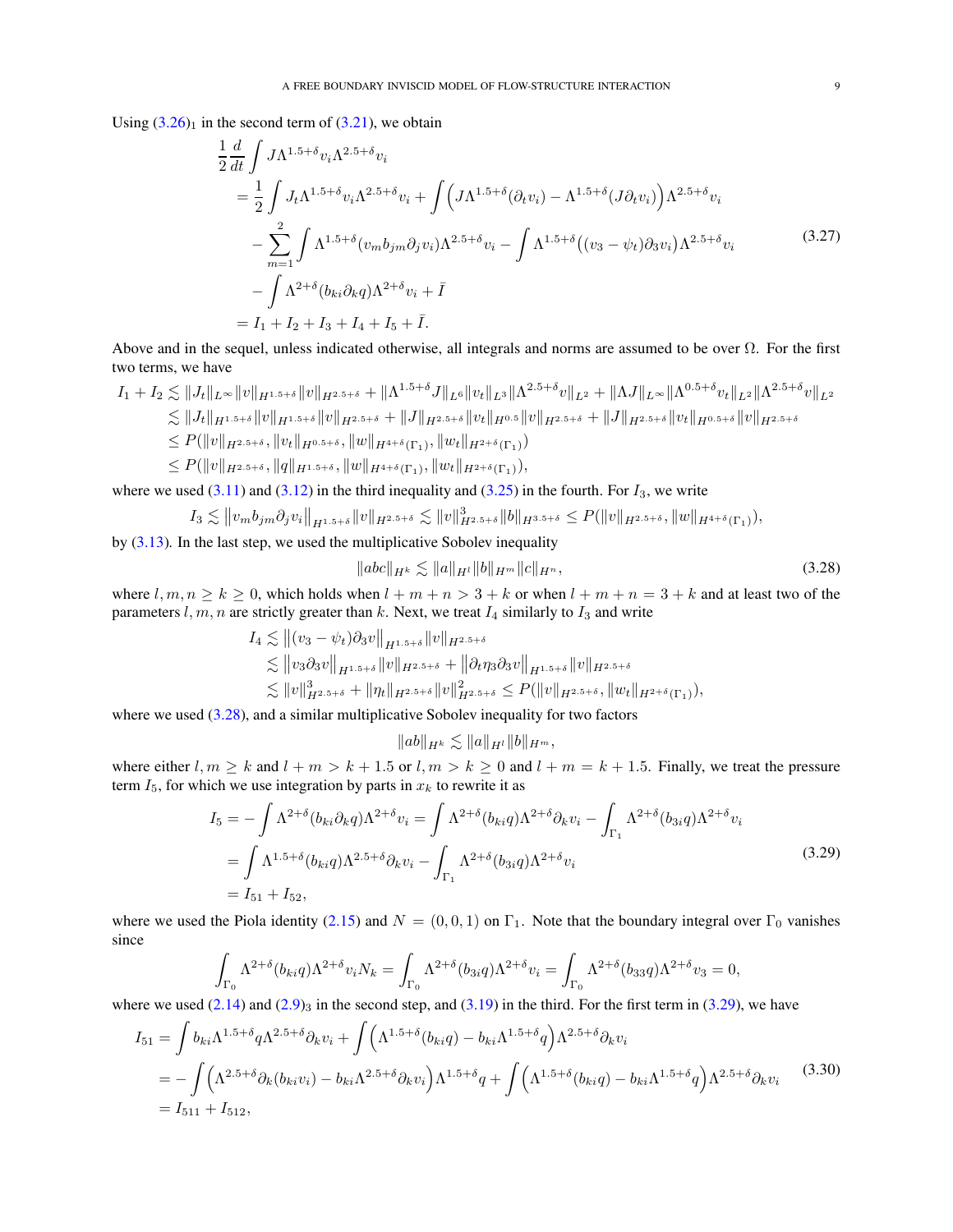Using $(3.26)_1$ in the second term of (3.21), we obtain

$$
\begin{aligned}
&\frac{1}{2}\frac{d}{dt}\int J\Lambda^{1.5+\delta}v_i\Lambda^{2.5+\delta}v_i \\
&= \frac{1}{2}\int J_t\Lambda^{1.5+\delta}v_i\Lambda^{2.5+\delta}v_i + \int \Big(J\Lambda^{1.5+\delta}(\partial_t v_i) - \Lambda^{1.5+\delta}(J\partial_t v_i)\Big)\Lambda^{2.5+\delta}v_i \\
&\quad - \sum_{m=1}^{2}\int \Lambda^{1.5+\delta}(v_m b_{jm}\partial_j v_i)\Lambda^{2.5+\delta}v_i - \int \Lambda^{1.5+\delta}\big((v_3-\psi_t)\partial_3 v_i\big)\Lambda^{2.5+\delta}v_i \\
&\quad - \int \Lambda^{2+\delta}(b_{ki}\partial_k q)\Lambda^{2+\delta}v_i + \bar{I} \\
&= I_1 + I_2 + I_3 + I_4 + I_5 + \bar{I}.
\end{aligned}
\tag{3.27}
$$

Above and in the sequel, unless indicated otherwise, all integrals and norms are assumed to be over $\Omega$. For the first two terms, we have

$$
\begin{aligned}
I_1 + I_2 &\lesssim \|J_t\|_{L^\infty}\|v\|_{H^{1.5+\delta}}\|v\|_{H^{2.5+\delta}} + \|\Lambda^{1.5+\delta}J\|_{L^6}\|v_t\|_{L^3}\|\Lambda^{2.5+\delta}v\|_{L^2} + \|\Lambda J\|_{L^\infty}\|\Lambda^{0.5+\delta}v_t\|_{L^2}\|\Lambda^{2.5+\delta}v\|_{L^2} \\
&\lesssim \|J_t\|_{H^{1.5+\delta}}\|v\|_{H^{1.5+\delta}}\|v\|_{H^{2.5+\delta}} + \|J\|_{H^{2.5+\delta}}\|v_t\|_{H^{0.5}}\|v\|_{H^{2.5+\delta}} + \|J\|_{H^{2.5+\delta}}\|v_t\|_{H^{0.5+\delta}}\|v\|_{H^{2.5+\delta}} \\
&\le P(\|v\|_{H^{2.5+\delta}}, \|v_t\|_{H^{0.5+\delta}}, \|w\|_{H^{4+\delta}(\Gamma_1)}, \|w_t\|_{H^{2+\delta}(\Gamma_1)}) \\
&\le P(\|v\|_{H^{2.5+\delta}}, \|q\|_{H^{1.5+\delta}}, \|w\|_{H^{4+\delta}(\Gamma_1)}, \|w_t\|_{H^{2+\delta}(\Gamma_1)}),
\end{aligned}
$$

where we used (3.11) and (3.12) in the third inequality and (3.25) in the fourth. For $I_3$, we write

$$
I_3 \lesssim \big\|v_m b_{jm}\partial_j v_i\big\|_{H^{1.5+\delta}}\|v\|_{H^{2.5+\delta}} \lesssim \|v\|^3_{H^{2.5+\delta}}\|b\|_{H^{3.5+\delta}} \le P(\|v\|_{H^{2.5+\delta}}, \|w\|_{H^{4+\delta}(\Gamma_1)}),
$$

by (3.13). In the last step, we used the multiplicative Sobolev inequality

$$
\|abc\|_{H^k} \lesssim \|a\|_{H^l}\|b\|_{H^m}\|c\|_{H^n},
\tag{3.28}
$$

where $l, m, n \ge k \ge 0$, which holds when $l+m+n > 3+k$ or when $l+m+n = 3+k$ and at least two of the parameters $l, m, n$ are strictly greater than $k$. Next, we treat $I_4$ similarly to $I_3$ and write

$$
\begin{aligned}
I_4 &\lesssim \big\|(v_3-\psi_t)\partial_3 v\big\|_{H^{1.5+\delta}}\|v\|_{H^{2.5+\delta}} \\
&\lesssim \big\|v_3\partial_3 v\big\|_{H^{1.5+\delta}}\|v\|_{H^{2.5+\delta}} + \big\|\partial_t\eta_3\partial_3 v\big\|_{H^{1.5+\delta}}\|v\|_{H^{2.5+\delta}} \\
&\lesssim \|v\|^3_{H^{2.5+\delta}} + \|\eta_t\|_{H^{2.5+\delta}}\|v\|^2_{H^{2.5+\delta}} \le P(\|v\|_{H^{2.5+\delta}}, \|w_t\|_{H^{2+\delta}(\Gamma_1)}),
\end{aligned}
$$

where we used (3.28), and a similar multiplicative Sobolev inequality for two factors

$$
\|ab\|_{H^k} \lesssim \|a\|_{H^l}\|b\|_{H^m},
$$

where either $l, m \ge k$ and $l+m > k+1.5$ or $l, m > k \ge 0$ and $l+m = k+1.5$. Finally, we treat the pressure term $I_5$, for which we use integration by parts in $x_k$ to rewrite it as

$$
\begin{aligned}
I_5 &= -\int \Lambda^{2+\delta}(b_{ki}\partial_k q)\Lambda^{2+\delta}v_i = \int \Lambda^{2+\delta}(b_{ki}q)\Lambda^{2+\delta}\partial_k v_i - \int_{\Gamma_1}\Lambda^{2+\delta}(b_{3i}q)\Lambda^{2+\delta}v_i \\
&= \int \Lambda^{1.5+\delta}(b_{ki}q)\Lambda^{2.5+\delta}\partial_k v_i - \int_{\Gamma_1}\Lambda^{2+\delta}(b_{3i}q)\Lambda^{2+\delta}v_i \\
&= I_{51} + I_{52},
\end{aligned}
\tag{3.29}
$$

where we used the Piola identity (2.15) and $N = (0,0,1)$ on $\Gamma_1$. Note that the boundary integral over $\Gamma_0$ vanishes since

$$
\int_{\Gamma_0}\Lambda^{2+\delta}(b_{ki}q)\Lambda^{2+\delta}v_i N_k = \int_{\Gamma_0}\Lambda^{2+\delta}(b_{3i}q)\Lambda^{2+\delta}v_i = \int_{\Gamma_0}\Lambda^{2+\delta}(b_{33}q)\Lambda^{2+\delta}v_3 = 0,
$$

where we used (2.14) and $(2.9)_3$ in the second step, and (3.19) in the third. For the first term in (3.29), we have

$$
\begin{aligned}
I_{51} &= \int b_{ki}\Lambda^{1.5+\delta}q\Lambda^{2.5+\delta}\partial_k v_i + \int \Big(\Lambda^{1.5+\delta}(b_{ki}q) - b_{ki}\Lambda^{1.5+\delta}q\Big)\Lambda^{2.5+\delta}\partial_k v_i \\
&= -\int \Big(\Lambda^{2.5+\delta}\partial_k(b_{ki}v_i) - b_{ki}\Lambda^{2.5+\delta}\partial_k v_i\Big)\Lambda^{1.5+\delta}q + \int \Big(\Lambda^{1.5+\delta}(b_{ki}q) - b_{ki}\Lambda^{1.5+\delta}q\Big)\Lambda^{2.5+\delta}\partial_k v_i \\
&= I_{511} + I_{512},
\end{aligned}
\tag{3.30}
$$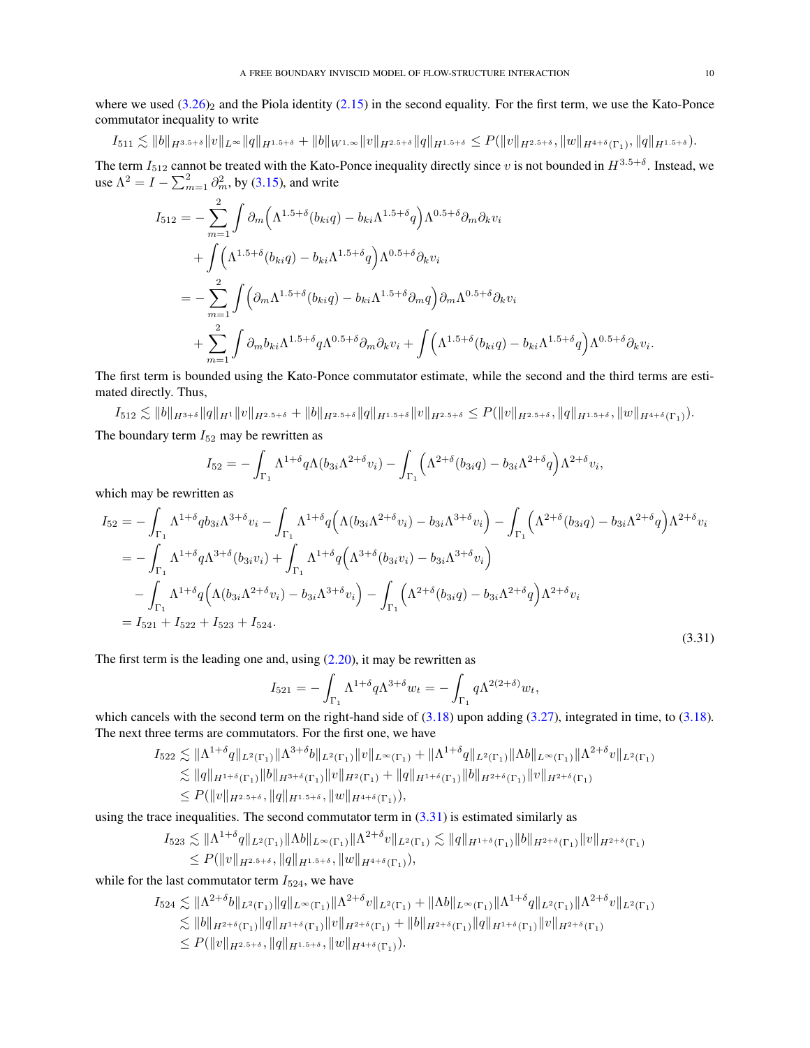where we used $(3.26)_2$ and the Piola identity (2.15) in the second equality. For the first term, we use the Kato-Ponce commutator inequality to write

$$I_{511} \lesssim \|b\|_{H^{3.5+\delta}}\|v\|_{L^\infty}\|q\|_{H^{1.5+\delta}} + \|b\|_{W^{1,\infty}}\|v\|_{H^{2.5+\delta}}\|q\|_{H^{1.5+\delta}} \leq P(\|v\|_{H^{2.5+\delta}}, \|w\|_{H^{4+\delta}(\Gamma_1)}, \|q\|_{H^{1.5+\delta}}).$$

The term $I_{512}$ cannot be treated with the Kato-Ponce inequality directly since $v$ is not bounded in $H^{3.5+\delta}$. Instead, we use $\Lambda^2 = I - \sum_{m=1}^{2}\partial_m^2$, by (3.15), and write

$$\begin{aligned}
I_{512} &= -\sum_{m=1}^{2}\int \partial_m\Big(\Lambda^{1.5+\delta}(b_{ki}q) - b_{ki}\Lambda^{1.5+\delta}q\Big)\Lambda^{0.5+\delta}\partial_m\partial_k v_i \\
&\quad + \int \Big(\Lambda^{1.5+\delta}(b_{ki}q) - b_{ki}\Lambda^{1.5+\delta}q\Big)\Lambda^{0.5+\delta}\partial_k v_i \\
&= -\sum_{m=1}^{2}\int \Big(\partial_m\Lambda^{1.5+\delta}(b_{ki}q) - b_{ki}\Lambda^{1.5+\delta}\partial_m q\Big)\partial_m\Lambda^{0.5+\delta}\partial_k v_i \\
&\quad + \sum_{m=1}^{2}\int \partial_m b_{ki}\Lambda^{1.5+\delta}q\Lambda^{0.5+\delta}\partial_m\partial_k v_i + \int \Big(\Lambda^{1.5+\delta}(b_{ki}q) - b_{ki}\Lambda^{1.5+\delta}q\Big)\Lambda^{0.5+\delta}\partial_k v_i.
\end{aligned}$$

The first term is bounded using the Kato-Ponce commutator estimate, while the second and the third terms are estimated directly. Thus,

$$I_{512} \lesssim \|b\|_{H^{3+\delta}}\|q\|_{H^1}\|v\|_{H^{2.5+\delta}} + \|b\|_{H^{2.5+\delta}}\|q\|_{H^{1.5+\delta}}\|v\|_{H^{2.5+\delta}} \leq P(\|v\|_{H^{2.5+\delta}}, \|q\|_{H^{1.5+\delta}}, \|w\|_{H^{4+\delta}(\Gamma_1)}).$$

The boundary term $I_{52}$ may be rewritten as

$$I_{52} = -\int_{\Gamma_1}\Lambda^{1+\delta}q\Lambda(b_{3i}\Lambda^{2+\delta}v_i) - \int_{\Gamma_1}\Big(\Lambda^{2+\delta}(b_{3i}q) - b_{3i}\Lambda^{2+\delta}q\Big)\Lambda^{2+\delta}v_i,$$

which may be rewritten as

$$\begin{aligned}
I_{52} &= -\int_{\Gamma_1}\Lambda^{1+\delta}q b_{3i}\Lambda^{3+\delta}v_i - \int_{\Gamma_1}\Lambda^{1+\delta}q\Big(\Lambda(b_{3i}\Lambda^{2+\delta}v_i) - b_{3i}\Lambda^{3+\delta}v_i\Big) - \int_{\Gamma_1}\Big(\Lambda^{2+\delta}(b_{3i}q) - b_{3i}\Lambda^{2+\delta}q\Big)\Lambda^{2+\delta}v_i \\
&= -\int_{\Gamma_1}\Lambda^{1+\delta}q\Lambda^{3+\delta}(b_{3i}v_i) + \int_{\Gamma_1}\Lambda^{1+\delta}q\Big(\Lambda^{3+\delta}(b_{3i}v_i) - b_{3i}\Lambda^{3+\delta}v_i\Big) \\
&\quad - \int_{\Gamma_1}\Lambda^{1+\delta}q\Big(\Lambda(b_{3i}\Lambda^{2+\delta}v_i) - b_{3i}\Lambda^{3+\delta}v_i\Big) - \int_{\Gamma_1}\Big(\Lambda^{2+\delta}(b_{3i}q) - b_{3i}\Lambda^{2+\delta}q\Big)\Lambda^{2+\delta}v_i \\
&= I_{521} + I_{522} + I_{523} + I_{524}.
\end{aligned} \tag{3.31}$$

The first term is the leading one and, using (2.20), it may be rewritten as

$$I_{521} = -\int_{\Gamma_1}\Lambda^{1+\delta}q\Lambda^{3+\delta}w_t = -\int_{\Gamma_1}q\Lambda^{2(2+\delta)}w_t,$$

which cancels with the second term on the right-hand side of (3.18) upon adding (3.27), integrated in time, to (3.18). The next three terms are commutators. For the first one, we have

$$\begin{aligned}
I_{522} &\lesssim \|\Lambda^{1+\delta}q\|_{L^2(\Gamma_1)}\|\Lambda^{3+\delta}b\|_{L^2(\Gamma_1)}\|v\|_{L^\infty(\Gamma_1)} + \|\Lambda^{1+\delta}q\|_{L^2(\Gamma_1)}\|\Lambda b\|_{L^\infty(\Gamma_1)}\|\Lambda^{2+\delta}v\|_{L^2(\Gamma_1)} \\
&\lesssim \|q\|_{H^{1+\delta}(\Gamma_1)}\|b\|_{H^{3+\delta}(\Gamma_1)}\|v\|_{H^2(\Gamma_1)} + \|q\|_{H^{1+\delta}(\Gamma_1)}\|b\|_{H^{2+\delta}(\Gamma_1)}\|v\|_{H^{2+\delta}(\Gamma_1)} \\
&\leq P(\|v\|_{H^{2.5+\delta}}, \|q\|_{H^{1.5+\delta}}, \|w\|_{H^{4+\delta}(\Gamma_1)}),
\end{aligned}$$

using the trace inequalities. The second commutator term in (3.31) is estimated similarly as

$$\begin{aligned}
I_{523} &\lesssim \|\Lambda^{1+\delta}q\|_{L^2(\Gamma_1)}\|\Lambda b\|_{L^\infty(\Gamma_1)}\|\Lambda^{2+\delta}v\|_{L^2(\Gamma_1)} \lesssim \|q\|_{H^{1+\delta}(\Gamma_1)}\|b\|_{H^{2+\delta}(\Gamma_1)}\|v\|_{H^{2+\delta}(\Gamma_1)} \\
&\leq P(\|v\|_{H^{2.5+\delta}}, \|q\|_{H^{1.5+\delta}}, \|w\|_{H^{4+\delta}(\Gamma_1)}),
\end{aligned}$$

while for the last commutator term $I_{524}$, we have

$$\begin{aligned}
I_{524} &\lesssim \|\Lambda^{2+\delta}b\|_{L^2(\Gamma_1)}\|q\|_{L^\infty(\Gamma_1)}\|\Lambda^{2+\delta}v\|_{L^2(\Gamma_1)} + \|\Lambda b\|_{L^\infty(\Gamma_1)}\|\Lambda^{1+\delta}q\|_{L^2(\Gamma_1)}\|\Lambda^{2+\delta}v\|_{L^2(\Gamma_1)} \\
&\lesssim \|b\|_{H^{2+\delta}(\Gamma_1)}\|q\|_{H^{1+\delta}(\Gamma_1)}\|v\|_{H^{2+\delta}(\Gamma_1)} + \|b\|_{H^{2+\delta}(\Gamma_1)}\|q\|_{H^{1+\delta}(\Gamma_1)}\|v\|_{H^{2+\delta}(\Gamma_1)} \\
&\leq P(\|v\|_{H^{2.5+\delta}}, \|q\|_{H^{1.5+\delta}}, \|w\|_{H^{4+\delta}(\Gamma_1)}).
\end{aligned}$$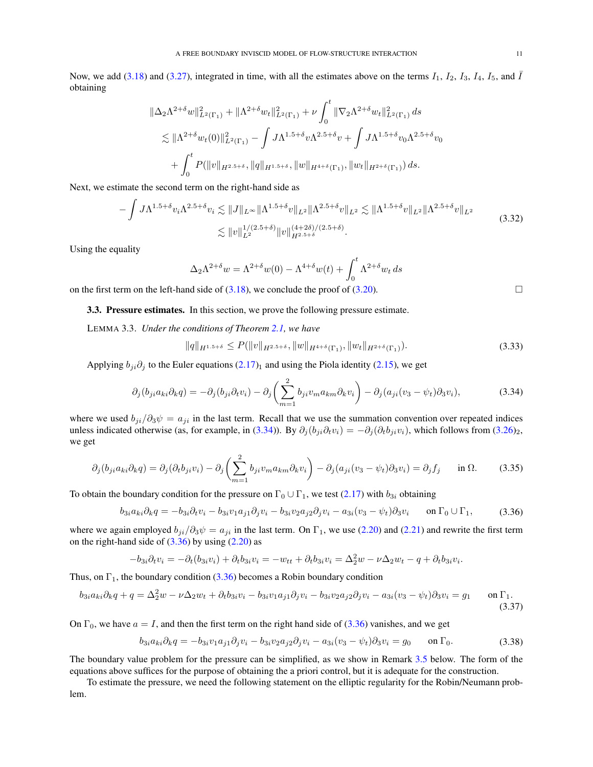Now, we add (3.18) and (3.27), integrated in time, with all the estimates above on the terms $I_1$, $I_2$, $I_3$, $I_4$, $I_5$, and $\bar{I}$ obtaining

$$
\begin{aligned}
&\|\Delta_2 \Lambda^{2+\delta} w\|_{L^2(\Gamma_1)}^2 + \|\Lambda^{2+\delta} w_t\|_{L^2(\Gamma_1)}^2 + \nu \int_0^t \|\nabla_2 \Lambda^{2+\delta} w_t\|_{L^2(\Gamma_1)}^2 \, ds \\
&\quad \lesssim \|\Lambda^{2+\delta} w_t(0)\|_{L^2(\Gamma_1)}^2 - \int J \Lambda^{1.5+\delta} v \Lambda^{2.5+\delta} v + \int J \Lambda^{1.5+\delta} v_0 \Lambda^{2.5+\delta} v_0 \\
&\qquad + \int_0^t P(\|v\|_{H^{2.5+\delta}}, \|q\|_{H^{1.5+\delta}}, \|w\|_{H^{4+\delta}(\Gamma_1)}, \|w_t\|_{H^{2+\delta}(\Gamma_1)}) \, ds.
\end{aligned}
$$

Next, we estimate the second term on the right-hand side as

$$
\begin{aligned}
- \int J \Lambda^{1.5+\delta} v_i \Lambda^{2.5+\delta} v_i &\lesssim \|J\|_{L^\infty} \|\Lambda^{1.5+\delta} v\|_{L^2} \|\Lambda^{2.5+\delta} v\|_{L^2} \lesssim \|\Lambda^{1.5+\delta} v\|_{L^2} \|\Lambda^{2.5+\delta} v\|_{L^2} \\
&\lesssim \|v\|_{L^2}^{1/(2.5+\delta)} \|v\|_{H^{2.5+\delta}}^{(4+2\delta)/(2.5+\delta)}.
\end{aligned}
\tag{3.32}
$$

Using the equality

$$
\Delta_2 \Lambda^{2+\delta} w = \Lambda^{2+\delta} w(0) - \Lambda^{4+\delta} w(t) + \int_0^t \Lambda^{2+\delta} w_t \, ds
$$

on the first term on the left-hand side of (3.18), we conclude the proof of (3.20). □

### 3.3. Pressure estimates.

In this section, we prove the following pressure estimate.

LEMMA 3.3. *Under the conditions of Theorem 2.1, we have*

$$
\|q\|_{H^{1.5+\delta}} \leq P(\|v\|_{H^{2.5+\delta}}, \|w\|_{H^{4+\delta}(\Gamma_1)}, \|w_t\|_{H^{2+\delta}(\Gamma_1)}).
\tag{3.33}
$$

Applying $b_{ji}\partial_j$ to the Euler equations $(2.17)_1$ and using the Piola identity (2.15), we get

$$
\partial_j(b_{ji} a_{ki} \partial_k q) = -\partial_j(b_{ji} \partial_t v_i) - \partial_j \left( \sum_{m=1}^{2} b_{ji} v_m a_{km} \partial_k v_i \right) - \partial_j(a_{ji}(v_3 - \psi_t)\partial_3 v_i),
\tag{3.34}
$$

where we used $b_{ji}/\partial_3\psi = a_{ji}$ in the last term. Recall that we use the summation convention over repeated indices unless indicated otherwise (as, for example, in (3.34)). By $\partial_j(b_{ji}\partial_t v_i) = -\partial_j(\partial_t b_{ji} v_i)$, which follows from $(3.26)_2$, we get

$$
\partial_j(b_{ji} a_{ki} \partial_k q) = \partial_j(\partial_t b_{ji} v_i) - \partial_j \left( \sum_{m=1}^{2} b_{ji} v_m a_{km} \partial_k v_i \right) - \partial_j(a_{ji}(v_3 - \psi_t)\partial_3 v_i) = \partial_j f_j \qquad \text{in } \Omega.
\tag{3.35}
$$

To obtain the boundary condition for the pressure on $\Gamma_0 \cup \Gamma_1$, we test (2.17) with $b_{3i}$ obtaining

$$
b_{3i} a_{ki} \partial_k q = -b_{3i}\partial_t v_i - b_{3i} v_1 a_{j1} \partial_j v_i - b_{3i} v_2 a_{j2} \partial_j v_i - a_{3i}(v_3 - \psi_t)\partial_3 v_i \qquad \text{on } \Gamma_0 \cup \Gamma_1,
\tag{3.36}
$$

where we again employed $b_{ji}/\partial_3\psi = a_{ji}$ in the last term. On $\Gamma_1$, we use (2.20) and (2.21) and rewrite the first term on the right-hand side of (3.36) by using (2.20) as

$$
-b_{3i}\partial_t v_i = -\partial_t(b_{3i} v_i) + \partial_t b_{3i} v_i = -w_{tt} + \partial_t b_{3i} v_i = \Delta_2^2 w - \nu \Delta_2 w_t - q + \partial_t b_{3i} v_i.
$$

Thus, on $\Gamma_1$, the boundary condition (3.36) becomes a Robin boundary condition

$$
b_{3i} a_{ki} \partial_k q + q = \Delta_2^2 w - \nu \Delta_2 w_t + \partial_t b_{3i} v_i - b_{3i} v_1 a_{j1} \partial_j v_i - b_{3i} v_2 a_{j2} \partial_j v_i - a_{3i}(v_3 - \psi_t)\partial_3 v_i = g_1 \qquad \text{on } \Gamma_1.
\tag{3.37}
$$

On $\Gamma_0$, we have $a = I$, and then the first term on the right hand side of (3.36) vanishes, and we get

$$
b_{3i} a_{ki} \partial_k q = -b_{3i} v_1 a_{j1} \partial_j v_i - b_{3i} v_2 a_{j2} \partial_j v_i - a_{3i}(v_3 - \psi_t)\partial_3 v_i = g_0 \qquad \text{on } \Gamma_0.
\tag{3.38}
$$

The boundary value problem for the pressure can be simplified, as we show in Remark 3.5 below. The form of the equations above suffices for the purpose of obtaining the a priori control, but it is adequate for the construction.

To estimate the pressure, we need the following statement on the elliptic regularity for the Robin/Neumann problem.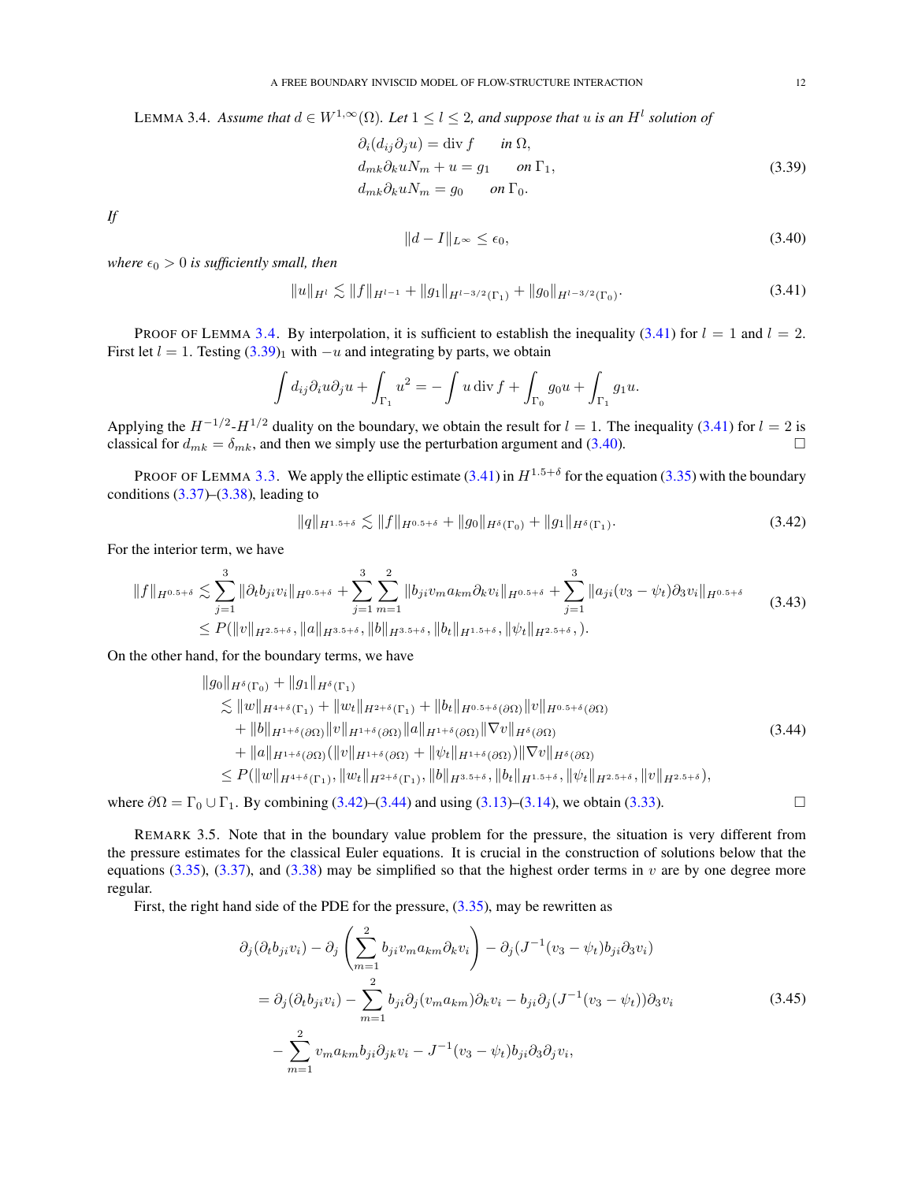LEMMA 3.4. *Assume that $d \in W^{1,\infty}(\Omega)$. Let $1 \le l \le 2$, and suppose that $u$ is an $H^l$ solution of*

$$
\begin{aligned}
&\partial_i(d_{ij}\partial_j u) = \operatorname{div} f \qquad \text{in } \Omega,\\
&d_{mk}\partial_k u N_m + u = g_1 \qquad \text{on } \Gamma_1,\\
&d_{mk}\partial_k u N_m = g_0 \qquad \text{on } \Gamma_0.
\end{aligned}
\tag{3.39}
$$

*If*

$$
\|d - I\|_{L^\infty} \le \epsilon_0, \tag{3.40}
$$

*where $\epsilon_0 > 0$ is sufficiently small, then*

$$
\|u\|_{H^l} \lesssim \|f\|_{H^{l-1}} + \|g_1\|_{H^{l-3/2}(\Gamma_1)} + \|g_0\|_{H^{l-3/2}(\Gamma_0)}. \tag{3.41}
$$

PROOF OF LEMMA 3.4. By interpolation, it is sufficient to establish the inequality (3.41) for $l = 1$ and $l = 2$. First let $l = 1$. Testing $(3.39)_1$ with $-u$ and integrating by parts, we obtain

$$
\int d_{ij}\partial_i u \partial_j u + \int_{\Gamma_1} u^2 = -\int u \operatorname{div} f + \int_{\Gamma_0} g_0 u + \int_{\Gamma_1} g_1 u.
$$

Applying the $H^{-1/2}$-$H^{1/2}$ duality on the boundary, we obtain the result for $l = 1$. The inequality (3.41) for $l = 2$ is classical for $d_{mk} = \delta_{mk}$, and then we simply use the perturbation argument and (3.40). □

PROOF OF LEMMA 3.3. We apply the elliptic estimate (3.41) in $H^{1.5+\delta}$ for the equation (3.35) with the boundary conditions (3.37)–(3.38), leading to

$$
\|q\|_{H^{1.5+\delta}} \lesssim \|f\|_{H^{0.5+\delta}} + \|g_0\|_{H^\delta(\Gamma_0)} + \|g_1\|_{H^\delta(\Gamma_1)}. \tag{3.42}
$$

For the interior term, we have

$$
\begin{aligned}
\|f\|_{H^{0.5+\delta}} &\lesssim \sum_{j=1}^{3} \|\partial_t b_{ji} v_i\|_{H^{0.5+\delta}} + \sum_{j=1}^{3}\sum_{m=1}^{2} \|b_{ji} v_m a_{km} \partial_k v_i\|_{H^{0.5+\delta}} + \sum_{j=1}^{3} \|a_{ji}(v_3 - \psi_t)\partial_3 v_i\|_{H^{0.5+\delta}}\\
&\le P(\|v\|_{H^{2.5+\delta}}, \|a\|_{H^{3.5+\delta}}, \|b\|_{H^{3.5+\delta}}, \|b_t\|_{H^{1.5+\delta}}, \|\psi_t\|_{H^{2.5+\delta}}, ).
\end{aligned}
\tag{3.43}
$$

On the other hand, for the boundary terms, we have

$$
\begin{aligned}
&\|g_0\|_{H^\delta(\Gamma_0)} + \|g_1\|_{H^\delta(\Gamma_1)}\\
&\quad \lesssim \|w\|_{H^{4+\delta}(\Gamma_1)} + \|w_t\|_{H^{2+\delta}(\Gamma_1)} + \|b_t\|_{H^{0.5+\delta}(\partial\Omega)} \|v\|_{H^{0.5+\delta}(\partial\Omega)}\\
&\qquad + \|b\|_{H^{1+\delta}(\partial\Omega)} \|v\|_{H^{1+\delta}(\partial\Omega)} \|a\|_{H^{1+\delta}(\partial\Omega)} \|\nabla v\|_{H^\delta(\partial\Omega)}\\
&\qquad + \|a\|_{H^{1+\delta}(\partial\Omega)} (\|v\|_{H^{1+\delta}(\partial\Omega)} + \|\psi_t\|_{H^{1+\delta}(\partial\Omega)}) \|\nabla v\|_{H^\delta(\partial\Omega)}\\
&\quad \le P(\|w\|_{H^{4+\delta}(\Gamma_1)}, \|w_t\|_{H^{2+\delta}(\Gamma_1)}, \|b\|_{H^{3.5+\delta}}, \|b_t\|_{H^{1.5+\delta}}, \|\psi_t\|_{H^{2.5+\delta}}, \|v\|_{H^{2.5+\delta}}),
\end{aligned}
\tag{3.44}
$$

where $\partial\Omega = \Gamma_0 \cup \Gamma_1$. By combining (3.42)–(3.44) and using (3.13)–(3.14), we obtain (3.33). □

REMARK 3.5. Note that in the boundary value problem for the pressure, the situation is very different from the pressure estimates for the classical Euler equations. It is crucial in the construction of solutions below that the equations (3.35), (3.37), and (3.38) may be simplified so that the highest order terms in $v$ are by one degree more regular.

First, the right hand side of the PDE for the pressure, (3.35), may be rewritten as

$$
\begin{aligned}
&\partial_j(\partial_t b_{ji} v_i) - \partial_j\left(\sum_{m=1}^{2} b_{ji} v_m a_{km} \partial_k v_i\right) - \partial_j(J^{-1}(v_3 - \psi_t) b_{ji} \partial_3 v_i)\\
&\quad = \partial_j(\partial_t b_{ji} v_i) - \sum_{m=1}^{2} b_{ji} \partial_j(v_m a_{km}) \partial_k v_i - b_{ji} \partial_j(J^{-1}(v_3 - \psi_t)) \partial_3 v_i\\
&\qquad - \sum_{m=1}^{2} v_m a_{km} b_{ji} \partial_{jk} v_i - J^{-1}(v_3 - \psi_t) b_{ji} \partial_3 \partial_j v_i,
\end{aligned}
\tag{3.45}
$$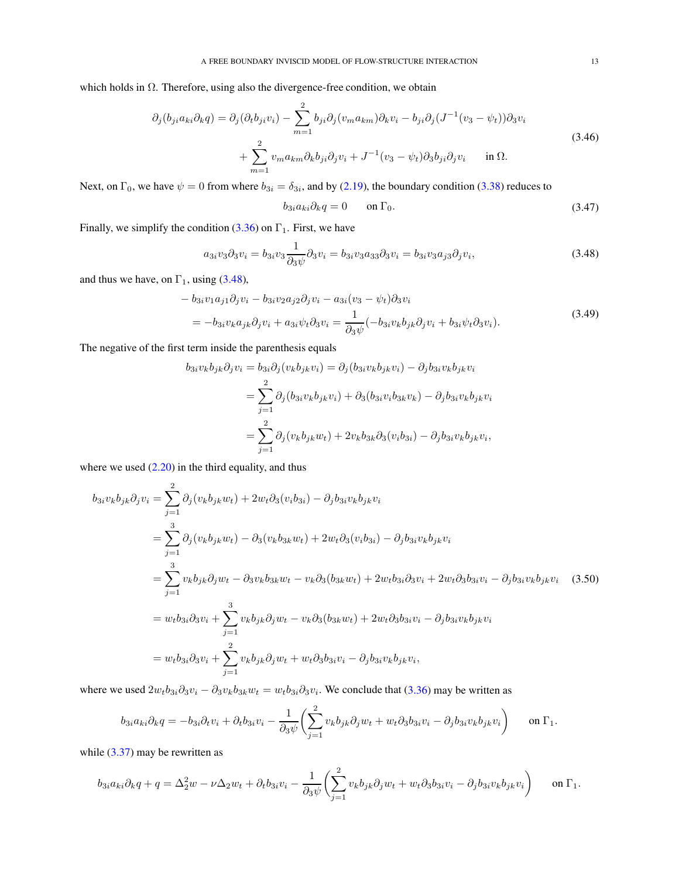which holds in $\Omega$. Therefore, using also the divergence-free condition, we obtain

$$
\begin{aligned}
\partial_j(b_{ji}a_{ki}\partial_k q) = \partial_j(\partial_t b_{ji}v_i) - \sum_{m=1}^{2} b_{ji}\partial_j(v_m a_{km})\partial_k v_i - b_{ji}\partial_j(J^{-1}(v_3-\psi_t))\partial_3 v_i \\
+ \sum_{m=1}^{2} v_m a_{km}\partial_k b_{ji}\partial_j v_i + J^{-1}(v_3-\psi_t)\partial_3 b_{ji}\partial_j v_i \qquad \text{in } \Omega.
\end{aligned}
\tag{3.46}
$$

Next, on $\Gamma_0$, we have $\psi=0$ from where $b_{3i}=\delta_{3i}$, and by (2.19), the boundary condition (3.38) reduces to

$$
b_{3i}a_{ki}\partial_k q = 0 \qquad \text{on } \Gamma_0. \tag{3.47}
$$

Finally, we simplify the condition (3.36) on $\Gamma_1$. First, we have

$$
a_{3i}v_3\partial_3 v_i = b_{3i}v_3\frac{1}{\partial_3\psi}\partial_3 v_i = b_{3i}v_3 a_{33}\partial_3 v_i = b_{3i}v_3 a_{j3}\partial_j v_i, \tag{3.48}
$$

and thus we have, on $\Gamma_1$, using (3.48),

$$
\begin{aligned}
&- b_{3i}v_1 a_{j1}\partial_j v_i - b_{3i}v_2 a_{j2}\partial_j v_i - a_{3i}(v_3-\psi_t)\partial_3 v_i \\
&\quad = -b_{3i}v_k a_{jk}\partial_j v_i + a_{3i}\psi_t\partial_3 v_i = \frac{1}{\partial_3\psi}(-b_{3i}v_k b_{jk}\partial_j v_i + b_{3i}\psi_t\partial_3 v_i).
\end{aligned}
\tag{3.49}
$$

The negative of the first term inside the parenthesis equals

$$
\begin{aligned}
b_{3i}v_k b_{jk}\partial_j v_i &= b_{3i}\partial_j(v_k b_{jk} v_i) = \partial_j(b_{3i}v_k b_{jk}v_i) - \partial_j b_{3i}v_k b_{jk}v_i \\
&= \sum_{j=1}^{2}\partial_j(b_{3i}v_k b_{jk}v_i) + \partial_3(b_{3i}v_i b_{3k}v_k) - \partial_j b_{3i}v_k b_{jk}v_i \\
&= \sum_{j=1}^{2}\partial_j(v_k b_{jk}w_t) + 2v_k b_{3k}\partial_3(v_i b_{3i}) - \partial_j b_{3i}v_k b_{jk}v_i,
\end{aligned}
$$

where we used (2.20) in the third equality, and thus

$$
\begin{aligned}
b_{3i}v_k b_{jk}\partial_j v_i &= \sum_{j=1}^{2}\partial_j(v_k b_{jk}w_t) + 2w_t\partial_3(v_i b_{3i}) - \partial_j b_{3i}v_k b_{jk}v_i \\
&= \sum_{j=1}^{3}\partial_j(v_k b_{jk}w_t) - \partial_3(v_k b_{3k}w_t) + 2w_t\partial_3(v_i b_{3i}) - \partial_j b_{3i}v_k b_{jk}v_i \\
&= \sum_{j=1}^{3} v_k b_{jk}\partial_j w_t - \partial_3 v_k b_{3k}w_t - v_k\partial_3(b_{3k}w_t) + 2w_t b_{3i}\partial_3 v_i + 2w_t\partial_3 b_{3i}v_i - \partial_j b_{3i}v_k b_{jk}v_i \\
&= w_t b_{3i}\partial_3 v_i + \sum_{j=1}^{3} v_k b_{jk}\partial_j w_t - v_k\partial_3(b_{3k}w_t) + 2w_t\partial_3 b_{3i}v_i - \partial_j b_{3i}v_k b_{jk}v_i \\
&= w_t b_{3i}\partial_3 v_i + \sum_{j=1}^{2} v_k b_{jk}\partial_j w_t + w_t\partial_3 b_{3i}v_i - \partial_j b_{3i}v_k b_{jk}v_i,
\end{aligned}
\tag{3.50}
$$

where we used $2w_t b_{3i}\partial_3 v_i - \partial_3 v_k b_{3k}w_t = w_t b_{3i}\partial_3 v_i$. We conclude that (3.36) may be written as

$$
b_{3i}a_{ki}\partial_k q = -b_{3i}\partial_t v_i + \partial_t b_{3i}v_i - \frac{1}{\partial_3\psi}\left(\sum_{j=1}^{2} v_k b_{jk}\partial_j w_t + w_t\partial_3 b_{3i}v_i - \partial_j b_{3i}v_k b_{jk}v_i\right) \qquad \text{on } \Gamma_1.
$$

while (3.37) may be rewritten as

$$
b_{3i}a_{ki}\partial_k q + q = \Delta_2^2 w - \nu\Delta_2 w_t + \partial_t b_{3i}v_i - \frac{1}{\partial_3\psi}\left(\sum_{j=1}^{2} v_k b_{jk}\partial_j w_t + w_t\partial_3 b_{3i}v_i - \partial_j b_{3i}v_k b_{jk}v_i\right) \qquad \text{on } \Gamma_1.
$$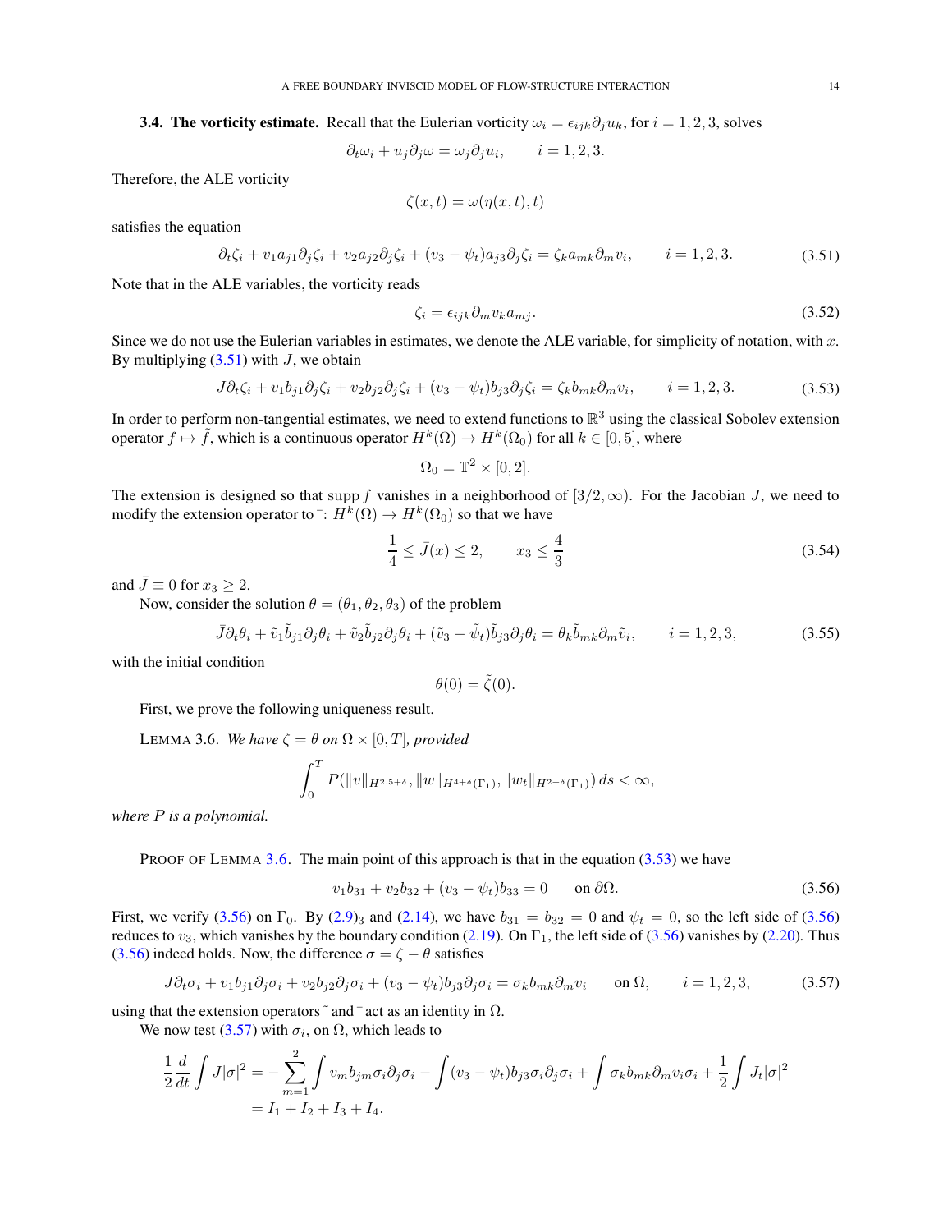**3.4. The vorticity estimate.** Recall that the Eulerian vorticity $\omega_i = \epsilon_{ijk}\partial_j u_k$, for $i=1,2,3$, solves

$$\partial_t \omega_i + u_j \partial_j \omega = \omega_j \partial_j u_i, \qquad i=1,2,3.$$

Therefore, the ALE vorticity

$$\zeta(x,t) = \omega(\eta(x,t),t)$$

satisfies the equation

$$\partial_t \zeta_i + v_1 a_{j1}\partial_j \zeta_i + v_2 a_{j2}\partial_j \zeta_i + (v_3 - \psi_t) a_{j3}\partial_j \zeta_i = \zeta_k a_{mk}\partial_m v_i, \qquad i=1,2,3. \tag{3.51}$$

Note that in the ALE variables, the vorticity reads

$$\zeta_i = \epsilon_{ijk}\partial_m v_k a_{mj}. \tag{3.52}$$

Since we do not use the Eulerian variables in estimates, we denote the ALE variable, for simplicity of notation, with $x$. By multiplying (3.51) with $J$, we obtain

$$J\partial_t \zeta_i + v_1 b_{j1}\partial_j \zeta_i + v_2 b_{j2}\partial_j \zeta_i + (v_3 - \psi_t) b_{j3}\partial_j \zeta_i = \zeta_k b_{mk}\partial_m v_i, \qquad i=1,2,3. \tag{3.53}$$

In order to perform non-tangential estimates, we need to extend functions to $\mathbb{R}^3$ using the classical Sobolev extension operator $f \mapsto \tilde{f}$, which is a continuous operator $H^k(\Omega) \to H^k(\Omega_0)$ for all $k \in [0,5]$, where

$$\Omega_0 = \mathbb{T}^2 \times [0,2].$$

The extension is designed so that $\operatorname{supp} f$ vanishes in a neighborhood of $[3/2,\infty)$. For the Jacobian $J$, we need to modify the extension operator to $^{-}\colon H^k(\Omega) \to H^k(\Omega_0)$ so that we have

$$\frac{1}{4} \le \bar{J}(x) \le 2, \qquad x_3 \le \frac{4}{3} \tag{3.54}$$

and $\bar{J} \equiv 0$ for $x_3 \ge 2$.

Now, consider the solution $\theta = (\theta_1,\theta_2,\theta_3)$ of the problem

$$\bar{J}\partial_t \theta_i + \tilde{v}_1 \tilde{b}_{j1}\partial_j \theta_i + \tilde{v}_2 \tilde{b}_{j2}\partial_j \theta_i + (\tilde{v}_3 - \tilde{\psi}_t)\tilde{b}_{j3}\partial_j \theta_i = \theta_k \tilde{b}_{mk}\partial_m \tilde{v}_i, \qquad i=1,2,3, \tag{3.55}$$

with the initial condition

$$\theta(0) = \tilde{\zeta}(0).$$

First, we prove the following uniqueness result.

LEMMA 3.6. *We have $\zeta = \theta$ on $\Omega \times [0,T]$, provided*

$$\int_0^T P(\|v\|_{H^{2.5+\delta}}, \|w\|_{H^{4+\delta}(\Gamma_1)}, \|w_t\|_{H^{2+\delta}(\Gamma_1)})\, ds < \infty,$$

*where $P$ is a polynomial.*

PROOF OF LEMMA 3.6. The main point of this approach is that in the equation (3.53) we have

$$v_1 b_{31} + v_2 b_{32} + (v_3 - \psi_t) b_{33} = 0 \qquad \text{on } \partial\Omega. \tag{3.56}$$

First, we verify (3.56) on $\Gamma_0$. By $(2.9)_3$ and (2.14), we have $b_{31} = b_{32} = 0$ and $\psi_t = 0$, so the left side of (3.56) reduces to $v_3$, which vanishes by the boundary condition (2.19). On $\Gamma_1$, the left side of (3.56) vanishes by (2.20). Thus (3.56) indeed holds. Now, the difference $\sigma = \zeta - \theta$ satisfies

$$J\partial_t \sigma_i + v_1 b_{j1}\partial_j \sigma_i + v_2 b_{j2}\partial_j \sigma_i + (v_3 - \psi_t) b_{j3}\partial_j \sigma_i = \sigma_k b_{mk}\partial_m v_i \qquad \text{on } \Omega, \qquad i=1,2,3, \tag{3.57}$$

using that the extension operators $\tilde{}$ and $^{-}$ act as an identity in $\Omega$.

We now test (3.57) with $\sigma_i$, on $\Omega$, which leads to

$$\begin{aligned}
\frac{1}{2}\frac{d}{dt}\int J|\sigma|^2 &= -\sum_{m=1}^{2}\int v_m b_{jm}\sigma_i \partial_j \sigma_i - \int (v_3 - \psi_t) b_{j3}\sigma_i \partial_j \sigma_i + \int \sigma_k b_{mk}\partial_m v_i \sigma_i + \frac{1}{2}\int J_t |\sigma|^2 \\
&= I_1 + I_2 + I_3 + I_4.
\end{aligned}$$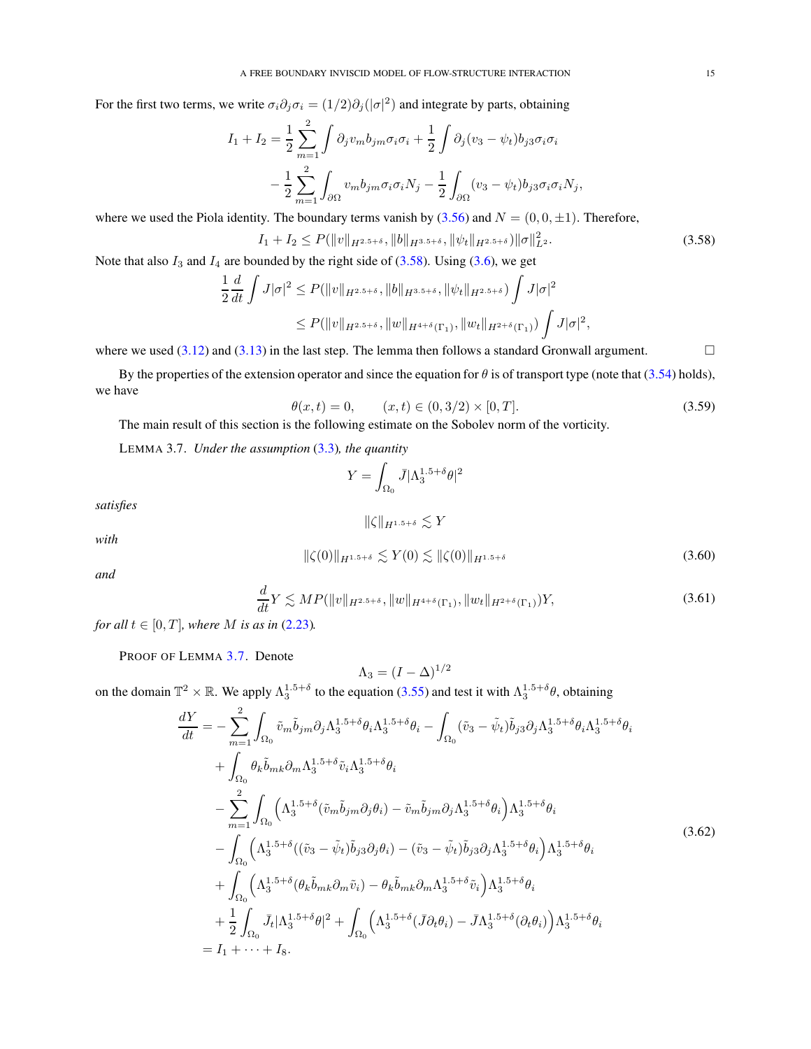For the first two terms, we write $\sigma_i \partial_j \sigma_i = (1/2)\partial_j(|\sigma|^2)$ and integrate by parts, obtaining

$$
\begin{aligned}
I_1 + I_2 = &\frac{1}{2}\sum_{m=1}^{2}\int \partial_j v_m b_{jm}\sigma_i\sigma_i + \frac{1}{2}\int \partial_j(v_3 - \psi_t) b_{j3}\sigma_i\sigma_i \\
&- \frac{1}{2}\sum_{m=1}^{2}\int_{\partial\Omega} v_m b_{jm}\sigma_i\sigma_i N_j - \frac{1}{2}\int_{\partial\Omega}(v_3 - \psi_t) b_{j3}\sigma_i\sigma_i N_j,
\end{aligned}
$$

where we used the Piola identity. The boundary terms vanish by (3.56) and $N = (0, 0, \pm 1)$. Therefore,

$$
I_1 + I_2 \le P(\|v\|_{H^{2.5+\delta}}, \|b\|_{H^{3.5+\delta}}, \|\psi_t\|_{H^{2.5+\delta}})\|\sigma\|_{L^2}^2. \tag{3.58}
$$

Note that also $I_3$ and $I_4$ are bounded by the right side of (3.58). Using (3.6), we get

$$
\begin{aligned}
\frac{1}{2}\frac{d}{dt}\int J|\sigma|^2 &\le P(\|v\|_{H^{2.5+\delta}}, \|b\|_{H^{3.5+\delta}}, \|\psi_t\|_{H^{2.5+\delta}})\int J|\sigma|^2 \\
&\le P(\|v\|_{H^{2.5+\delta}}, \|w\|_{H^{4+\delta}(\Gamma_1)}, \|w_t\|_{H^{2+\delta}(\Gamma_1)})\int J|\sigma|^2,
\end{aligned}
$$

where we used (3.12) and (3.13) in the last step. The lemma then follows a standard Gronwall argument. $\square$

By the properties of the extension operator and since the equation for $\theta$ is of transport type (note that (3.54) holds), we have

$$
\theta(x,t) = 0, \qquad (x,t) \in (0, 3/2) \times [0, T]. \tag{3.59}
$$

The main result of this section is the following estimate on the Sobolev norm of the vorticity.

LEMMA 3.7. *Under the assumption* (3.3)*, the quantity*

$$
Y = \int_{\Omega_0} \bar{J}|\Lambda_3^{1.5+\delta}\theta|^2
$$

*satisfies*

$$
\|\zeta\|_{H^{1.5+\delta}} \lesssim Y
$$

*with*

$$
\|\zeta(0)\|_{H^{1.5+\delta}} \lesssim Y(0) \lesssim \|\zeta(0)\|_{H^{1.5+\delta}} \tag{3.60}
$$

*and*

$$
\frac{d}{dt}Y \lesssim MP(\|v\|_{H^{2.5+\delta}}, \|w\|_{H^{4+\delta}(\Gamma_1)}, \|w_t\|_{H^{2+\delta}(\Gamma_1)})Y, \tag{3.61}
$$

*for all* $t \in [0, T]$*, where* $M$ *is as in* (2.23)*.*

PROOF OF LEMMA 3.7. Denote

$$
\Lambda_3 = (I - \Delta)^{1/2}
$$

on the domain $\mathbb{T}^2 \times \mathbb{R}$. We apply $\Lambda_3^{1.5+\delta}$ to the equation (3.55) and test it with $\Lambda_3^{1.5+\delta}\theta$, obtaining

$$
\begin{aligned}
\frac{dY}{dt} = &- \sum_{m=1}^{2}\int_{\Omega_0} \tilde{v}_m \tilde{b}_{jm}\partial_j \Lambda_3^{1.5+\delta}\theta_i \Lambda_3^{1.5+\delta}\theta_i - \int_{\Omega_0}(\tilde{v}_3 - \tilde{\psi}_t)\tilde{b}_{j3}\partial_j \Lambda_3^{1.5+\delta}\theta_i \Lambda_3^{1.5+\delta}\theta_i \\
&+ \int_{\Omega_0} \theta_k \tilde{b}_{mk}\partial_m \Lambda_3^{1.5+\delta}\tilde{v}_i \Lambda_3^{1.5+\delta}\theta_i \\
&- \sum_{m=1}^{2}\int_{\Omega_0}\Big(\Lambda_3^{1.5+\delta}(\tilde{v}_m \tilde{b}_{jm}\partial_j\theta_i) - \tilde{v}_m\tilde{b}_{jm}\partial_j\Lambda_3^{1.5+\delta}\theta_i\Big)\Lambda_3^{1.5+\delta}\theta_i \\
&- \int_{\Omega_0}\Big(\Lambda_3^{1.5+\delta}((\tilde{v}_3 - \tilde{\psi}_t)\tilde{b}_{j3}\partial_j\theta_i) - (\tilde{v}_3 - \tilde{\psi}_t)\tilde{b}_{j3}\partial_j\Lambda_3^{1.5+\delta}\theta_i\Big)\Lambda_3^{1.5+\delta}\theta_i \\
&+ \int_{\Omega_0}\Big(\Lambda_3^{1.5+\delta}(\theta_k\tilde{b}_{mk}\partial_m\tilde{v}_i) - \theta_k\tilde{b}_{mk}\partial_m\Lambda_3^{1.5+\delta}\tilde{v}_i\Big)\Lambda_3^{1.5+\delta}\theta_i \\
&+ \frac{1}{2}\int_{\Omega_0}\bar{J}_t|\Lambda_3^{1.5+\delta}\theta|^2 + \int_{\Omega_0}\Big(\Lambda_3^{1.5+\delta}(\bar{J}\partial_t\theta_i) - \bar{J}\Lambda_3^{1.5+\delta}(\partial_t\theta_i)\Big)\Lambda_3^{1.5+\delta}\theta_i \\
= &\; I_1 + \cdots + I_8.
\end{aligned} \tag{3.62}
$$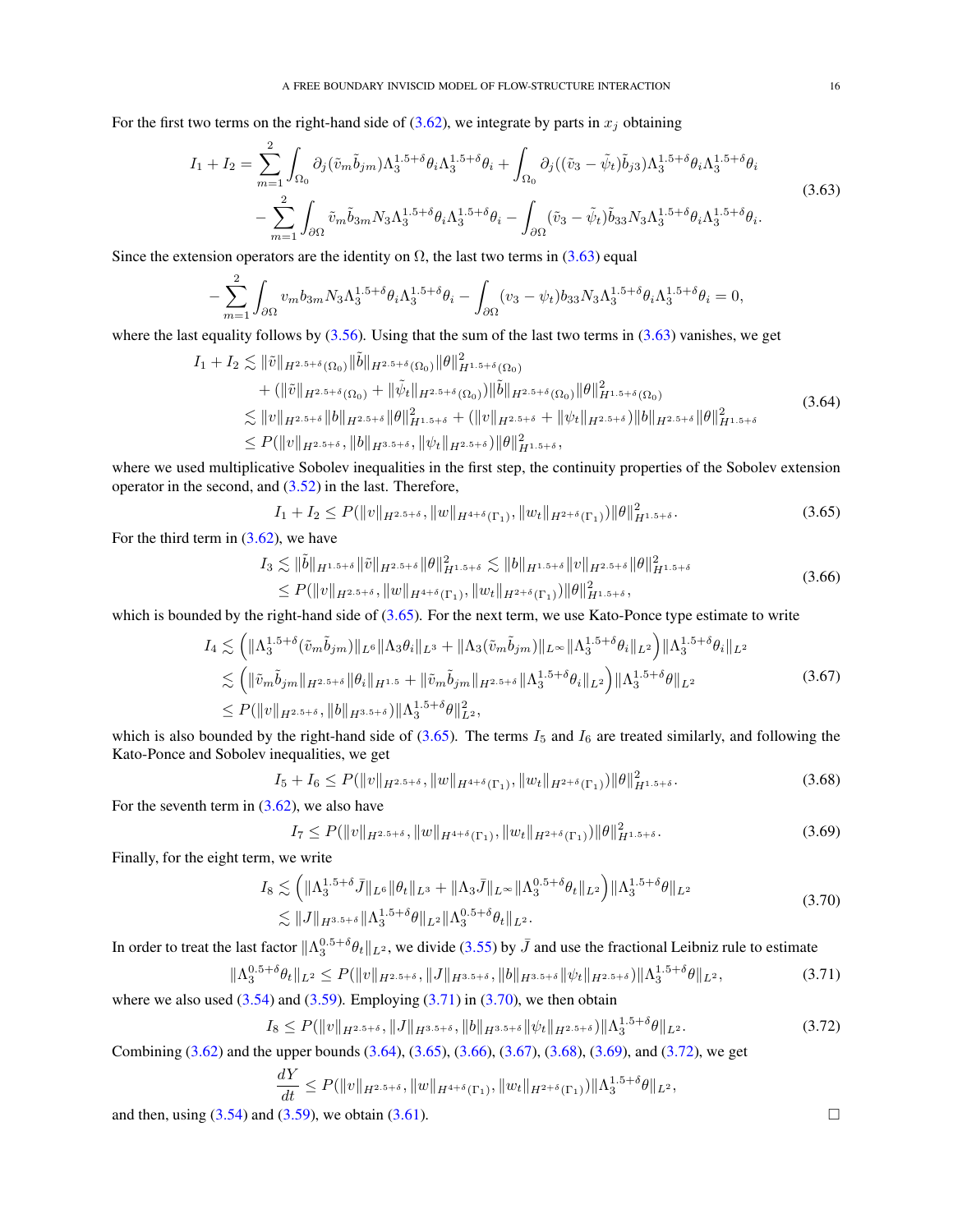For the first two terms on the right-hand side of (3.62), we integrate by parts in $x_j$ obtaining

$$
\begin{aligned}
I_1 + I_2 = &\sum_{m=1}^{2} \int_{\Omega_0} \partial_j (\tilde{v}_m \tilde{b}_{jm}) \Lambda_3^{1.5+\delta}\theta_i \Lambda_3^{1.5+\delta}\theta_i + \int_{\Omega_0} \partial_j ((\tilde{v}_3 - \tilde{\psi}_t)\tilde{b}_{j3}) \Lambda_3^{1.5+\delta}\theta_i \Lambda_3^{1.5+\delta}\theta_i \\
&- \sum_{m=1}^{2} \int_{\partial\Omega} \tilde{v}_m \tilde{b}_{3m} N_3 \Lambda_3^{1.5+\delta}\theta_i \Lambda_3^{1.5+\delta}\theta_i - \int_{\partial\Omega} (\tilde{v}_3 - \tilde{\psi}_t)\tilde{b}_{33} N_3 \Lambda_3^{1.5+\delta}\theta_i \Lambda_3^{1.5+\delta}\theta_i .
\end{aligned}
\tag{3.63}
$$

Since the extension operators are the identity on $\Omega$, the last two terms in (3.63) equal

$$
- \sum_{m=1}^{2} \int_{\partial\Omega} v_m b_{3m} N_3 \Lambda_3^{1.5+\delta}\theta_i \Lambda_3^{1.5+\delta}\theta_i - \int_{\partial\Omega} (v_3 - \psi_t) b_{33} N_3 \Lambda_3^{1.5+\delta}\theta_i \Lambda_3^{1.5+\delta}\theta_i = 0,
$$

where the last equality follows by (3.56). Using that the sum of the last two terms in (3.63) vanishes, we get

$$
\begin{aligned}
I_1 + I_2 &\lesssim \|\tilde{v}\|_{H^{2.5+\delta}(\Omega_0)} \|\tilde{b}\|_{H^{2.5+\delta}(\Omega_0)} \|\theta\|^2_{H^{1.5+\delta}(\Omega_0)} \\
&\quad + (\|\tilde{v}\|_{H^{2.5+\delta}(\Omega_0)} + \|\tilde{\psi}_t\|_{H^{2.5+\delta}(\Omega_0)}) \|\tilde{b}\|_{H^{2.5+\delta}(\Omega_0)} \|\theta\|^2_{H^{1.5+\delta}(\Omega_0)} \\
&\lesssim \|v\|_{H^{2.5+\delta}} \|b\|_{H^{2.5+\delta}} \|\theta\|^2_{H^{1.5+\delta}} + (\|v\|_{H^{2.5+\delta}} + \|\psi_t\|_{H^{2.5+\delta}}) \|b\|_{H^{2.5+\delta}} \|\theta\|^2_{H^{1.5+\delta}} \\
&\leq P(\|v\|_{H^{2.5+\delta}}, \|b\|_{H^{3.5+\delta}}, \|\psi_t\|_{H^{2.5+\delta}}) \|\theta\|^2_{H^{1.5+\delta}},
\end{aligned}
\tag{3.64}
$$

where we used multiplicative Sobolev inequalities in the first step, the continuity properties of the Sobolev extension operator in the second, and (3.52) in the last. Therefore,

$$
I_1 + I_2 \leq P(\|v\|_{H^{2.5+\delta}}, \|w\|_{H^{4+\delta}(\Gamma_1)}, \|w_t\|_{H^{2+\delta}(\Gamma_1)}) \|\theta\|^2_{H^{1.5+\delta}}.
\tag{3.65}
$$

For the third term in (3.62), we have

$$
\begin{aligned}
I_3 &\lesssim \|\tilde{b}\|_{H^{1.5+\delta}} \|\tilde{v}\|_{H^{2.5+\delta}} \|\theta\|^2_{H^{1.5+\delta}} \lesssim \|b\|_{H^{1.5+\delta}} \|v\|_{H^{2.5+\delta}} \|\theta\|^2_{H^{1.5+\delta}} \\
&\leq P(\|v\|_{H^{2.5+\delta}}, \|w\|_{H^{4+\delta}(\Gamma_1)}, \|w_t\|_{H^{2+\delta}(\Gamma_1)}) \|\theta\|^2_{H^{1.5+\delta}},
\end{aligned}
\tag{3.66}
$$

which is bounded by the right-hand side of (3.65). For the next term, we use Kato-Ponce type estimate to write

$$
\begin{aligned}
I_4 &\lesssim \left( \|\Lambda_3^{1.5+\delta}(\tilde{v}_m \tilde{b}_{jm})\|_{L^6} \|\Lambda_3 \theta_i\|_{L^3} + \|\Lambda_3(\tilde{v}_m \tilde{b}_{jm})\|_{L^\infty} \|\Lambda_3^{1.5+\delta}\theta_i\|_{L^2} \right) \|\Lambda_3^{1.5+\delta}\theta_i\|_{L^2} \\
&\lesssim \left( \|\tilde{v}_m \tilde{b}_{jm}\|_{H^{2.5+\delta}} \|\theta_i\|_{H^{1.5}} + \|\tilde{v}_m \tilde{b}_{jm}\|_{H^{2.5+\delta}} \|\Lambda_3^{1.5+\delta}\theta_i\|_{L^2} \right) \|\Lambda_3^{1.5+\delta}\theta\|_{L^2} \\
&\leq P(\|v\|_{H^{2.5+\delta}}, \|b\|_{H^{3.5+\delta}}) \|\Lambda_3^{1.5+\delta}\theta\|^2_{L^2},
\end{aligned}
\tag{3.67}
$$

which is also bounded by the right-hand side of (3.65). The terms $I_5$ and $I_6$ are treated similarly, and following the Kato-Ponce and Sobolev inequalities, we get

$$
I_5 + I_6 \leq P(\|v\|_{H^{2.5+\delta}}, \|w\|_{H^{4+\delta}(\Gamma_1)}, \|w_t\|_{H^{2+\delta}(\Gamma_1)}) \|\theta\|^2_{H^{1.5+\delta}}.
\tag{3.68}
$$

For the seventh term in (3.62), we also have

$$
I_7 \leq P(\|v\|_{H^{2.5+\delta}}, \|w\|_{H^{4+\delta}(\Gamma_1)}, \|w_t\|_{H^{2+\delta}(\Gamma_1)}) \|\theta\|^2_{H^{1.5+\delta}}.
\tag{3.69}
$$

Finally, for the eight term, we write

$$
\begin{aligned}
I_8 &\lesssim \left( \|\Lambda_3^{1.5+\delta}\bar{J}\|_{L^6} \|\theta_t\|_{L^3} + \|\Lambda_3 \bar{J}\|_{L^\infty} \|\Lambda_3^{0.5+\delta}\theta_t\|_{L^2} \right) \|\Lambda_3^{1.5+\delta}\theta\|_{L^2} \\
&\lesssim \|J\|_{H^{3.5+\delta}} \|\Lambda_3^{1.5+\delta}\theta\|_{L^2} \|\Lambda_3^{0.5+\delta}\theta_t\|_{L^2}.
\end{aligned}
\tag{3.70}
$$

In order to treat the last factor $\|\Lambda_3^{0.5+\delta}\theta_t\|_{L^2}$, we divide (3.55) by $\bar{J}$ and use the fractional Leibniz rule to estimate

$$
\|\Lambda_3^{0.5+\delta}\theta_t\|_{L^2} \leq P(\|v\|_{H^{2.5+\delta}}, \|J\|_{H^{3.5+\delta}}, \|b\|_{H^{3.5+\delta}} \|\psi_t\|_{H^{2.5+\delta}}) \|\Lambda_3^{1.5+\delta}\theta\|_{L^2},
\tag{3.71}
$$

where we also used (3.54) and (3.59). Employing (3.71) in (3.70), we then obtain

$$
I_8 \leq P(\|v\|_{H^{2.5+\delta}}, \|J\|_{H^{3.5+\delta}}, \|b\|_{H^{3.5+\delta}} \|\psi_t\|_{H^{2.5+\delta}}) \|\Lambda_3^{1.5+\delta}\theta\|_{L^2}.
\tag{3.72}
$$

Combining (3.62) and the upper bounds (3.64), (3.65), (3.66), (3.67), (3.68), (3.69), and (3.72), we get

$$
\frac{dY}{dt} \leq P(\|v\|_{H^{2.5+\delta}}, \|w\|_{H^{4+\delta}(\Gamma_1)}, \|w_t\|_{H^{2+\delta}(\Gamma_1)}) \|\Lambda_3^{1.5+\delta}\theta\|_{L^2},
$$

and then, using (3.54) and (3.59), we obtain (3.61). $\square$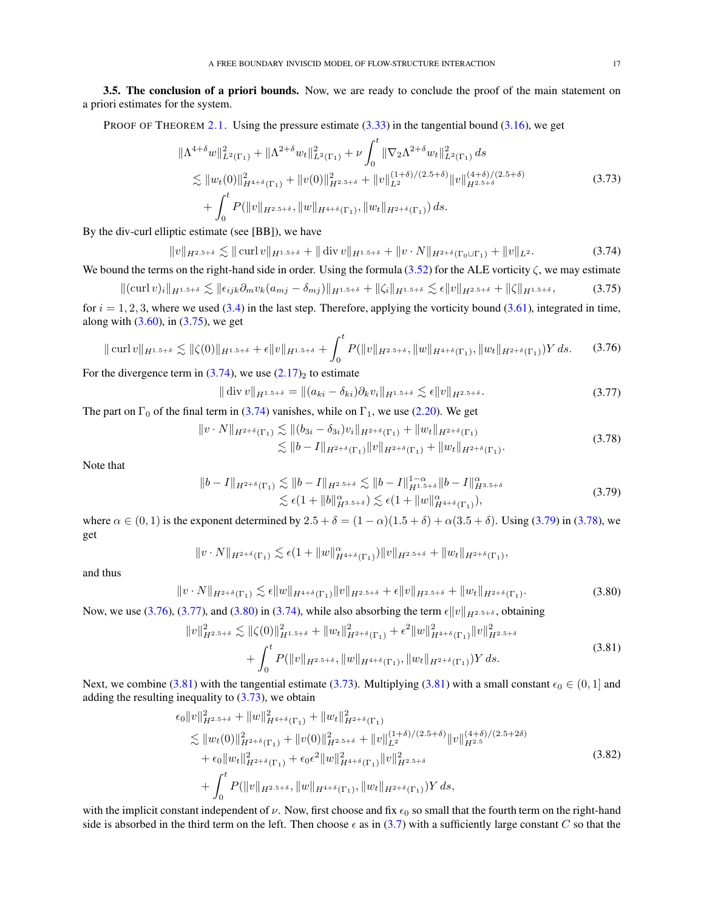**3.5. The conclusion of a priori bounds.** Now, we are ready to conclude the proof of the main statement on a priori estimates for the system.

PROOF OF THEOREM 2.1. Using the pressure estimate (3.33) in the tangential bound (3.16), we get

$$
\begin{aligned}
&\|\Lambda^{4+\delta} w\|_{L^2(\Gamma_1)}^2 + \|\Lambda^{2+\delta} w_t\|_{L^2(\Gamma_1)}^2 + \nu \int_0^t \|\nabla_2 \Lambda^{2+\delta} w_t\|_{L^2(\Gamma_1)}^2 \, ds \\
&\quad \lesssim \|w_t(0)\|_{H^{4+\delta}(\Gamma_1)}^2 + \|v(0)\|_{H^{2.5+\delta}}^2 + \|v\|_{L^2}^{(1+\delta)/(2.5+\delta)} \|v\|_{H^{2.5+\delta}}^{(4+\delta)/(2.5+\delta)} \\
&\quad\quad + \int_0^t P(\|v\|_{H^{2.5+\delta}}, \|w\|_{H^{4+\delta}(\Gamma_1)}, \|w_t\|_{H^{2+\delta}(\Gamma_1)}) \, ds.
\end{aligned}
\tag{3.73}
$$

By the div-curl elliptic estimate (see [BB]), we have

$$
\|v\|_{H^{2.5+\delta}} \lesssim \|\operatorname{curl} v\|_{H^{1.5+\delta}} + \|\operatorname{div} v\|_{H^{1.5+\delta}} + \|v \cdot N\|_{H^{2+\delta}(\Gamma_0 \cup \Gamma_1)} + \|v\|_{L^2}. \tag{3.74}
$$

We bound the terms on the right-hand side in order. Using the formula (3.52) for the ALE vorticity $\zeta$, we may estimate

$$
\|(\operatorname{curl} v)_i\|_{H^{1.5+\delta}} \lesssim \|\epsilon_{ijk} \partial_m v_k (a_{mj} - \delta_{mj})\|_{H^{1.5+\delta}} + \|\zeta_i\|_{H^{1.5+\delta}} \lesssim \epsilon \|v\|_{H^{2.5+\delta}} + \|\zeta\|_{H^{1.5+\delta}}, \tag{3.75}
$$

for $i = 1, 2, 3$, where we used (3.4) in the last step. Therefore, applying the vorticity bound (3.61), integrated in time, along with (3.60), in (3.75), we get

$$
\|\operatorname{curl} v\|_{H^{1.5+\delta}} \lesssim \|\zeta(0)\|_{H^{1.5+\delta}} + \epsilon \|v\|_{H^{1.5+\delta}} + \int_0^t P(\|v\|_{H^{2.5+\delta}}, \|w\|_{H^{4+\delta}(\Gamma_1)}, \|w_t\|_{H^{2+\delta}(\Gamma_1)}) Y \, ds. \tag{3.76}
$$

For the divergence term in (3.74), we use $(2.17)_2$ to estimate

$$
\|\operatorname{div} v\|_{H^{1.5+\delta}} = \|(a_{ki} - \delta_{ki}) \partial_k v_i\|_{H^{1.5+\delta}} \lesssim \epsilon \|v\|_{H^{2.5+\delta}}. \tag{3.77}
$$

The part on $\Gamma_0$ of the final term in (3.74) vanishes, while on $\Gamma_1$, we use (2.20). We get

$$
\begin{aligned}
\|v \cdot N\|_{H^{2+\delta}(\Gamma_1)} &\lesssim \|(b_{3i} - \delta_{3i}) v_i\|_{H^{2+\delta}(\Gamma_1)} + \|w_t\|_{H^{2+\delta}(\Gamma_1)} \\
&\lesssim \|b - I\|_{H^{2+\delta}(\Gamma_1)} \|v\|_{H^{2+\delta}(\Gamma_1)} + \|w_t\|_{H^{2+\delta}(\Gamma_1)}.
\end{aligned}
\tag{3.78}
$$

Note that

$$
\begin{aligned}
\|b - I\|_{H^{2+\delta}(\Gamma_1)} &\lesssim \|b - I\|_{H^{2.5+\delta}} \lesssim \|b - I\|_{H^{1.5+\delta}}^{1-\alpha} \|b - I\|_{H^{3.5+\delta}}^{\alpha} \\
&\lesssim \epsilon (1 + \|b\|_{H^{3.5+\delta}}^{\alpha}) \lesssim \epsilon (1 + \|w\|_{H^{4+\delta}(\Gamma_1)}^{\alpha}),
\end{aligned}
\tag{3.79}
$$

where $\alpha \in (0, 1)$ is the exponent determined by $2.5 + \delta = (1 - \alpha)(1.5 + \delta) + \alpha(3.5 + \delta)$. Using (3.79) in (3.78), we get

$$
\|v \cdot N\|_{H^{2+\delta}(\Gamma_1)} \lesssim \epsilon (1 + \|w\|_{H^{4+\delta}(\Gamma_1)}^{\alpha}) \|v\|_{H^{2.5+\delta}} + \|w_t\|_{H^{2+\delta}(\Gamma_1)},
$$

and thus

$$
\|v \cdot N\|_{H^{2+\delta}(\Gamma_1)} \lesssim \epsilon \|w\|_{H^{4+\delta}(\Gamma_1)} \|v\|_{H^{2.5+\delta}} + \epsilon \|v\|_{H^{2.5+\delta}} + \|w_t\|_{H^{2+\delta}(\Gamma_1)}. \tag{3.80}
$$

Now, we use (3.76), (3.77), and (3.80) in (3.74), while also absorbing the term $\epsilon \|v\|_{H^{2.5+\delta}}$, obtaining

$$
\begin{aligned}
\|v\|_{H^{2.5+\delta}}^2 &\lesssim \|\zeta(0)\|_{H^{1.5+\delta}}^2 + \|w_t\|_{H^{2+\delta}(\Gamma_1)}^2 + \epsilon^2 \|w\|_{H^{4+\delta}(\Gamma_1)}^2 \|v\|_{H^{2.5+\delta}}^2 \\
&\quad + \int_0^t P(\|v\|_{H^{2.5+\delta}}, \|w\|_{H^{4+\delta}(\Gamma_1)}, \|w_t\|_{H^{2+\delta}(\Gamma_1)}) Y \, ds.
\end{aligned}
\tag{3.81}
$$

Next, we combine (3.81) with the tangential estimate (3.73). Multiplying (3.81) with a small constant $\epsilon_0 \in (0, 1]$ and adding the resulting inequality to (3.73), we obtain

$$
\begin{aligned}
&\epsilon_0 \|v\|_{H^{2.5+\delta}}^2 + \|w\|_{H^{4+\delta}(\Gamma_1)}^2 + \|w_t\|_{H^{2+\delta}(\Gamma_1)}^2 \\
&\quad \lesssim \|w_t(0)\|_{H^{2+\delta}(\Gamma_1)}^2 + \|v(0)\|_{H^{2.5+\delta}}^2 + \|v\|_{L^2}^{(1+\delta)/(2.5+\delta)} \|v\|_{H^{2.5}}^{(4+\delta)/(2.5+2\delta)} \\
&\quad\quad + \epsilon_0 \|w_t\|_{H^{2+\delta}(\Gamma_1)}^2 + \epsilon_0 \epsilon^2 \|w\|_{H^{4+\delta}(\Gamma_1)}^2 \|v\|_{H^{2.5+\delta}}^2 \\
&\quad\quad + \int_0^t P(\|v\|_{H^{2.5+\delta}}, \|w\|_{H^{4+\delta}(\Gamma_1)}, \|w_t\|_{H^{2+\delta}(\Gamma_1)}) Y \, ds,
\end{aligned}
\tag{3.82}
$$

with the implicit constant independent of $\nu$. Now, first choose and fix $\epsilon_0$ so small that the fourth term on the right-hand side is absorbed in the third term on the left. Then choose $\epsilon$ as in (3.7) with a sufficiently large constant $C$ so that the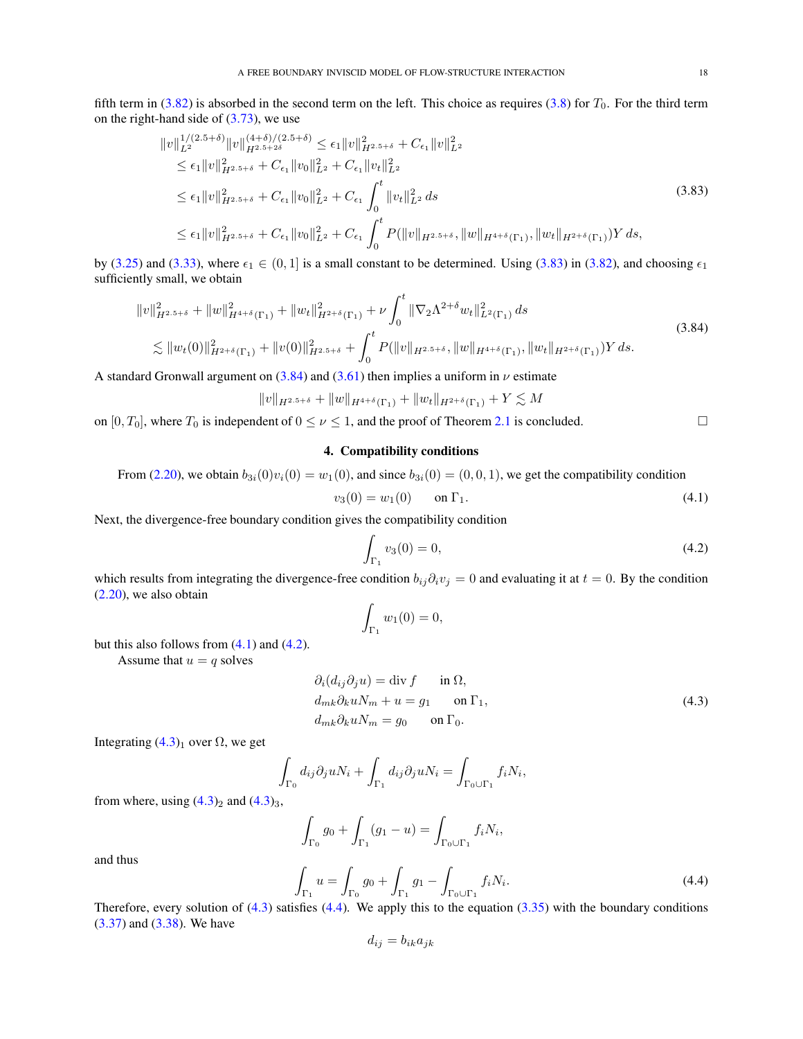fifth term in (3.82) is absorbed in the second term on the left. This choice as requires (3.8) for $T_0$. For the third term on the right-hand side of (3.73), we use

$$
\begin{aligned}
\|v\|_{L^2}^{1/(2.5+\delta)}\|v\|_{H^{2.5+2\delta}}^{(4+\delta)/(2.5+\delta)} &\le \epsilon_1\|v\|_{H^{2.5+\delta}}^2 + C_{\epsilon_1}\|v\|_{L^2}^2 \\
&\le \epsilon_1\|v\|_{H^{2.5+\delta}}^2 + C_{\epsilon_1}\|v_0\|_{L^2}^2 + C_{\epsilon_1}\|v_t\|_{L^2}^2 \\
&\le \epsilon_1\|v\|_{H^{2.5+\delta}}^2 + C_{\epsilon_1}\|v_0\|_{L^2}^2 + C_{\epsilon_1}\int_0^t \|v_t\|_{L^2}^2\,ds \\
&\le \epsilon_1\|v\|_{H^{2.5+\delta}}^2 + C_{\epsilon_1}\|v_0\|_{L^2}^2 + C_{\epsilon_1}\int_0^t P(\|v\|_{H^{2.5+\delta}}, \|w\|_{H^{4+\delta}(\Gamma_1)}, \|w_t\|_{H^{2+\delta}(\Gamma_1)})Y\,ds,
\end{aligned}
\tag{3.83}
$$

by (3.25) and (3.33), where $\epsilon_1 \in (0,1]$ is a small constant to be determined. Using (3.83) in (3.82), and choosing $\epsilon_1$ sufficiently small, we obtain

$$
\begin{aligned}
&\|v\|_{H^{2.5+\delta}}^2 + \|w\|_{H^{4+\delta}(\Gamma_1)}^2 + \|w_t\|_{H^{2+\delta}(\Gamma_1)}^2 + \nu\int_0^t \|\nabla_2\Lambda^{2+\delta}w_t\|_{L^2(\Gamma_1)}^2\,ds \\
&\lesssim \|w_t(0)\|_{H^{2+\delta}(\Gamma_1)}^2 + \|v(0)\|_{H^{2.5+\delta}}^2 + \int_0^t P(\|v\|_{H^{2.5+\delta}}, \|w\|_{H^{4+\delta}(\Gamma_1)}, \|w_t\|_{H^{2+\delta}(\Gamma_1)})Y\,ds.
\end{aligned}
\tag{3.84}
$$

A standard Gronwall argument on (3.84) and (3.61) then implies a uniform in $\nu$ estimate

$$
\|v\|_{H^{2.5+\delta}} + \|w\|_{H^{4+\delta}(\Gamma_1)} + \|w_t\|_{H^{2+\delta}(\Gamma_1)} + Y \lesssim M
$$

on $[0,T_0]$, where $T_0$ is independent of $0 \le \nu \le 1$, and the proof of Theorem 2.1 is concluded. □

## 4. Compatibility conditions

From (2.20), we obtain $b_{3i}(0)v_i(0) = w_1(0)$, and since $b_{3i}(0) = (0,0,1)$, we get the compatibility condition

$$
v_3(0) = w_1(0) \qquad \text{on } \Gamma_1. \tag{4.1}
$$

Next, the divergence-free boundary condition gives the compatibility condition

$$
\int_{\Gamma_1} v_3(0) = 0, \tag{4.2}
$$

which results from integrating the divergence-free condition $b_{ij}\partial_i v_j = 0$ and evaluating it at $t = 0$. By the condition (2.20), we also obtain

$$
\int_{\Gamma_1} w_1(0) = 0,
$$

but this also follows from (4.1) and (4.2).

Assume that $u = q$ solves

$$
\begin{aligned}
&\partial_i(d_{ij}\partial_j u) = \operatorname{div} f \qquad \text{in } \Omega, \\
&d_{mk}\partial_k u N_m + u = g_1 \qquad \text{on } \Gamma_1, \\
&d_{mk}\partial_k u N_m = g_0 \qquad \text{on } \Gamma_0.
\end{aligned}
\tag{4.3}
$$

Integrating $(4.3)_1$ over $\Omega$, we get

$$
\int_{\Gamma_0} d_{ij}\partial_j u N_i + \int_{\Gamma_1} d_{ij}\partial_j u N_i = \int_{\Gamma_0\cup\Gamma_1} f_i N_i,
$$

from where, using $(4.3)_2$ and $(4.3)_3$,

$$
\int_{\Gamma_0} g_0 + \int_{\Gamma_1}(g_1 - u) = \int_{\Gamma_0\cup\Gamma_1} f_i N_i,
$$

and thus

$$
\int_{\Gamma_1} u = \int_{\Gamma_0} g_0 + \int_{\Gamma_1} g_1 - \int_{\Gamma_0\cup\Gamma_1} f_i N_i. \tag{4.4}
$$

Therefore, every solution of (4.3) satisfies (4.4). We apply this to the equation (3.35) with the boundary conditions (3.37) and (3.38). We have

$$
d_{ij} = b_{ik}a_{jk}
$$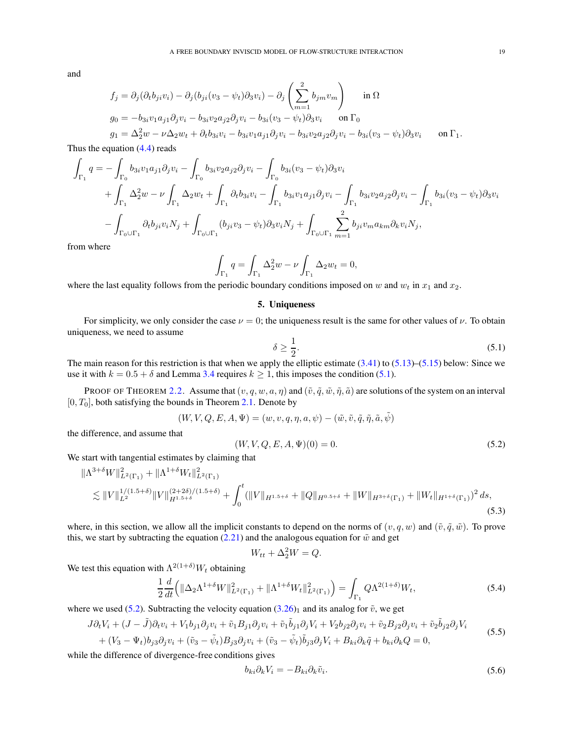and

$$
\begin{aligned}
&f_j = \partial_j(\partial_t b_{ji} v_i) - \partial_j(b_{ji}(v_3 - \psi_t)\partial_3 v_i) - \partial_j\left(\sum_{m=1}^{2} b_{jm} v_m\right) \qquad \text{in } \Omega \\
&g_0 = -b_{3i} v_1 a_{j1} \partial_j v_i - b_{3i} v_2 a_{j2} \partial_j v_i - b_{3i}(v_3 - \psi_t)\partial_3 v_i \qquad \text{on } \Gamma_0 \\
&g_1 = \Delta_2^2 w - \nu \Delta_2 w_t + \partial_t b_{3i} v_i - b_{3i} v_1 a_{j1} \partial_j v_i - b_{3i} v_2 a_{j2} \partial_j v_i - b_{3i}(v_3 - \psi_t)\partial_3 v_i \qquad \text{on } \Gamma_1.
\end{aligned}
$$

Thus the equation (4.4) reads

$$
\begin{aligned}
\int_{\Gamma_1} q = &- \int_{\Gamma_0} b_{3i} v_1 a_{j1} \partial_j v_i - \int_{\Gamma_0} b_{3i} v_2 a_{j2} \partial_j v_i - \int_{\Gamma_0} b_{3i}(v_3 - \psi_t)\partial_3 v_i \\
&+ \int_{\Gamma_1} \Delta_2^2 w - \nu \int_{\Gamma_1} \Delta_2 w_t + \int_{\Gamma_1} \partial_t b_{3i} v_i - \int_{\Gamma_1} b_{3i} v_1 a_{j1} \partial_j v_i - \int_{\Gamma_1} b_{3i} v_2 a_{j2} \partial_j v_i - \int_{\Gamma_1} b_{3i}(v_3 - \psi_t)\partial_3 v_i \\
&- \int_{\Gamma_0 \cup \Gamma_1} \partial_t b_{ji} v_i N_j + \int_{\Gamma_0 \cup \Gamma_1} (b_{ji} v_3 - \psi_t)\partial_3 v_i N_j + \int_{\Gamma_0 \cup \Gamma_1} \sum_{m=1}^{2} b_{ji} v_m a_{km} \partial_k v_i N_j,
\end{aligned}
$$

from where

$$
\int_{\Gamma_1} q = \int_{\Gamma_1} \Delta_2^2 w - \nu \int_{\Gamma_1} \Delta_2 w_t = 0,
$$

where the last equality follows from the periodic boundary conditions imposed on $w$ and $w_t$ in $x_1$ and $x_2$.

## 5. Uniqueness

For simplicity, we only consider the case $\nu = 0$; the uniqueness result is the same for other values of $\nu$. To obtain uniqueness, we need to assume

$$
\delta \geq \frac{1}{2}. \tag{5.1}
$$

The main reason for this restriction is that when we apply the elliptic estimate (3.41) to (5.13)–(5.15) below: Since we use it with $k = 0.5 + \delta$ and Lemma 3.4 requires $k \geq 1$, this imposes the condition (5.1).

Proof of Theorem 2.2. Assume that $(v, q, w, a, \eta)$ and $(\tilde{v}, \tilde{q}, \tilde{w}, \tilde{\eta}, \tilde{a})$ are solutions of the system on an interval $[0, T_0]$, both satisfying the bounds in Theorem 2.1. Denote by

$$
(W, V, Q, E, A, \Psi) = (w, v, q, \eta, a, \psi) - (\tilde{w}, \tilde{v}, \tilde{q}, \tilde{\eta}, \tilde{a}, \tilde{\psi})
$$

the difference, and assume that

$$
(W, V, Q, E, A, \Psi)(0) = 0. \tag{5.2}
$$

We start with tangential estimates by claiming that

$$
\begin{aligned}
&\|\Lambda^{3+\delta} W\|_{L^2(\Gamma_1)}^2 + \|\Lambda^{1+\delta} W_t\|_{L^2(\Gamma_1)}^2 \\
&\quad \lesssim \|V\|_{L^2}^{1/(1.5+\delta)} \|V\|_{H^{1.5+\delta}}^{(2+2\delta)/(1.5+\delta)} + \int_0^t \left(\|V\|_{H^{1.5+\delta}} + \|Q\|_{H^{0.5+\delta}} + \|W\|_{H^{3+\delta}(\Gamma_1)} + \|W_t\|_{H^{1+\delta}(\Gamma_1)}\right)^2 ds,
\end{aligned} \tag{5.3}
$$

where, in this section, we allow all the implicit constants to depend on the norms of $(v, q, w)$ and $(\tilde{v}, \tilde{q}, \tilde{w})$. To prove this, we start by subtracting the equation (2.21) and the analogous equation for $\tilde{w}$ and get

$$
W_{tt} + \Delta_2^2 W = Q.
$$

We test this equation with $\Lambda^{2(1+\delta)} W_t$ obtaining

$$
\frac{1}{2} \frac{d}{dt} \Big( \|\Delta_2 \Lambda^{1+\delta} W\|_{L^2(\Gamma_1)}^2 + \|\Lambda^{1+\delta} W_t\|_{L^2(\Gamma_1)}^2 \Big) = \int_{\Gamma_1} Q \Lambda^{2(1+\delta)} W_t, \tag{5.4}
$$

where we used (5.2). Subtracting the velocity equation $(3.26)_1$ and its analog for $\tilde{v}$, we get

$$
\begin{aligned}
&J \partial_t V_i + (J - \tilde{J})\partial_t v_i + V_1 b_{j1} \partial_j v_i + \tilde{v}_1 B_{j1} \partial_j v_i + \tilde{v}_1 \tilde{b}_{j1} \partial_j V_i + V_2 b_{j2} \partial_j v_i + \tilde{v}_2 B_{j2} \partial_j v_i + \tilde{v}_2 \tilde{b}_{j2} \partial_j V_i \\
&\quad + (V_3 - \Psi_t) b_{j3} \partial_j v_i + (\tilde{v}_3 - \tilde{\psi}_t) B_{j3} \partial_j v_i + (\tilde{v}_3 - \tilde{\psi}_t) \tilde{b}_{j3} \partial_j V_i + B_{ki} \partial_k \tilde{q} + b_{ki} \partial_k Q = 0,
\end{aligned} \tag{5.5}
$$

while the difference of divergence-free conditions gives

$$
b_{ki} \partial_k V_i = -B_{ki} \partial_k \tilde{v}_i. \tag{5.6}
$$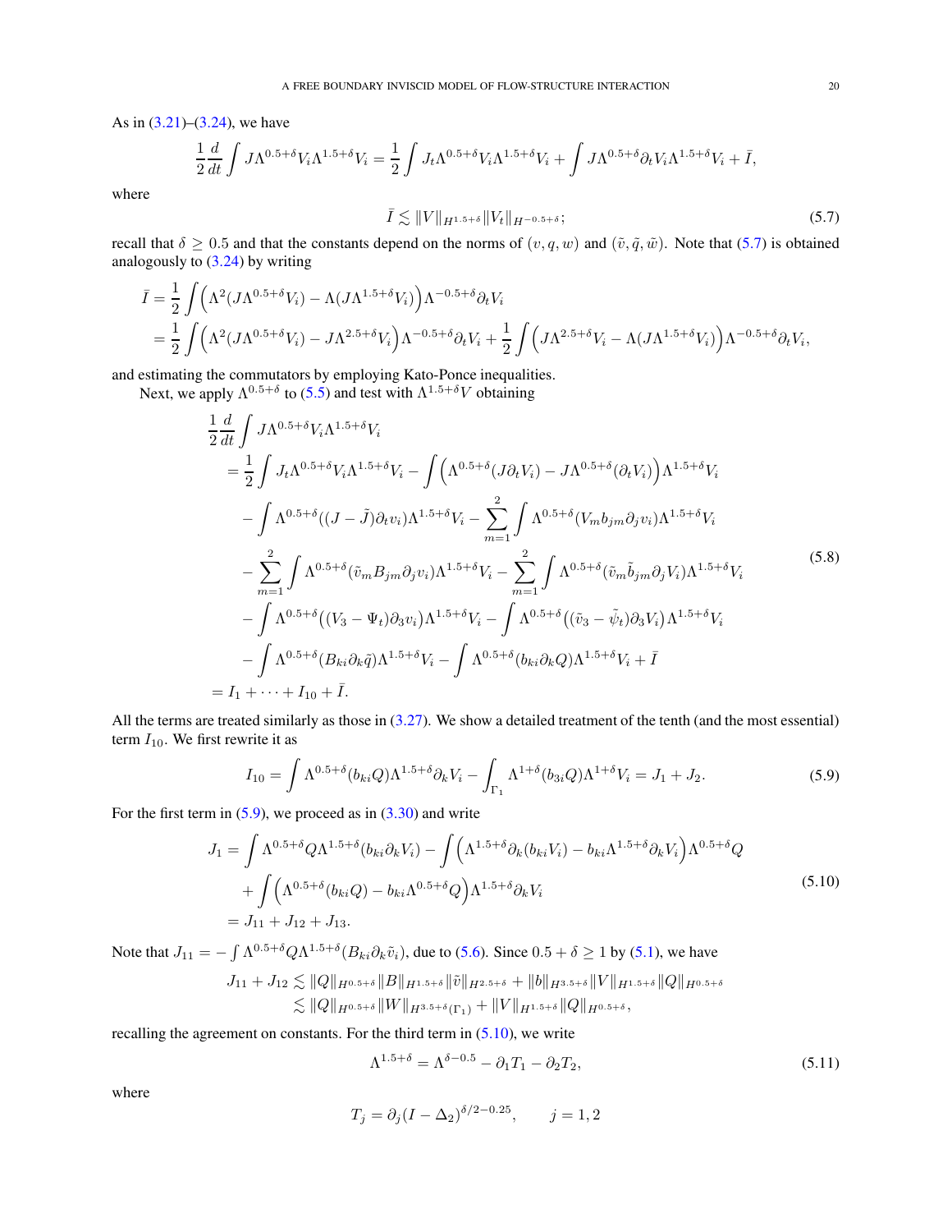As in (3.21)–(3.24), we have

$$\frac{1}{2}\frac{d}{dt}\int J\Lambda^{0.5+\delta}V_i\Lambda^{1.5+\delta}V_i = \frac{1}{2}\int J_t\Lambda^{0.5+\delta}V_i\Lambda^{1.5+\delta}V_i + \int J\Lambda^{0.5+\delta}\partial_t V_i\Lambda^{1.5+\delta}V_i + \bar{I},$$

where

$$\bar{I} \lesssim \|V\|_{H^{1.5+\delta}}\|V_t\|_{H^{-0.5+\delta}}; \tag{5.7}$$

recall that $\delta \geq 0.5$ and that the constants depend on the norms of $(v, q, w)$ and $(\tilde{v}, \tilde{q}, \tilde{w})$. Note that (5.7) is obtained analogously to (3.24) by writing

$$\begin{aligned}
\bar{I} &= \frac{1}{2}\int \Big(\Lambda^2(J\Lambda^{0.5+\delta}V_i) - \Lambda(J\Lambda^{1.5+\delta}V_i)\Big)\Lambda^{-0.5+\delta}\partial_t V_i \\
&= \frac{1}{2}\int \Big(\Lambda^2(J\Lambda^{0.5+\delta}V_i) - J\Lambda^{2.5+\delta}V_i\Big)\Lambda^{-0.5+\delta}\partial_t V_i + \frac{1}{2}\int \Big(J\Lambda^{2.5+\delta}V_i - \Lambda(J\Lambda^{1.5+\delta}V_i)\Big)\Lambda^{-0.5+\delta}\partial_t V_i,
\end{aligned}$$

and estimating the commutators by employing Kato-Ponce inequalities.

Next, we apply $\Lambda^{0.5+\delta}$ to (5.5) and test with $\Lambda^{1.5+\delta}V$ obtaining

$$\begin{aligned}
&\frac{1}{2}\frac{d}{dt}\int J\Lambda^{0.5+\delta}V_i\Lambda^{1.5+\delta}V_i \\
&\quad = \frac{1}{2}\int J_t\Lambda^{0.5+\delta}V_i\Lambda^{1.5+\delta}V_i - \int\Big(\Lambda^{0.5+\delta}(J\partial_t V_i) - J\Lambda^{0.5+\delta}(\partial_t V_i)\Big)\Lambda^{1.5+\delta}V_i \\
&\qquad - \int \Lambda^{0.5+\delta}((J-\tilde{J})\partial_t v_i)\Lambda^{1.5+\delta}V_i - \sum_{m=1}^{2}\int \Lambda^{0.5+\delta}(V_m b_{jm}\partial_j v_i)\Lambda^{1.5+\delta}V_i \\
&\qquad - \sum_{m=1}^{2}\int \Lambda^{0.5+\delta}(\tilde{v}_m B_{jm}\partial_j v_i)\Lambda^{1.5+\delta}V_i - \sum_{m=1}^{2}\int \Lambda^{0.5+\delta}(\tilde{v}_m\tilde{b}_{jm}\partial_j V_i)\Lambda^{1.5+\delta}V_i \\
&\qquad - \int \Lambda^{0.5+\delta}\big((V_3-\Psi_t)\partial_3 v_i\big)\Lambda^{1.5+\delta}V_i - \int \Lambda^{0.5+\delta}\big((\tilde{v}_3-\tilde{\psi}_t)\partial_3 V_i\big)\Lambda^{1.5+\delta}V_i \\
&\qquad - \int \Lambda^{0.5+\delta}(B_{ki}\partial_k\tilde{q})\Lambda^{1.5+\delta}V_i - \int \Lambda^{0.5+\delta}(b_{ki}\partial_k Q)\Lambda^{1.5+\delta}V_i + \bar{I} \\
&\quad = I_1 + \cdots + I_{10} + \bar{I}.
\end{aligned} \tag{5.8}$$

All the terms are treated similarly as those in (3.27). We show a detailed treatment of the tenth (and the most essential) term $I_{10}$. We first rewrite it as

$$I_{10} = \int \Lambda^{0.5+\delta}(b_{ki}Q)\Lambda^{1.5+\delta}\partial_k V_i - \int_{\Gamma_1}\Lambda^{1+\delta}(b_{3i}Q)\Lambda^{1+\delta}V_i = J_1 + J_2. \tag{5.9}$$

For the first term in (5.9), we proceed as in (3.30) and write

$$\begin{aligned}
J_1 &= \int \Lambda^{0.5+\delta}Q\Lambda^{1.5+\delta}(b_{ki}\partial_k V_i) - \int\Big(\Lambda^{1.5+\delta}\partial_k(b_{ki}V_i) - b_{ki}\Lambda^{1.5+\delta}\partial_k V_i\Big)\Lambda^{0.5+\delta}Q \\
&\quad + \int\Big(\Lambda^{0.5+\delta}(b_{ki}Q) - b_{ki}\Lambda^{0.5+\delta}Q\Big)\Lambda^{1.5+\delta}\partial_k V_i \\
&= J_{11} + J_{12} + J_{13}.
\end{aligned} \tag{5.10}$$

Note that $J_{11} = -\int \Lambda^{0.5+\delta}Q\Lambda^{1.5+\delta}(B_{ki}\partial_k\tilde{v}_i)$, due to (5.6). Since $0.5+\delta \geq 1$ by (5.1), we have

$$\begin{aligned}
J_{11} + J_{12} &\lesssim \|Q\|_{H^{0.5+\delta}}\|B\|_{H^{1.5+\delta}}\|\tilde{v}\|_{H^{2.5+\delta}} + \|b\|_{H^{3.5+\delta}}\|V\|_{H^{1.5+\delta}}\|Q\|_{H^{0.5+\delta}} \\
&\lesssim \|Q\|_{H^{0.5+\delta}}\|W\|_{H^{3.5+\delta}(\Gamma_1)} + \|V\|_{H^{1.5+\delta}}\|Q\|_{H^{0.5+\delta}},
\end{aligned}$$

recalling the agreement on constants. For the third term in (5.10), we write

$$\Lambda^{1.5+\delta} = \Lambda^{\delta-0.5} - \partial_1 T_1 - \partial_2 T_2, \tag{5.11}$$

where

$$T_j = \partial_j(I-\Delta_2)^{\delta/2-0.25}, \qquad j = 1, 2$$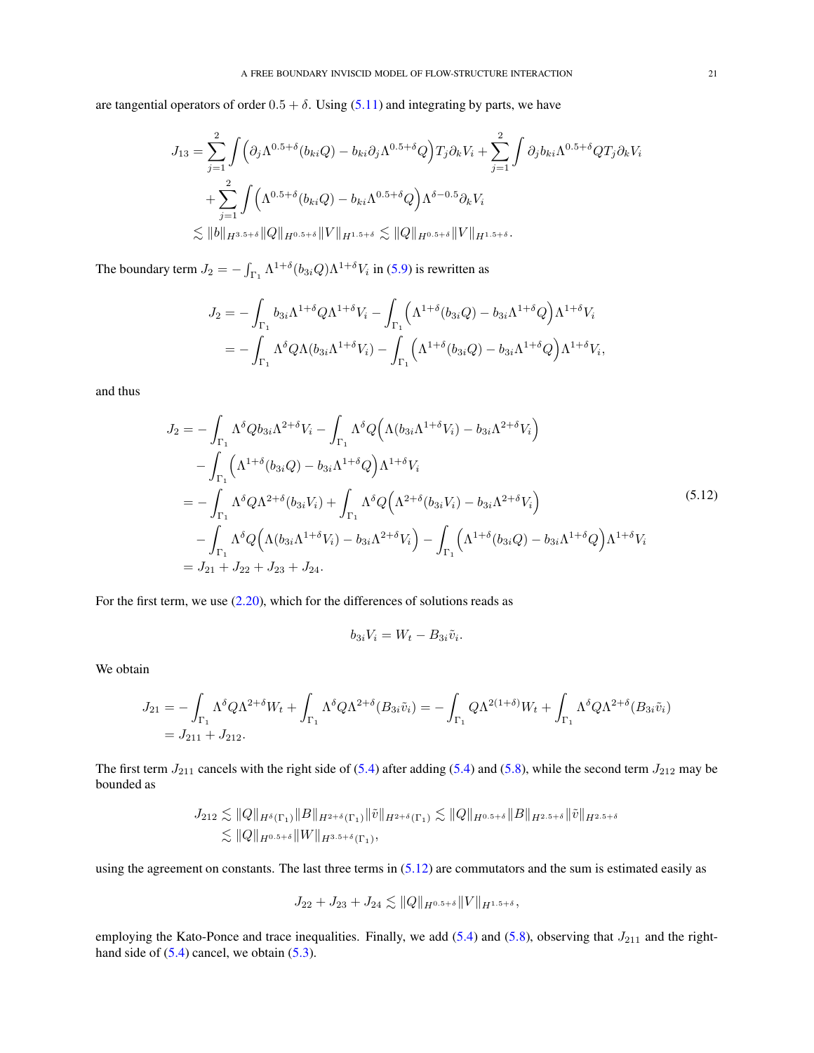are tangential operators of order $0.5 + \delta$. Using (5.11) and integrating by parts, we have

$$
\begin{aligned}
J_{13} &= \sum_{j=1}^{2} \int \Big( \partial_j \Lambda^{0.5+\delta}(b_{ki} Q) - b_{ki} \partial_j \Lambda^{0.5+\delta} Q \Big) T_j \partial_k V_i + \sum_{j=1}^{2} \int \partial_j b_{ki} \Lambda^{0.5+\delta} Q T_j \partial_k V_i \\
&\quad + \sum_{j=1}^{2} \int \Big( \Lambda^{0.5+\delta}(b_{ki} Q) - b_{ki} \Lambda^{0.5+\delta} Q \Big) \Lambda^{\delta-0.5} \partial_k V_i \\
&\lesssim \|b\|_{H^{3.5+\delta}} \|Q\|_{H^{0.5+\delta}} \|V\|_{H^{1.5+\delta}} \lesssim \|Q\|_{H^{0.5+\delta}} \|V\|_{H^{1.5+\delta}}.
\end{aligned}
$$

The boundary term $J_2 = -\int_{\Gamma_1} \Lambda^{1+\delta}(b_{3i} Q) \Lambda^{1+\delta} V_i$ in (5.9) is rewritten as

$$
\begin{aligned}
J_2 &= -\int_{\Gamma_1} b_{3i} \Lambda^{1+\delta} Q \Lambda^{1+\delta} V_i - \int_{\Gamma_1} \Big( \Lambda^{1+\delta}(b_{3i} Q) - b_{3i} \Lambda^{1+\delta} Q \Big) \Lambda^{1+\delta} V_i \\
&= -\int_{\Gamma_1} \Lambda^{\delta} Q \Lambda (b_{3i} \Lambda^{1+\delta} V_i) - \int_{\Gamma_1} \Big( \Lambda^{1+\delta}(b_{3i} Q) - b_{3i} \Lambda^{1+\delta} Q \Big) \Lambda^{1+\delta} V_i,
\end{aligned}
$$

and thus

$$
\begin{aligned}
J_2 &= -\int_{\Gamma_1} \Lambda^{\delta} Q b_{3i} \Lambda^{2+\delta} V_i - \int_{\Gamma_1} \Lambda^{\delta} Q \Big( \Lambda (b_{3i} \Lambda^{1+\delta} V_i) - b_{3i} \Lambda^{2+\delta} V_i \Big) \\
&\quad - \int_{\Gamma_1} \Big( \Lambda^{1+\delta}(b_{3i} Q) - b_{3i} \Lambda^{1+\delta} Q \Big) \Lambda^{1+\delta} V_i \\
&= -\int_{\Gamma_1} \Lambda^{\delta} Q \Lambda^{2+\delta}(b_{3i} V_i) + \int_{\Gamma_1} \Lambda^{\delta} Q \Big( \Lambda^{2+\delta}(b_{3i} V_i) - b_{3i} \Lambda^{2+\delta} V_i \Big) \\
&\quad - \int_{\Gamma_1} \Lambda^{\delta} Q \Big( \Lambda (b_{3i} \Lambda^{1+\delta} V_i) - b_{3i} \Lambda^{2+\delta} V_i \Big) - \int_{\Gamma_1} \Big( \Lambda^{1+\delta}(b_{3i} Q) - b_{3i} \Lambda^{1+\delta} Q \Big) \Lambda^{1+\delta} V_i \\
&= J_{21} + J_{22} + J_{23} + J_{24}.
\end{aligned}
\tag{5.12}
$$

For the first term, we use (2.20), which for the differences of solutions reads as

$$
b_{3i} V_i = W_t - B_{3i} \tilde{v}_i.
$$

We obtain

$$
\begin{aligned}
J_{21} &= -\int_{\Gamma_1} \Lambda^{\delta} Q \Lambda^{2+\delta} W_t + \int_{\Gamma_1} \Lambda^{\delta} Q \Lambda^{2+\delta}(B_{3i} \tilde{v}_i) = -\int_{\Gamma_1} Q \Lambda^{2(1+\delta)} W_t + \int_{\Gamma_1} \Lambda^{\delta} Q \Lambda^{2+\delta}(B_{3i} \tilde{v}_i) \\
&= J_{211} + J_{212}.
\end{aligned}
$$

The first term $J_{211}$ cancels with the right side of (5.4) after adding (5.4) and (5.8), while the second term $J_{212}$ may be bounded as

$$
\begin{aligned}
J_{212} &\lesssim \|Q\|_{H^{\delta}(\Gamma_1)} \|B\|_{H^{2+\delta}(\Gamma_1)} \|\tilde{v}\|_{H^{2+\delta}(\Gamma_1)} \lesssim \|Q\|_{H^{0.5+\delta}} \|B\|_{H^{2.5+\delta}} \|\tilde{v}\|_{H^{2.5+\delta}} \\
&\lesssim \|Q\|_{H^{0.5+\delta}} \|W\|_{H^{3.5+\delta}(\Gamma_1)},
\end{aligned}
$$

using the agreement on constants. The last three terms in (5.12) are commutators and the sum is estimated easily as

$$
J_{22} + J_{23} + J_{24} \lesssim \|Q\|_{H^{0.5+\delta}} \|V\|_{H^{1.5+\delta}},
$$

employing the Kato-Ponce and trace inequalities. Finally, we add (5.4) and (5.8), observing that $J_{211}$ and the right-hand side of (5.4) cancel, we obtain (5.3).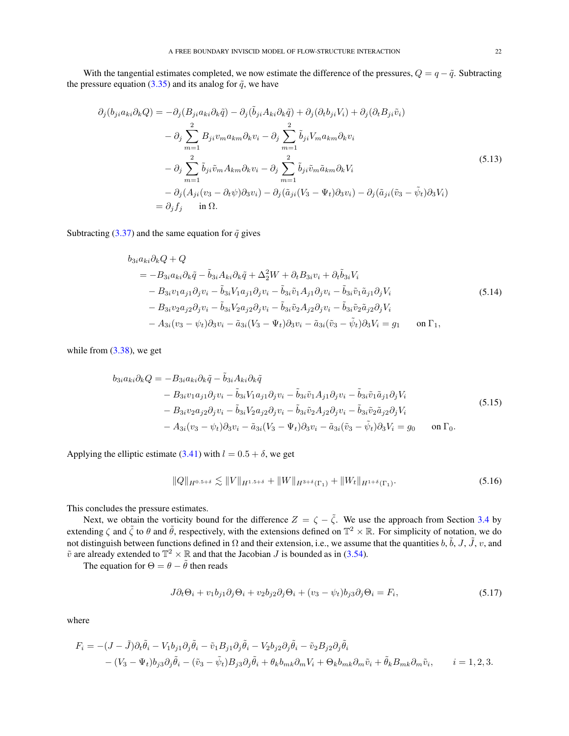With the tangential estimates completed, we now estimate the difference of the pressures, $Q = q - \tilde{q}$. Subtracting the pressure equation (3.35) and its analog for $\tilde{q}$, we have

$$
\begin{aligned}
\partial_j(b_{ji}a_{ki}\partial_k Q) &= -\partial_j(B_{ji}a_{ki}\partial_k\tilde{q}) - \partial_j(\tilde{b}_{ji}A_{ki}\partial_k\tilde{q}) + \partial_j(\partial_t b_{ji}V_i) + \partial_j(\partial_t B_{ji}\tilde{v}_i) \\
&\quad - \partial_j \sum_{m=1}^{2} B_{ji}v_m a_{km}\partial_k v_i - \partial_j \sum_{m=1}^{2} \tilde{b}_{ji}V_m a_{km}\partial_k v_i \\
&\quad - \partial_j \sum_{m=1}^{2} \tilde{b}_{ji}\tilde{v}_m A_{km}\partial_k v_i - \partial_j \sum_{m=1}^{2} \tilde{b}_{ji}\tilde{v}_m \tilde{a}_{km}\partial_k V_i \\
&\quad - \partial_j(A_{ji}(v_3 - \partial_t\psi)\partial_3 v_i) - \partial_j(\tilde{a}_{ji}(V_3 - \Psi_t)\partial_3 v_i) - \partial_j(\tilde{a}_{ji}(\tilde{v}_3 - \tilde{\psi}_t)\partial_3 V_i) \\
&= \partial_j f_j \qquad \text{in } \Omega.
\end{aligned}
\tag{5.13}
$$

Subtracting (3.37) and the same equation for $\tilde{q}$ gives

$$
\begin{aligned}
&b_{3i}a_{ki}\partial_k Q + Q \\
&\quad = -B_{3i}a_{ki}\partial_k\tilde{q} - \tilde{b}_{3i}A_{ki}\partial_k\tilde{q} + \Delta_2^2 W + \partial_t B_{3i}v_i + \partial_t\tilde{b}_{3i}V_i \\
&\qquad - B_{3i}v_1 a_{j1}\partial_j v_i - \tilde{b}_{3i}V_1 a_{j1}\partial_j v_i - \tilde{b}_{3i}\tilde{v}_1 A_{j1}\partial_j v_i - \tilde{b}_{3i}\tilde{v}_1\tilde{a}_{j1}\partial_j V_i \\
&\qquad - B_{3i}v_2 a_{j2}\partial_j v_i - \tilde{b}_{3i}V_2 a_{j2}\partial_j v_i - \tilde{b}_{3i}\tilde{v}_2 A_{j2}\partial_j v_i - \tilde{b}_{3i}\tilde{v}_2\tilde{a}_{j2}\partial_j V_i \\
&\qquad - A_{3i}(v_3 - \psi_t)\partial_3 v_i - \tilde{a}_{3i}(V_3 - \Psi_t)\partial_3 v_i - \tilde{a}_{3i}(\tilde{v}_3 - \tilde{\psi}_t)\partial_3 V_i = g_1 \qquad \text{on } \Gamma_1,
\end{aligned}
\tag{5.14}
$$

while from (3.38), we get

$$
\begin{aligned}
b_{3i}a_{ki}\partial_k Q &= -B_{3i}a_{ki}\partial_k\tilde{q} - \tilde{b}_{3i}A_{ki}\partial_k\tilde{q} \\
&\quad - B_{3i}v_1 a_{j1}\partial_j v_i - \tilde{b}_{3i}V_1 a_{j1}\partial_j v_i - \tilde{b}_{3i}\tilde{v}_1 A_{j1}\partial_j v_i - \tilde{b}_{3i}\tilde{v}_1\tilde{a}_{j1}\partial_j V_i \\
&\quad - B_{3i}v_2 a_{j2}\partial_j v_i - \tilde{b}_{3i}V_2 a_{j2}\partial_j v_i - \tilde{b}_{3i}\tilde{v}_2 A_{j2}\partial_j v_i - \tilde{b}_{3i}\tilde{v}_2\tilde{a}_{j2}\partial_j V_i \\
&\quad - A_{3i}(v_3 - \psi_t)\partial_3 v_i - \tilde{a}_{3i}(V_3 - \Psi_t)\partial_3 v_i - \tilde{a}_{3i}(\tilde{v}_3 - \tilde{\psi}_t)\partial_3 V_i = g_0 \qquad \text{on } \Gamma_0.
\end{aligned}
\tag{5.15}
$$

Applying the elliptic estimate (3.41) with $l = 0.5 + \delta$, we get

$$
\|Q\|_{H^{0.5+\delta}} \lesssim \|V\|_{H^{1.5+\delta}} + \|W\|_{H^{3+\delta}(\Gamma_1)} + \|W_t\|_{H^{1+\delta}(\Gamma_1)}.
\tag{5.16}
$$

This concludes the pressure estimates.

Next, we obtain the vorticity bound for the difference $Z = \zeta - \tilde{\zeta}$. We use the approach from Section 3.4 by extending $\zeta$ and $\tilde{\zeta}$ to $\theta$ and $\tilde{\theta}$, respectively, with the extensions defined on $\mathbb{T}^2 \times \mathbb{R}$. For simplicity of notation, we do not distinguish between functions defined in $\Omega$ and their extension, i.e., we assume that the quantities $b$, $\tilde{b}$, $J$, $\tilde{J}$, $v$, and $\tilde{v}$ are already extended to $\mathbb{T}^2 \times \mathbb{R}$ and that the Jacobian $J$ is bounded as in (3.54).

The equation for $\Theta = \theta - \tilde{\theta}$ then reads

$$
J\partial_t\Theta_i + v_1 b_{j1}\partial_j\Theta_i + v_2 b_{j2}\partial_j\Theta_i + (v_3 - \psi_t)b_{j3}\partial_j\Theta_i = F_i,
\tag{5.17}
$$

where

$$
\begin{aligned}
F_i &= -(J - \tilde{J})\partial_t\tilde{\theta}_i - V_1 b_{j1}\partial_j\tilde{\theta}_i - \tilde{v}_1 B_{j1}\partial_j\tilde{\theta}_i - V_2 b_{j2}\partial_j\tilde{\theta}_i - \tilde{v}_2 B_{j2}\partial_j\tilde{\theta}_i \\
&\quad - (V_3 - \Psi_t)b_{j3}\partial_j\tilde{\theta}_i - (\tilde{v}_3 - \tilde{\psi}_t)B_{j3}\partial_j\tilde{\theta}_i + \theta_k b_{mk}\partial_m V_i + \Theta_k b_{mk}\partial_m\tilde{v}_i + \tilde{\theta}_k B_{mk}\partial_m\tilde{v}_i, \qquad i = 1, 2, 3.
\end{aligned}
$$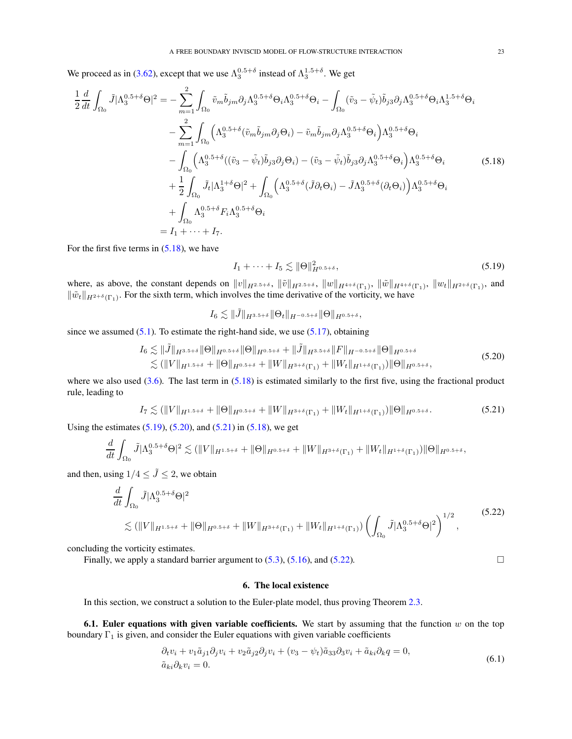We proceed as in (3.62), except that we use $\Lambda_3^{0.5+\delta}$ instead of $\Lambda_3^{1.5+\delta}$. We get

$$
\begin{aligned}
\frac{1}{2}\frac{d}{dt}\int_{\Omega_0} \tilde{J}|\Lambda_3^{0.5+\delta}\Theta|^2 = &-\sum_{m=1}^{2}\int_{\Omega_0} \tilde{v}_m \tilde{b}_{jm}\partial_j \Lambda_3^{0.5+\delta}\Theta_i \Lambda_3^{0.5+\delta}\Theta_i - \int_{\Omega_0} (\tilde{v}_3 - \tilde{\psi}_t)\tilde{b}_{j3}\partial_j \Lambda_3^{0.5+\delta}\Theta_i \Lambda_3^{1.5+\delta}\Theta_i \\
&- \sum_{m=1}^{2}\int_{\Omega_0} \Big(\Lambda_3^{0.5+\delta}(\tilde{v}_m \tilde{b}_{jm}\partial_j \Theta_i) - \tilde{v}_m \tilde{b}_{jm}\partial_j \Lambda_3^{0.5+\delta}\Theta_i\Big)\Lambda_3^{0.5+\delta}\Theta_i \\
&- \int_{\Omega_0} \Big(\Lambda_3^{0.5+\delta}((\tilde{v}_3 - \tilde{\psi}_t)\tilde{b}_{j3}\partial_j \Theta_i) - (\tilde{v}_3 - \tilde{\psi}_t)\tilde{b}_{j3}\partial_j \Lambda_3^{0.5+\delta}\Theta_i\Big)\Lambda_3^{0.5+\delta}\Theta_i \\
&+ \frac{1}{2}\int_{\Omega_0} \tilde{J}_t|\Lambda_3^{1+\delta}\Theta|^2 + \int_{\Omega_0} \Big(\Lambda_3^{0.5+\delta}(\tilde{J}\partial_t \Theta_i) - \tilde{J}\Lambda_3^{0.5+\delta}(\partial_t \Theta_i)\Big)\Lambda_3^{0.5+\delta}\Theta_i \\
&+ \int_{\Omega_0} \Lambda_3^{0.5+\delta}F_i \Lambda_3^{0.5+\delta}\Theta_i \\
= &\; I_1 + \cdots + I_7.
\end{aligned}
\tag{5.18}
$$

For the first five terms in (5.18), we have

$$
I_1 + \cdots + I_5 \lesssim \|\Theta\|^2_{H^{0.5+\delta}}, \tag{5.19}
$$

where, as above, the constant depends on $\|v\|_{H^{2.5+\delta}}$, $\|\tilde{v}\|_{H^{2.5+\delta}}$, $\|w\|_{H^{4+\delta}(\Gamma_1)}$, $\|\tilde{w}\|_{H^{4+\delta}(\Gamma_1)}$, $\|w_t\|_{H^{2+\delta}(\Gamma_1)}$, and $\|\tilde{w}_t\|_{H^{2+\delta}(\Gamma_1)}$. For the sixth term, which involves the time derivative of the vorticity, we have

$$
I_6 \lesssim \|\tilde{J}\|_{H^{3.5+\delta}}\|\Theta_t\|_{H^{-0.5+\delta}}\|\Theta\|_{H^{0.5+\delta}},
$$

since we assumed (5.1). To estimate the right-hand side, we use (5.17), obtaining

$$
\begin{aligned}
I_6 &\lesssim \|\tilde{J}\|_{H^{3.5+\delta}}\|\Theta\|_{H^{0.5+\delta}}\|\Theta\|_{H^{0.5+\delta}} + \|\tilde{J}\|_{H^{3.5+\delta}}\|F\|_{H^{-0.5+\delta}}\|\Theta\|_{H^{0.5+\delta}} \\
&\lesssim (\|V\|_{H^{1.5+\delta}} + \|\Theta\|_{H^{0.5+\delta}} + \|W\|_{H^{3+\delta}(\Gamma_1)} + \|W_t\|_{H^{1+\delta}(\Gamma_1)})\|\Theta\|_{H^{0.5+\delta}},
\end{aligned}
\tag{5.20}
$$

where we also used (3.6). The last term in (5.18) is estimated similarly to the first five, using the fractional product rule, leading to

$$
I_7 \lesssim (\|V\|_{H^{1.5+\delta}} + \|\Theta\|_{H^{0.5+\delta}} + \|W\|_{H^{3+\delta}(\Gamma_1)} + \|W_t\|_{H^{1+\delta}(\Gamma_1)})\|\Theta\|_{H^{0.5+\delta}}. \tag{5.21}
$$

Using the estimates (5.19), (5.20), and (5.21) in (5.18), we get

$$
\frac{d}{dt}\int_{\Omega_0} \tilde{J}|\Lambda_3^{0.5+\delta}\Theta|^2 \lesssim (\|V\|_{H^{1.5+\delta}} + \|\Theta\|_{H^{0.5+\delta}} + \|W\|_{H^{3+\delta}(\Gamma_1)} + \|W_t\|_{H^{1+\delta}(\Gamma_1)})\|\Theta\|_{H^{0.5+\delta}},
$$

and then, using $1/4 \le \tilde{J} \le 2$, we obtain

$$
\begin{aligned}
&\frac{d}{dt}\int_{\Omega_0} \tilde{J}|\Lambda_3^{0.5+\delta}\Theta|^2 \\
&\lesssim (\|V\|_{H^{1.5+\delta}} + \|\Theta\|_{H^{0.5+\delta}} + \|W\|_{H^{3+\delta}(\Gamma_1)} + \|W_t\|_{H^{1+\delta}(\Gamma_1)})\left(\int_{\Omega_0} \tilde{J}|\Lambda_3^{0.5+\delta}\Theta|^2\right)^{1/2},
\end{aligned}
\tag{5.22}
$$

concluding the vorticity estimates.

Finally, we apply a standard barrier argument to (5.3), (5.16), and (5.22). $\square$

## 6. The local existence

In this section, we construct a solution to the Euler-plate model, thus proving Theorem 2.3.

**6.1. Euler equations with given variable coefficients.** We start by assuming that the function $w$ on the top boundary $\Gamma_1$ is given, and consider the Euler equations with given variable coefficients

$$
\begin{aligned}
&\partial_t v_i + v_1 \tilde{a}_{j1}\partial_j v_i + v_2 \tilde{a}_{j2}\partial_j v_i + (v_3 - \psi_t)\tilde{a}_{33}\partial_3 v_i + \tilde{a}_{ki}\partial_k q = 0, \\
&\tilde{a}_{ki}\partial_k v_i = 0.
\end{aligned}
\tag{6.1}
$$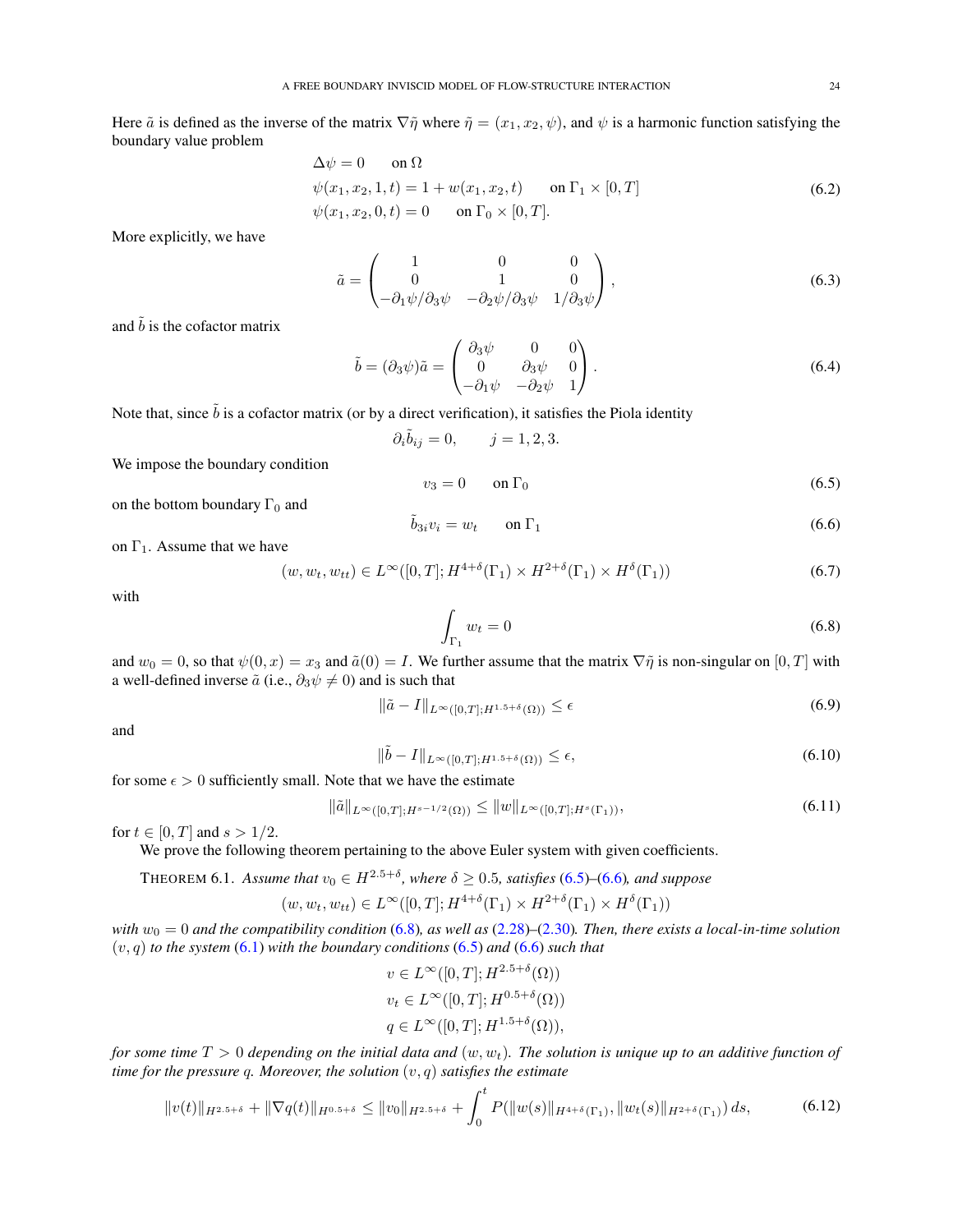Here $\tilde{a}$ is defined as the inverse of the matrix $\nabla\tilde{\eta}$ where $\tilde{\eta} = (x_1, x_2, \psi)$, and $\psi$ is a harmonic function satisfying the boundary value problem

$$
\begin{aligned}
&\Delta\psi = 0 \qquad \text{on } \Omega \\
&\psi(x_1, x_2, 1, t) = 1 + w(x_1, x_2, t) \qquad \text{on } \Gamma_1 \times [0, T] \\
&\psi(x_1, x_2, 0, t) = 0 \qquad \text{on } \Gamma_0 \times [0, T].
\end{aligned}
\tag{6.2}
$$

More explicitly, we have

$$
\tilde{a} = \begin{pmatrix} 1 & 0 & 0 \\ 0 & 1 & 0 \\ -\partial_1\psi/\partial_3\psi & -\partial_2\psi/\partial_3\psi & 1/\partial_3\psi \end{pmatrix},
\tag{6.3}
$$

and $\tilde{b}$ is the cofactor matrix

$$
\tilde{b} = (\partial_3\psi)\tilde{a} = \begin{pmatrix} \partial_3\psi & 0 & 0 \\ 0 & \partial_3\psi & 0 \\ -\partial_1\psi & -\partial_2\psi & 1 \end{pmatrix}.
\tag{6.4}
$$

Note that, since $\tilde{b}$ is a cofactor matrix (or by a direct verification), it satisfies the Piola identity

$$
\partial_i \tilde{b}_{ij} = 0, \qquad j = 1, 2, 3.
$$

We impose the boundary condition

$$
v_3 = 0 \qquad \text{on } \Gamma_0 \tag{6.5}
$$

on the bottom boundary $\Gamma_0$ and

$$
\tilde{b}_{3i} v_i = w_t \qquad \text{on } \Gamma_1 \tag{6.6}
$$

on $\Gamma_1$. Assume that we have

$$
(w, w_t, w_{tt}) \in L^\infty([0, T]; H^{4+\delta}(\Gamma_1) \times H^{2+\delta}(\Gamma_1) \times H^{\delta}(\Gamma_1)) \tag{6.7}
$$

with

$$
\int_{\Gamma_1} w_t = 0 \tag{6.8}
$$

and $w_0 = 0$, so that $\psi(0, x) = x_3$ and $\tilde{a}(0) = I$. We further assume that the matrix $\nabla\tilde{\eta}$ is non-singular on $[0, T]$ with a well-defined inverse $\tilde{a}$ (i.e., $\partial_3\psi \neq 0$) and is such that

$$
\|\tilde{a} - I\|_{L^\infty([0,T]; H^{1.5+\delta}(\Omega))} \leq \epsilon \tag{6.9}
$$

and

$$
\|\tilde{b} - I\|_{L^\infty([0,T]; H^{1.5+\delta}(\Omega))} \leq \epsilon, \tag{6.10}
$$

for some $\epsilon > 0$ sufficiently small. Note that we have the estimate

$$
\|\tilde{a}\|_{L^\infty([0,T]; H^{s-1/2}(\Omega))} \leq \|w\|_{L^\infty([0,T]; H^{s}(\Gamma_1))}, \tag{6.11}
$$

for $t \in [0, T]$ and $s > 1/2$.

We prove the following theorem pertaining to the above Euler system with given coefficients.

THEOREM 6.1. *Assume that $v_0 \in H^{2.5+\delta}$, where $\delta \geq 0.5$, satisfies (6.5)–(6.6), and suppose*

$$
(w, w_t, w_{tt}) \in L^\infty([0, T]; H^{4+\delta}(\Gamma_1) \times H^{2+\delta}(\Gamma_1) \times H^{\delta}(\Gamma_1))
$$

*with $w_0 = 0$ and the compatibility condition (6.8), as well as (2.28)–(2.30). Then, there exists a local-in-time solution $(v, q)$ to the system (6.1) with the boundary conditions (6.5) and (6.6) such that*

$$
\begin{aligned}
&v \in L^\infty([0, T]; H^{2.5+\delta}(\Omega)) \\
&v_t \in L^\infty([0, T]; H^{0.5+\delta}(\Omega)) \\
&q \in L^\infty([0, T]; H^{1.5+\delta}(\Omega)),
\end{aligned}
$$

*for some time $T > 0$ depending on the initial data and $(w, w_t)$. The solution is unique up to an additive function of time for the pressure $q$. Moreover, the solution $(v, q)$ satisfies the estimate*

$$
\|v(t)\|_{H^{2.5+\delta}} + \|\nabla q(t)\|_{H^{0.5+\delta}} \leq \|v_0\|_{H^{2.5+\delta}} + \int_0^t P(\|w(s)\|_{H^{4+\delta}(\Gamma_1)}, \|w_t(s)\|_{H^{2+\delta}(\Gamma_1)})\, ds, \tag{6.12}
$$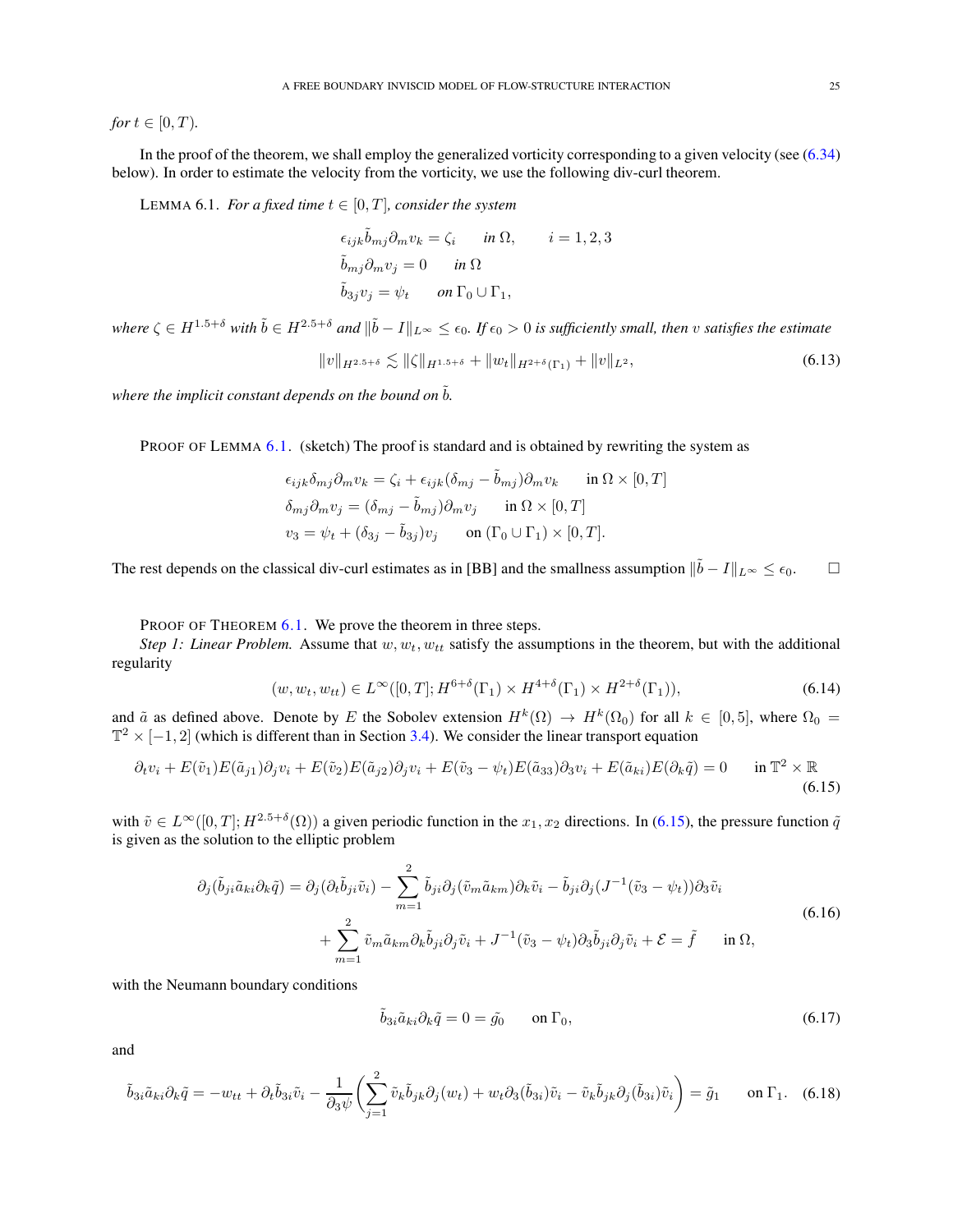*for* $t \in [0, T)$.

In the proof of the theorem, we shall employ the generalized vorticity corresponding to a given velocity (see (6.34) below). In order to estimate the velocity from the vorticity, we use the following div-curl theorem.

LEMMA 6.1. *For a fixed time* $t \in [0, T]$*, consider the system*

$$
\begin{aligned}
&\epsilon_{ijk}\tilde{b}_{mj}\partial_m v_k = \zeta_i \qquad \text{in } \Omega, \qquad i = 1,2,3\\
&\tilde{b}_{mj}\partial_m v_j = 0 \qquad \text{in } \Omega\\
&\tilde{b}_{3j}v_j = \psi_t \qquad \text{on } \Gamma_0 \cup \Gamma_1,
\end{aligned}
$$

*where* $\zeta \in H^{1.5+\delta}$ *with* $\tilde{b} \in H^{2.5+\delta}$ *and* $\|\tilde{b} - I\|_{L^\infty} \le \epsilon_0$*. If* $\epsilon_0 > 0$ *is sufficiently small, then* $v$ *satisfies the estimate*

$$
\|v\|_{H^{2.5+\delta}} \lesssim \|\zeta\|_{H^{1.5+\delta}} + \|w_t\|_{H^{2+\delta}(\Gamma_1)} + \|v\|_{L^2}, \tag{6.13}
$$

*where the implicit constant depends on the bound on* $\tilde{b}$*.*

PROOF OF LEMMA 6.1. (sketch) The proof is standard and is obtained by rewriting the system as

$$
\begin{aligned}
&\epsilon_{ijk}\delta_{mj}\partial_m v_k = \zeta_i + \epsilon_{ijk}(\delta_{mj} - \tilde{b}_{mj})\partial_m v_k \qquad \text{in } \Omega \times [0, T]\\
&\delta_{mj}\partial_m v_j = (\delta_{mj} - \tilde{b}_{mj})\partial_m v_j \qquad \text{in } \Omega \times [0, T]\\
&v_3 = \psi_t + (\delta_{3j} - \tilde{b}_{3j})v_j \qquad \text{on } (\Gamma_0 \cup \Gamma_1) \times [0, T].
\end{aligned}
$$

The rest depends on the classical div-curl estimates as in [BB] and the smallness assumption $\|\tilde{b} - I\|_{L^\infty} \le \epsilon_0$. $\square$

PROOF OF THEOREM 6.1. We prove the theorem in three steps.

*Step 1: Linear Problem.* Assume that $w, w_t, w_{tt}$ satisfy the assumptions in the theorem, but with the additional regularity

$$
(w, w_t, w_{tt}) \in L^\infty([0, T]; H^{6+\delta}(\Gamma_1) \times H^{4+\delta}(\Gamma_1) \times H^{2+\delta}(\Gamma_1)), \tag{6.14}
$$

and $\tilde{a}$ as defined above. Denote by $E$ the Sobolev extension $H^k(\Omega) \to H^k(\Omega_0)$ for all $k \in [0, 5]$, where $\Omega_0 = \mathbb{T}^2 \times [-1, 2]$ (which is different than in Section 3.4). We consider the linear transport equation

$$
\partial_t v_i + E(\tilde{v}_1)E(\tilde{a}_{j1})\partial_j v_i + E(\tilde{v}_2)E(\tilde{a}_{j2})\partial_j v_i + E(\tilde{v}_3 - \psi_t)E(\tilde{a}_{33})\partial_3 v_i + E(\tilde{a}_{ki})E(\partial_k \tilde{q}) = 0 \qquad \text{in } \mathbb{T}^2 \times \mathbb{R} \tag{6.15}
$$

with $\tilde{v} \in L^\infty([0, T]; H^{2.5+\delta}(\Omega))$ a given periodic function in the $x_1, x_2$ directions. In (6.15), the pressure function $\tilde{q}$ is given as the solution to the elliptic problem

$$
\begin{aligned}
\partial_j(\tilde{b}_{ji}\tilde{a}_{ki}\partial_k \tilde{q}) = {} & \partial_j(\partial_t \tilde{b}_{ji}\tilde{v}_i) - \sum_{m=1}^{2} \tilde{b}_{ji}\partial_j(\tilde{v}_m \tilde{a}_{km})\partial_k \tilde{v}_i - \tilde{b}_{ji}\partial_j(J^{-1}(\tilde{v}_3 - \psi_t))\partial_3 \tilde{v}_i\\
& + \sum_{m=1}^{2} \tilde{v}_m \tilde{a}_{km}\partial_k \tilde{b}_{ji}\partial_j \tilde{v}_i + J^{-1}(\tilde{v}_3 - \psi_t)\partial_3 \tilde{b}_{ji}\partial_j \tilde{v}_i + \mathcal{E} = \tilde{f} \qquad \text{in } \Omega,
\end{aligned} \tag{6.16}
$$

with the Neumann boundary conditions

$$
\tilde{b}_{3i}\tilde{a}_{ki}\partial_k \tilde{q} = 0 = \tilde{g}_0 \qquad \text{on } \Gamma_0, \tag{6.17}
$$

and

$$
\tilde{b}_{3i}\tilde{a}_{ki}\partial_k \tilde{q} = -w_{tt} + \partial_t \tilde{b}_{3i}\tilde{v}_i - \frac{1}{\partial_3 \psi}\left(\sum_{j=1}^{2} \tilde{v}_k \tilde{b}_{jk}\partial_j(w_t) + w_t \partial_3(\tilde{b}_{3i})\tilde{v}_i - \tilde{v}_k \tilde{b}_{jk}\partial_j(\tilde{b}_{3i})\tilde{v}_i\right) = \tilde{g}_1 \qquad \text{on } \Gamma_1. \tag{6.18}
$$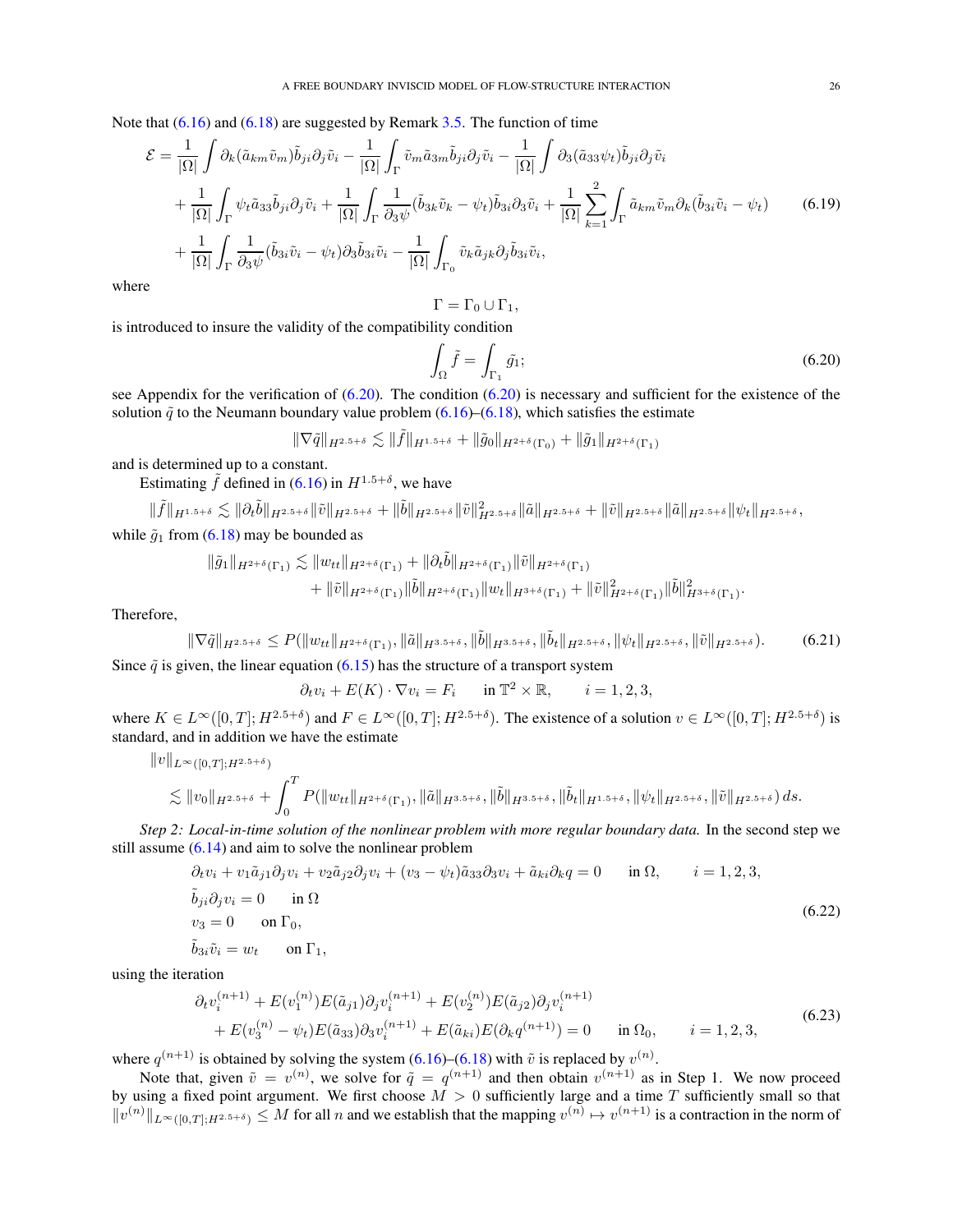Note that (6.16) and (6.18) are suggested by Remark 3.5. The function of time

$$
\begin{aligned}
\mathcal{E} = & \frac{1}{|\Omega|}\int \partial_k(\tilde a_{km}\tilde v_m)\tilde b_{ji}\partial_j\tilde v_i - \frac{1}{|\Omega|}\int_\Gamma \tilde v_m\tilde a_{3m}\tilde b_{ji}\partial_j\tilde v_i - \frac{1}{|\Omega|}\int \partial_3(\tilde a_{33}\psi_t)\tilde b_{ji}\partial_j\tilde v_i \\
& + \frac{1}{|\Omega|}\int_\Gamma \psi_t\tilde a_{33}\tilde b_{ji}\partial_j\tilde v_i + \frac{1}{|\Omega|}\int_\Gamma \frac{1}{\partial_3\psi}(\tilde b_{3k}\tilde v_k - \psi_t)\tilde b_{3i}\partial_3\tilde v_i + \frac{1}{|\Omega|}\sum_{k=1}^{2}\int_\Gamma \tilde a_{km}\tilde v_m\partial_k(\tilde b_{3i}\tilde v_i - \psi_t) \qquad (6.19)\\
& + \frac{1}{|\Omega|}\int_\Gamma \frac{1}{\partial_3\psi}(\tilde b_{3i}\tilde v_i - \psi_t)\partial_3\tilde b_{3i}\tilde v_i - \frac{1}{|\Omega|}\int_{\Gamma_0} \tilde v_k\tilde a_{jk}\partial_j\tilde b_{3i}\tilde v_i,
\end{aligned}
$$

where

$$
\Gamma = \Gamma_0 \cup \Gamma_1,
$$

is introduced to insure the validity of the compatibility condition

$$
\int_\Omega \tilde f = \int_{\Gamma_1} \tilde{g_1}; \qquad (6.20)
$$

see Appendix for the verification of (6.20). The condition (6.20) is necessary and sufficient for the existence of the solution $\tilde q$ to the Neumann boundary value problem (6.16)–(6.18), which satisfies the estimate

$$
\|\nabla\tilde q\|_{H^{2.5+\delta}} \lesssim \|\tilde f\|_{H^{1.5+\delta}} + \|\tilde g_0\|_{H^{2+\delta}(\Gamma_0)} + \|\tilde g_1\|_{H^{2+\delta}(\Gamma_1)}
$$

and is determined up to a constant.

Estimating $\tilde f$ defined in (6.16) in $H^{1.5+\delta}$, we have

$$
\|\tilde f\|_{H^{1.5+\delta}} \lesssim \|\partial_t\tilde b\|_{H^{2.5+\delta}}\|\tilde v\|_{H^{2.5+\delta}} + \|\tilde b\|_{H^{2.5+\delta}}\|\tilde v\|^2_{H^{2.5+\delta}}\|\tilde a\|_{H^{2.5+\delta}} + \|\tilde v\|_{H^{2.5+\delta}}\|\tilde a\|_{H^{2.5+\delta}}\|\psi_t\|_{H^{2.5+\delta}},
$$

while $\tilde g_1$ from (6.18) may be bounded as

$$
\begin{aligned}
\|\tilde g_1\|_{H^{2+\delta}(\Gamma_1)} \lesssim & \|w_{tt}\|_{H^{2+\delta}(\Gamma_1)} + \|\partial_t\tilde b\|_{H^{2+\delta}(\Gamma_1)}\|\tilde v\|_{H^{2+\delta}(\Gamma_1)} \\
& + \|\tilde v\|_{H^{2+\delta}(\Gamma_1)}\|\tilde b\|_{H^{2+\delta}(\Gamma_1)}\|w_t\|_{H^{3+\delta}(\Gamma_1)} + \|\tilde v\|^2_{H^{2+\delta}(\Gamma_1)}\|\tilde b\|^2_{H^{3+\delta}(\Gamma_1)}.
\end{aligned}
$$

Therefore,

$$
\|\nabla\tilde q\|_{H^{2.5+\delta}} \le P(\|w_{tt}\|_{H^{2+\delta}(\Gamma_1)}, \|\tilde a\|_{H^{3.5+\delta}}, \|\tilde b\|_{H^{3.5+\delta}}, \|\tilde b_t\|_{H^{2.5+\delta}}, \|\psi_t\|_{H^{2.5+\delta}}, \|\tilde v\|_{H^{2.5+\delta}}). \qquad (6.21)
$$

Since $\tilde q$ is given, the linear equation (6.15) has the structure of a transport system

$$
\partial_t v_i + E(K)\cdot\nabla v_i = F_i \qquad \text{in } \mathbb{T}^2\times\mathbb{R}, \qquad i = 1,2,3,
$$

where $K \in L^\infty([0,T]; H^{2.5+\delta})$ and $F \in L^\infty([0,T]; H^{2.5+\delta})$. The existence of a solution $v \in L^\infty([0,T]; H^{2.5+\delta})$ is standard, and in addition we have the estimate

$$
\begin{aligned}
& \|v\|_{L^\infty([0,T];H^{2.5+\delta})} \\
& \lesssim \|v_0\|_{H^{2.5+\delta}} + \int_0^T P(\|w_{tt}\|_{H^{2+\delta}(\Gamma_1)}, \|\tilde a\|_{H^{3.5+\delta}}, \|\tilde b\|_{H^{3.5+\delta}}, \|\tilde b_t\|_{H^{1.5+\delta}}, \|\psi_t\|_{H^{2.5+\delta}}, \|\tilde v\|_{H^{2.5+\delta}})\, ds.
\end{aligned}
$$

*Step 2: Local-in-time solution of the nonlinear problem with more regular boundary data.* In the second step we still assume (6.14) and aim to solve the nonlinear problem

$$
\begin{aligned}
& \partial_t v_i + v_1\tilde a_{j1}\partial_j v_i + v_2\tilde a_{j2}\partial_j v_i + (v_3 - \psi_t)\tilde a_{33}\partial_3 v_i + \tilde a_{ki}\partial_k q = 0 \qquad \text{in } \Omega, \qquad i = 1,2,3, \\
& \tilde b_{ji}\partial_j v_i = 0 \qquad \text{in } \Omega \\
& v_3 = 0 \qquad \text{on } \Gamma_0, \\
& \tilde b_{3i}\tilde v_i = w_t \qquad \text{on } \Gamma_1,
\end{aligned} \qquad (6.22)
$$

using the iteration

$$
\begin{aligned}
& \partial_t v_i^{(n+1)} + E(v_1^{(n)})E(\tilde a_{j1})\partial_j v_i^{(n+1)} + E(v_2^{(n)})E(\tilde a_{j2})\partial_j v_i^{(n+1)} \\
& \quad + E(v_3^{(n)} - \psi_t)E(\tilde a_{33})\partial_3 v_i^{(n+1)} + E(\tilde a_{ki})E(\partial_k q^{(n+1)}) = 0 \qquad \text{in } \Omega_0, \qquad i = 1,2,3,
\end{aligned} \qquad (6.23)
$$

where $q^{(n+1)}$ is obtained by solving the system (6.16)–(6.18) with $\tilde v$ is replaced by $v^{(n)}$.

Note that, given $\tilde v = v^{(n)}$, we solve for $\tilde q = q^{(n+1)}$ and then obtain $v^{(n+1)}$ as in Step 1. We now proceed by using a fixed point argument. We first choose $M > 0$ sufficiently large and a time $T$ sufficiently small so that $\|v^{(n)}\|_{L^\infty([0,T];H^{2.5+\delta})} \le M$ for all $n$ and we establish that the mapping $v^{(n)} \mapsto v^{(n+1)}$ is a contraction in the norm of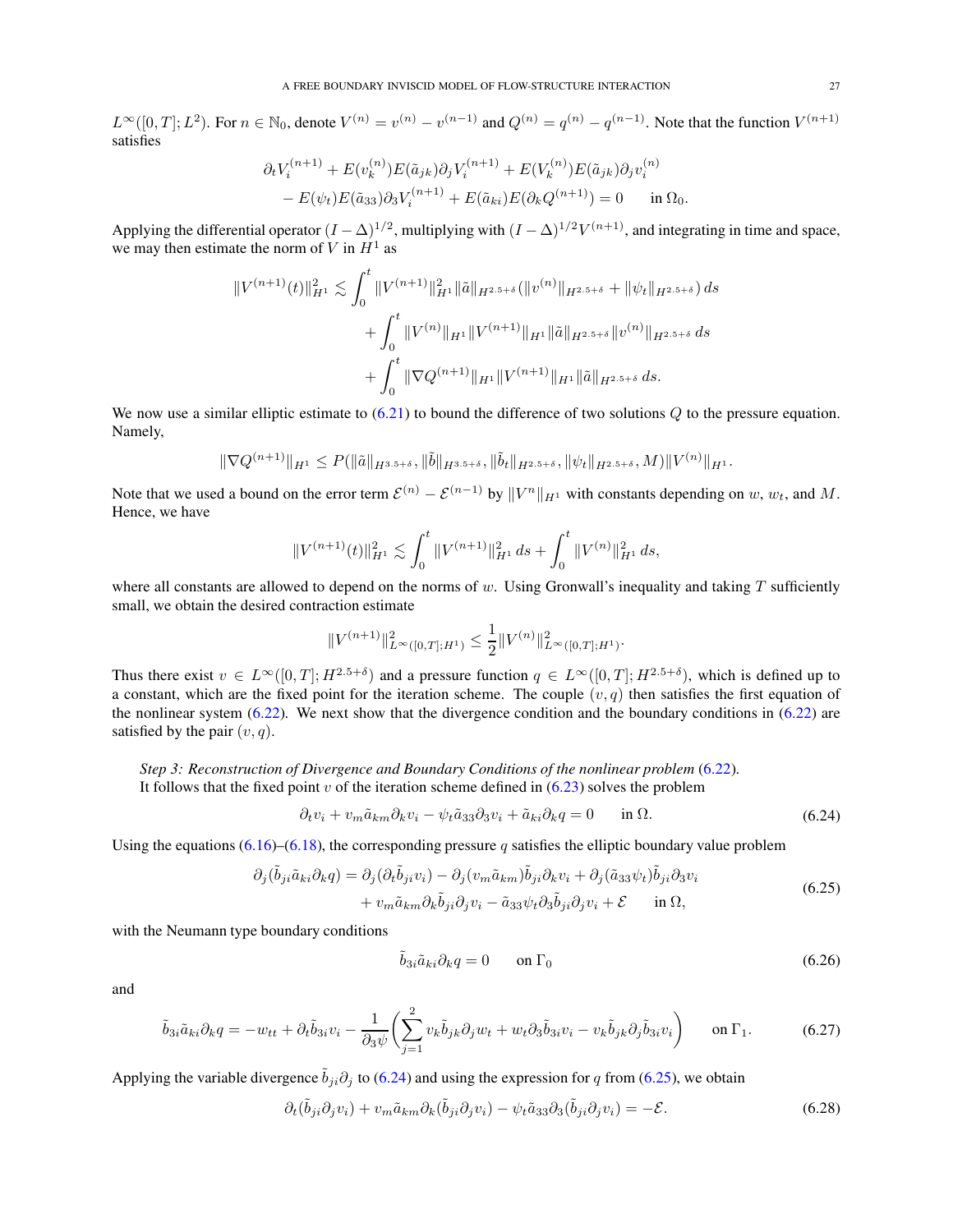$L^\infty([0,T];L^2)$. For $n \in \mathbb{N}_0$, denote $V^{(n)} = v^{(n)} - v^{(n-1)}$ and $Q^{(n)} = q^{(n)} - q^{(n-1)}$. Note that the function $V^{(n+1)}$ satisfies

$$
\begin{aligned}
&\partial_t V_i^{(n+1)} + E(v_k^{(n)})E(\tilde{a}_{jk})\partial_j V_i^{(n+1)} + E(V_k^{(n)})E(\tilde{a}_{jk})\partial_j v_i^{(n)} \\
&\quad - E(\psi_t)E(\tilde{a}_{33})\partial_3 V_i^{(n+1)} + E(\tilde{a}_{ki})E(\partial_k Q^{(n+1)}) = 0 \qquad \text{in } \Omega_0.
\end{aligned}
$$

Applying the differential operator $(I-\Delta)^{1/2}$, multiplying with $(I-\Delta)^{1/2}V^{(n+1)}$, and integrating in time and space, we may then estimate the norm of $V$ in $H^1$ as

$$
\begin{aligned}
\|V^{(n+1)}(t)\|_{H^1}^2 \lesssim &\int_0^t \|V^{(n+1)}\|_{H^1}^2 \|\tilde{a}\|_{H^{2.5+\delta}} (\|v^{(n)}\|_{H^{2.5+\delta}} + \|\psi_t\|_{H^{2.5+\delta}})\, ds \\
&+ \int_0^t \|V^{(n)}\|_{H^1}\|V^{(n+1)}\|_{H^1}\|\tilde{a}\|_{H^{2.5+\delta}}\|v^{(n)}\|_{H^{2.5+\delta}}\, ds \\
&+ \int_0^t \|\nabla Q^{(n+1)}\|_{H^1}\|V^{(n+1)}\|_{H^1}\|\tilde{a}\|_{H^{2.5+\delta}}\, ds.
\end{aligned}
$$

We now use a similar elliptic estimate to (6.21) to bound the difference of two solutions $Q$ to the pressure equation. Namely,

$$
\|\nabla Q^{(n+1)}\|_{H^1} \le P(\|\tilde{a}\|_{H^{3.5+\delta}}, \|\tilde{b}\|_{H^{3.5+\delta}}, \|\tilde{b}_t\|_{H^{2.5+\delta}}, \|\psi_t\|_{H^{2.5+\delta}}, M)\|V^{(n)}\|_{H^1}.
$$

Note that we used a bound on the error term $\mathcal{E}^{(n)} - \mathcal{E}^{(n-1)}$ by $\|V^n\|_{H^1}$ with constants depending on $w$, $w_t$, and $M$. Hence, we have

$$
\|V^{(n+1)}(t)\|_{H^1}^2 \lesssim \int_0^t \|V^{(n+1)}\|_{H^1}^2\, ds + \int_0^t \|V^{(n)}\|_{H^1}^2\, ds,
$$

where all constants are allowed to depend on the norms of $w$. Using Gronwall's inequality and taking $T$ sufficiently small, we obtain the desired contraction estimate

$$
\|V^{(n+1)}\|_{L^\infty([0,T];H^1)}^2 \le \frac{1}{2}\|V^{(n)}\|_{L^\infty([0,T];H^1)}^2.
$$

Thus there exist $v \in L^\infty([0,T];H^{2.5+\delta})$ and a pressure function $q \in L^\infty([0,T];H^{2.5+\delta})$, which is defined up to a constant, which are the fixed point for the iteration scheme. The couple $(v,q)$ then satisfies the first equation of the nonlinear system (6.22). We next show that the divergence condition and the boundary conditions in (6.22) are satisfied by the pair $(v,q)$.

*Step 3: Reconstruction of Divergence and Boundary Conditions of the nonlinear problem* (6.22).
It follows that the fixed point $v$ of the iteration scheme defined in (6.23) solves the problem

$$
\partial_t v_i + v_m \tilde{a}_{km}\partial_k v_i - \psi_t \tilde{a}_{33}\partial_3 v_i + \tilde{a}_{ki}\partial_k q = 0 \qquad \text{in } \Omega. \tag{6.24}
$$

Using the equations (6.16)–(6.18), the corresponding pressure $q$ satisfies the elliptic boundary value problem

$$
\begin{aligned}
\partial_j(\tilde{b}_{ji}\tilde{a}_{ki}\partial_k q) = &\,\partial_j(\partial_t \tilde{b}_{ji} v_i) - \partial_j(v_m \tilde{a}_{km})\tilde{b}_{ji}\partial_k v_i + \partial_j(\tilde{a}_{33}\psi_t)\tilde{b}_{ji}\partial_3 v_i \\
&+ v_m \tilde{a}_{km}\partial_k \tilde{b}_{ji}\partial_j v_i - \tilde{a}_{33}\psi_t \partial_3 \tilde{b}_{ji}\partial_j v_i + \mathcal{E} \qquad \text{in } \Omega,
\end{aligned} \tag{6.25}
$$

with the Neumann type boundary conditions

$$
\tilde{b}_{3i}\tilde{a}_{ki}\partial_k q = 0 \qquad \text{on } \Gamma_0 \tag{6.26}
$$

and

$$
\tilde{b}_{3i}\tilde{a}_{ki}\partial_k q = -w_{tt} + \partial_t \tilde{b}_{3i} v_i - \frac{1}{\partial_3 \psi}\left( \sum_{j=1}^{2} v_k \tilde{b}_{jk}\partial_j w_t + w_t \partial_3 \tilde{b}_{3i} v_i - v_k \tilde{b}_{jk}\partial_j \tilde{b}_{3i} v_i \right) \qquad \text{on } \Gamma_1. \tag{6.27}
$$

Applying the variable divergence $\tilde{b}_{ji}\partial_j$ to (6.24) and using the expression for $q$ from (6.25), we obtain

$$
\partial_t(\tilde{b}_{ji}\partial_j v_i) + v_m \tilde{a}_{km}\partial_k(\tilde{b}_{ji}\partial_j v_i) - \psi_t \tilde{a}_{33}\partial_3(\tilde{b}_{ji}\partial_j v_i) = -\mathcal{E}. \tag{6.28}
$$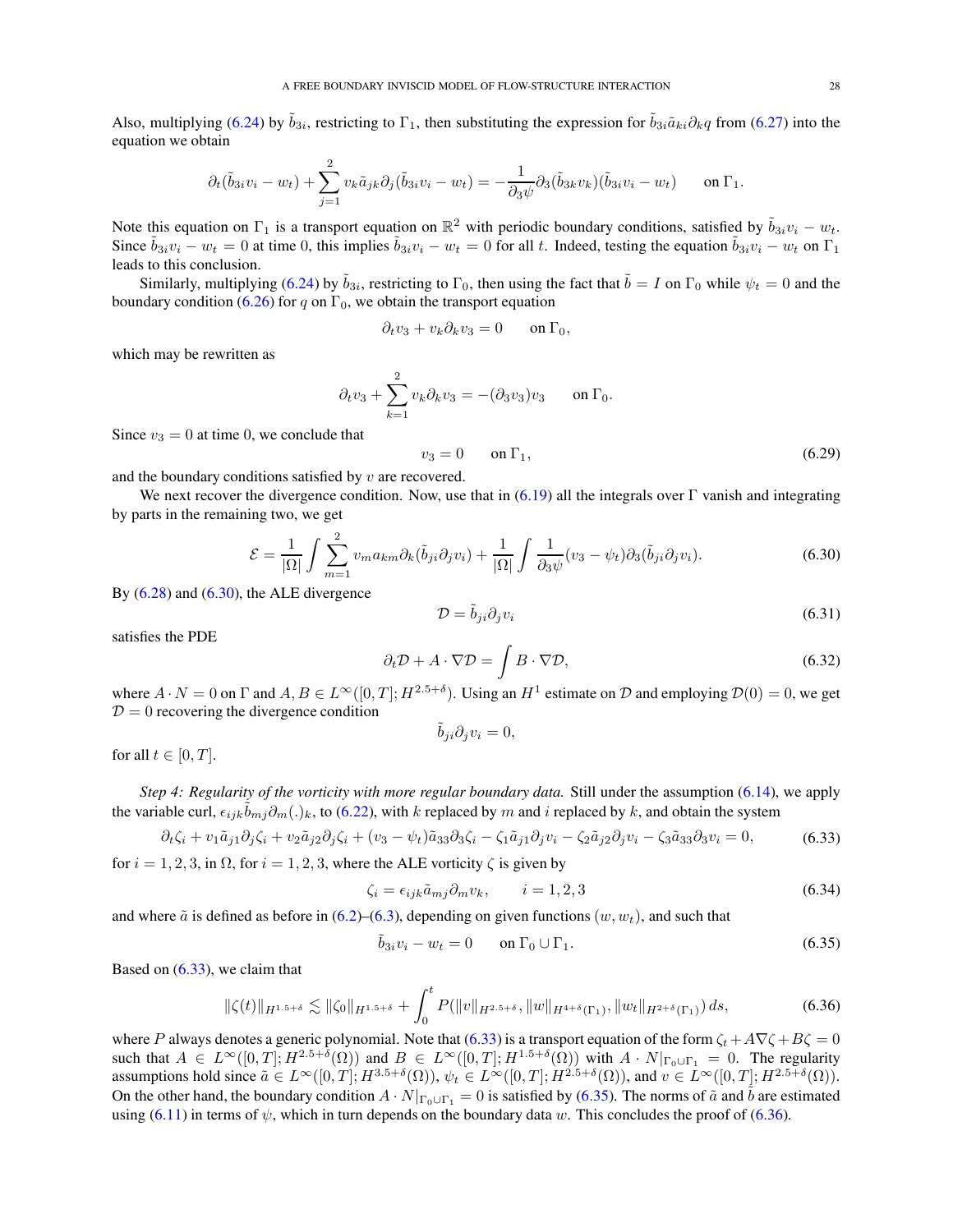Also, multiplying (6.24) by $\tilde{b}_{3i}$, restricting to $\Gamma_1$, then substituting the expression for $\tilde{b}_{3i}\tilde{a}_{ki}\partial_k q$ from (6.27) into the equation we obtain

$$\partial_t(\tilde{b}_{3i}v_i - w_t) + \sum_{j=1}^{2} v_k \tilde{a}_{jk}\partial_j(\tilde{b}_{3i}v_i - w_t) = -\frac{1}{\partial_3\psi}\partial_3(\tilde{b}_{3k}v_k)(\tilde{b}_{3i}v_i - w_t) \qquad \text{on } \Gamma_1.$$

Note this equation on $\Gamma_1$ is a transport equation on $\mathbb{R}^2$ with periodic boundary conditions, satisfied by $\tilde{b}_{3i}v_i - w_t$. Since $\tilde{b}_{3i}v_i - w_t = 0$ at time 0, this implies $\tilde{b}_{3i}v_i - w_t = 0$ for all $t$. Indeed, testing the equation $\tilde{b}_{3i}v_i - w_t$ on $\Gamma_1$ leads to this conclusion.

Similarly, multiplying (6.24) by $\tilde{b}_{3i}$, restricting to $\Gamma_0$, then using the fact that $\tilde{b} = I$ on $\Gamma_0$ while $\psi_t = 0$ and the boundary condition (6.26) for $q$ on $\Gamma_0$, we obtain the transport equation

$$\partial_t v_3 + v_k\partial_k v_3 = 0 \qquad \text{on } \Gamma_0,$$

which may be rewritten as

$$\partial_t v_3 + \sum_{k=1}^{2} v_k\partial_k v_3 = -(\partial_3 v_3)v_3 \qquad \text{on } \Gamma_0.$$

Since $v_3 = 0$ at time 0, we conclude that

$$v_3 = 0 \qquad \text{on } \Gamma_1, \tag{6.29}$$

and the boundary conditions satisfied by $v$ are recovered.

We next recover the divergence condition. Now, use that in (6.19) all the integrals over $\Gamma$ vanish and integrating by parts in the remaining two, we get

$$\mathcal{E} = \frac{1}{|\Omega|}\int \sum_{m=1}^{2} v_m a_{km}\partial_k(\tilde{b}_{ji}\partial_j v_i) + \frac{1}{|\Omega|}\int \frac{1}{\partial_3\psi}(v_3 - \psi_t)\partial_3(\tilde{b}_{ji}\partial_j v_i). \tag{6.30}$$

By (6.28) and (6.30), the ALE divergence

$$\mathcal{D} = \tilde{b}_{ji}\partial_j v_i \tag{6.31}$$

satisfies the PDE

$$\partial_t\mathcal{D} + A\cdot\nabla\mathcal{D} = \int B\cdot\nabla\mathcal{D}, \tag{6.32}$$

where $A\cdot N = 0$ on $\Gamma$ and $A, B \in L^\infty([0,T]; H^{2.5+\delta})$. Using an $H^1$ estimate on $\mathcal{D}$ and employing $\mathcal{D}(0) = 0$, we get $\mathcal{D} = 0$ recovering the divergence condition

$$\tilde{b}_{ji}\partial_j v_i = 0,$$

for all $t \in [0,T]$.

*Step 4: Regularity of the vorticity with more regular boundary data.* Still under the assumption (6.14), we apply the variable curl, $\epsilon_{ijk}\tilde{b}_{mj}\partial_m(.)_k$, to (6.22), with $k$ replaced by $m$ and $i$ replaced by $k$, and obtain the system

$$\partial_t\zeta_i + v_1\tilde{a}_{j1}\partial_j\zeta_i + v_2\tilde{a}_{j2}\partial_j\zeta_i + (v_3 - \psi_t)\tilde{a}_{33}\partial_3\zeta_i - \zeta_1\tilde{a}_{j1}\partial_j v_i - \zeta_2\tilde{a}_{j2}\partial_j v_i - \zeta_3\tilde{a}_{33}\partial_3 v_i = 0, \tag{6.33}$$

for $i = 1,2,3$, in $\Omega$, for $i = 1,2,3$, where the ALE vorticity $\zeta$ is given by

$$\zeta_i = \epsilon_{ijk}\tilde{a}_{mj}\partial_m v_k, \qquad i = 1,2,3 \tag{6.34}$$

and where $\tilde{a}$ is defined as before in (6.2)–(6.3), depending on given functions $(w, w_t)$, and such that

$$\tilde{b}_{3i}v_i - w_t = 0 \qquad \text{on } \Gamma_0 \cup \Gamma_1. \tag{6.35}$$

Based on (6.33), we claim that

$$\|\zeta(t)\|_{H^{1.5+\delta}} \lesssim \|\zeta_0\|_{H^{1.5+\delta}} + \int_0^t P(\|v\|_{H^{2.5+\delta}}, \|w\|_{H^{4+\delta}(\Gamma_1)}, \|w_t\|_{H^{2+\delta}(\Gamma_1)})\,ds, \tag{6.36}$$

where $P$ always denotes a generic polynomial. Note that (6.33) is a transport equation of the form $\zeta_t + A\nabla\zeta + B\zeta = 0$ such that $A \in L^\infty([0,T]; H^{2.5+\delta}(\Omega))$ and $B \in L^\infty([0,T]; H^{1.5+\delta}(\Omega))$ with $A\cdot N|_{\Gamma_0\cup\Gamma_1} = 0$. The regularity assumptions hold since $\tilde{a} \in L^\infty([0,T]; H^{3.5+\delta}(\Omega))$, $\psi_t \in L^\infty([0,T]; H^{2.5+\delta}(\Omega))$, and $v \in L^\infty([0,T]; H^{2.5+\delta}(\Omega))$. On the other hand, the boundary condition $A\cdot N|_{\Gamma_0\cup\Gamma_1} = 0$ is satisfied by (6.35). The norms of $\tilde{a}$ and $\tilde{b}$ are estimated using (6.11) in terms of $\psi$, which in turn depends on the boundary data $w$. This concludes the proof of (6.36).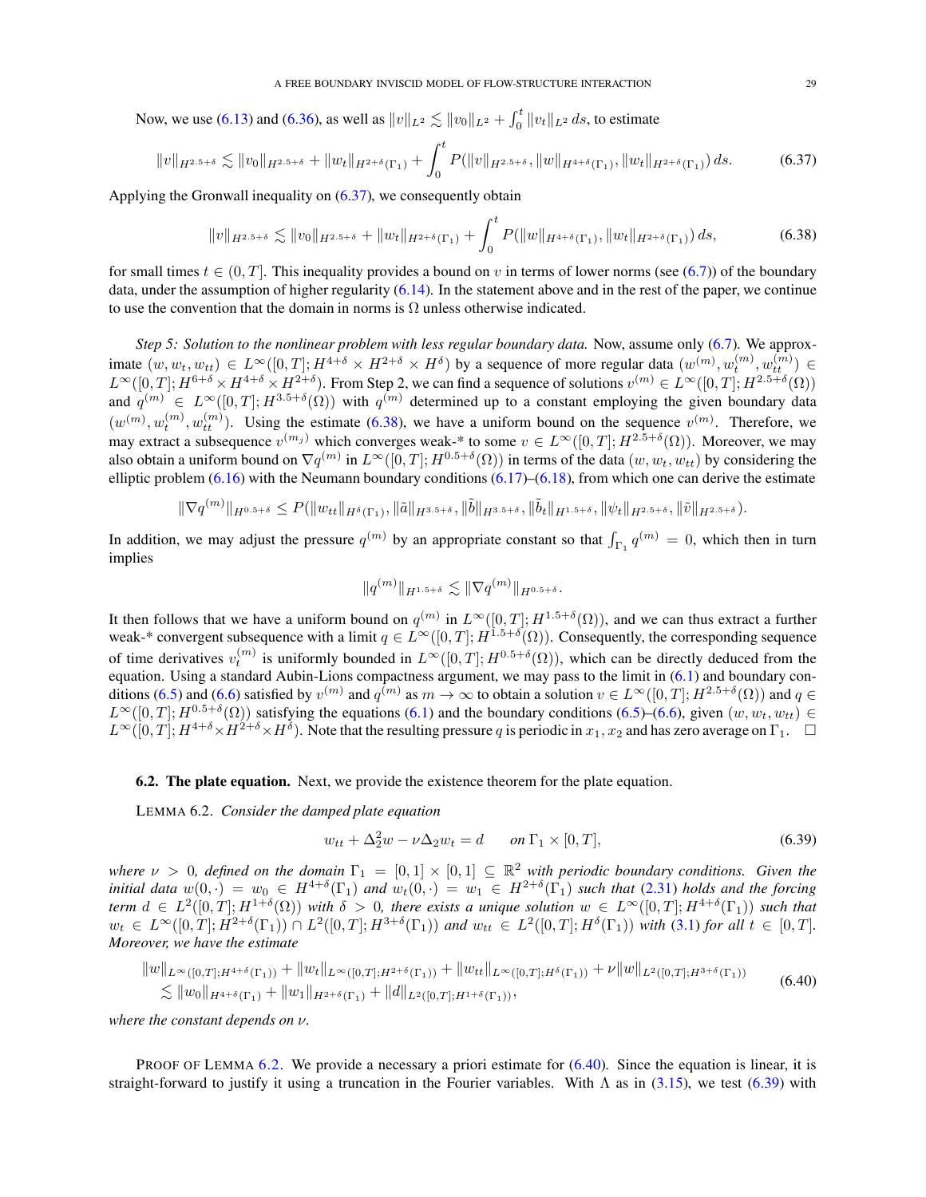Now, we use (6.13) and (6.36), as well as $\|v\|_{L^2} \lesssim \|v_0\|_{L^2} + \int_0^t \|v_t\|_{L^2}\,ds$, to estimate

$$\|v\|_{H^{2.5+\delta}} \lesssim \|v_0\|_{H^{2.5+\delta}} + \|w_t\|_{H^{2+\delta}(\Gamma_1)} + \int_0^t P(\|v\|_{H^{2.5+\delta}}, \|w\|_{H^{4+\delta}(\Gamma_1)}, \|w_t\|_{H^{2+\delta}(\Gamma_1)})\,ds. \tag{6.37}$$

Applying the Gronwall inequality on (6.37), we consequently obtain

$$\|v\|_{H^{2.5+\delta}} \lesssim \|v_0\|_{H^{2.5+\delta}} + \|w_t\|_{H^{2+\delta}(\Gamma_1)} + \int_0^t P(\|w\|_{H^{4+\delta}(\Gamma_1)}, \|w_t\|_{H^{2+\delta}(\Gamma_1)})\,ds, \tag{6.38}$$

for small times $t \in (0,T]$. This inequality provides a bound on $v$ in terms of lower norms (see (6.7)) of the boundary data, under the assumption of higher regularity (6.14). In the statement above and in the rest of the paper, we continue to use the convention that the domain in norms is $\Omega$ unless otherwise indicated.

*Step 5: Solution to the nonlinear problem with less regular boundary data.* Now, assume only (6.7). We approximate $(w, w_t, w_{tt}) \in L^\infty([0,T]; H^{4+\delta} \times H^{2+\delta} \times H^{\delta})$ by a sequence of more regular data $(w^{(m)}, w_t^{(m)}, w_{tt}^{(m)}) \in L^\infty([0,T]; H^{6+\delta} \times H^{4+\delta} \times H^{2+\delta})$. From Step 2, we can find a sequence of solutions $v^{(m)} \in L^\infty([0,T]; H^{2.5+\delta}(\Omega))$ and $q^{(m)} \in L^\infty([0,T]; H^{3.5+\delta}(\Omega))$ with $q^{(m)}$ determined up to a constant employing the given boundary data $(w^{(m)}, w_t^{(m)}, w_{tt}^{(m)})$. Using the estimate (6.38), we have a uniform bound on the sequence $v^{(m)}$. Therefore, we may extract a subsequence $v^{(m_j)}$ which converges weak-* to some $v \in L^\infty([0,T]; H^{2.5+\delta}(\Omega))$. Moreover, we may also obtain a uniform bound on $\nabla q^{(m)}$ in $L^\infty([0,T]; H^{0.5+\delta}(\Omega))$ in terms of the data $(w, w_t, w_{tt})$ by considering the elliptic problem (6.16) with the Neumann boundary conditions (6.17)–(6.18), from which one can derive the estimate

$$\|\nabla q^{(m)}\|_{H^{0.5+\delta}} \leq P(\|w_{tt}\|_{H^{\delta}(\Gamma_1)}, \|\tilde{a}\|_{H^{3.5+\delta}}, \|\tilde{b}\|_{H^{3.5+\delta}}, \|\tilde{b}_t\|_{H^{1.5+\delta}}, \|\psi_t\|_{H^{2.5+\delta}}, \|\tilde{v}\|_{H^{2.5+\delta}}).$$

In addition, we may adjust the pressure $q^{(m)}$ by an appropriate constant so that $\int_{\Gamma_1} q^{(m)} = 0$, which then in turn implies

$$\|q^{(m)}\|_{H^{1.5+\delta}} \lesssim \|\nabla q^{(m)}\|_{H^{0.5+\delta}}.$$

It then follows that we have a uniform bound on $q^{(m)}$ in $L^\infty([0,T]; H^{1.5+\delta}(\Omega))$, and we can thus extract a further weak-* convergent subsequence with a limit $q \in L^\infty([0,T]; H^{1.5+\delta}(\Omega))$. Consequently, the corresponding sequence of time derivatives $v_t^{(m)}$ is uniformly bounded in $L^\infty([0,T]; H^{0.5+\delta}(\Omega))$, which can be directly deduced from the equation. Using a standard Aubin-Lions compactness argument, we may pass to the limit in (6.1) and boundary conditions (6.5) and (6.6) satisfied by $v^{(m)}$ and $q^{(m)}$ as $m \to \infty$ to obtain a solution $v \in L^\infty([0,T]; H^{2.5+\delta}(\Omega))$ and $q \in L^\infty([0,T]; H^{0.5+\delta}(\Omega))$ satisfying the equations (6.1) and the boundary conditions (6.5)–(6.6), given $(w, w_t, w_{tt}) \in L^\infty([0,T]; H^{4+\delta} \times H^{2+\delta} \times H^{\delta})$. Note that the resulting pressure $q$ is periodic in $x_1, x_2$ and has zero average on $\Gamma_1$. $\square$

## 6.2. The plate equation.

Next, we provide the existence theorem for the plate equation.

LEMMA 6.2. *Consider the damped plate equation*

$$w_{tt} + \Delta_2^2 w - \nu \Delta_2 w_t = d \qquad \text{on } \Gamma_1 \times [0,T], \tag{6.39}$$

*where $\nu > 0$, defined on the domain $\Gamma_1 = [0,1] \times [0,1] \subseteq \mathbb{R}^2$ with periodic boundary conditions. Given the initial data $w(0,\cdot) = w_0 \in H^{4+\delta}(\Gamma_1)$ and $w_t(0,\cdot) = w_1 \in H^{2+\delta}(\Gamma_1)$ such that (2.31) holds and the forcing term $d \in L^2([0,T]; H^{1+\delta}(\Omega))$ with $\delta > 0$, there exists a unique solution $w \in L^\infty([0,T]; H^{4+\delta}(\Gamma_1))$ such that $w_t \in L^\infty([0,T]; H^{2+\delta}(\Gamma_1)) \cap L^2([0,T]; H^{3+\delta}(\Gamma_1))$ and $w_{tt} \in L^2([0,T]; H^{\delta}(\Gamma_1))$ with (3.1) for all $t \in [0,T]$. Moreover, we have the estimate*

$$\begin{aligned}
&\|w\|_{L^\infty([0,T];H^{4+\delta}(\Gamma_1))} + \|w_t\|_{L^\infty([0,T];H^{2+\delta}(\Gamma_1))} + \|w_{tt}\|_{L^\infty([0,T];H^{\delta}(\Gamma_1))} + \nu\|w\|_{L^2([0,T];H^{3+\delta}(\Gamma_1))} \\
&\quad \lesssim \|w_0\|_{H^{4+\delta}(\Gamma_1)} + \|w_1\|_{H^{2+\delta}(\Gamma_1)} + \|d\|_{L^2([0,T];H^{1+\delta}(\Gamma_1))},
\end{aligned} \tag{6.40}$$

*where the constant depends on $\nu$.*

PROOF OF LEMMA 6.2. We provide a necessary a priori estimate for (6.40). Since the equation is linear, it is straight-forward to justify it using a truncation in the Fourier variables. With $\Lambda$ as in (3.15), we test (6.39) with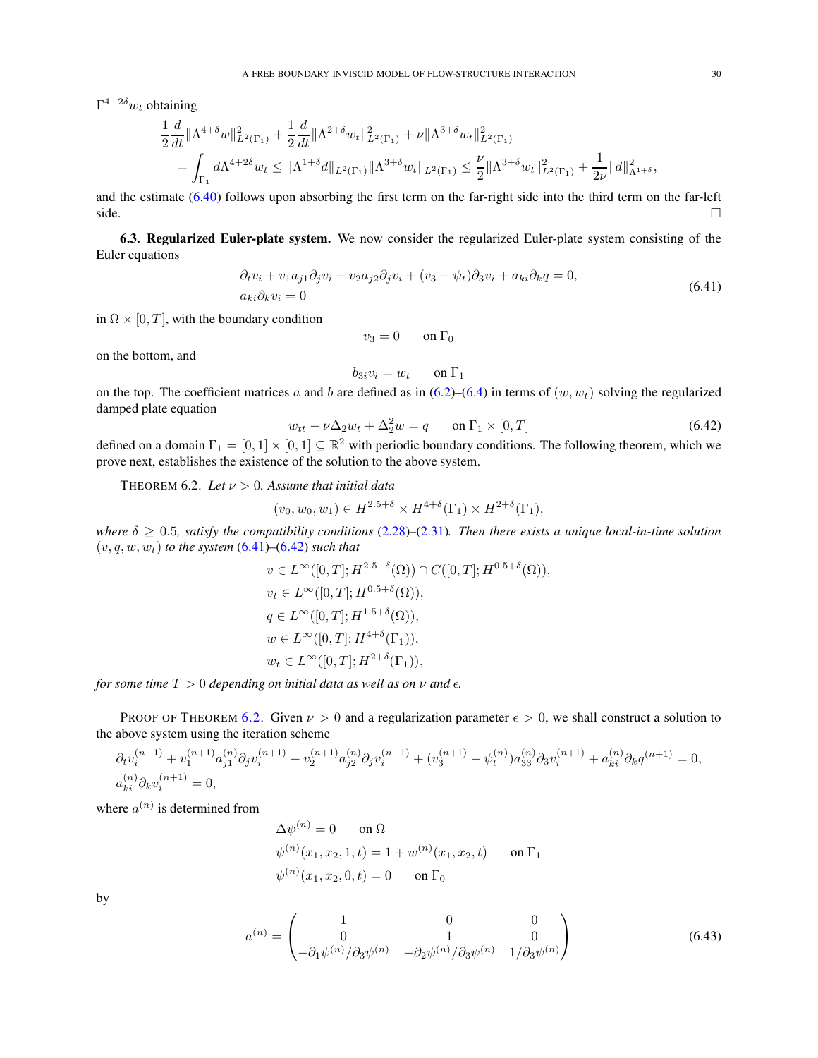$\Gamma^{4+2\delta} w_t$ obtaining

$$
\begin{aligned}
&\frac{1}{2}\frac{d}{dt}\|\Lambda^{4+\delta} w\|_{L^2(\Gamma_1)}^2 + \frac{1}{2}\frac{d}{dt}\|\Lambda^{2+\delta} w_t\|_{L^2(\Gamma_1)}^2 + \nu\|\Lambda^{3+\delta} w_t\|_{L^2(\Gamma_1)}^2 \\
&\quad = \int_{\Gamma_1} d\Lambda^{4+2\delta} w_t \le \|\Lambda^{1+\delta} d\|_{L^2(\Gamma_1)}\|\Lambda^{3+\delta} w_t\|_{L^2(\Gamma_1)} \le \frac{\nu}{2}\|\Lambda^{3+\delta} w_t\|_{L^2(\Gamma_1)}^2 + \frac{1}{2\nu}\|d\|_{\Lambda^{1+\delta}}^2,
\end{aligned}
$$

and the estimate (6.40) follows upon absorbing the first term on the far-right side into the third term on the far-left side. □

**6.3. Regularized Euler-plate system.** We now consider the regularized Euler-plate system consisting of the Euler equations

$$
\begin{aligned}
&\partial_t v_i + v_1 a_{j1}\partial_j v_i + v_2 a_{j2}\partial_j v_i + (v_3 - \psi_t)\partial_3 v_i + a_{ki}\partial_k q = 0, \\
&a_{ki}\partial_k v_i = 0
\end{aligned}
\tag{6.41}
$$

in $\Omega \times [0,T]$, with the boundary condition

$$
v_3 = 0 \qquad \text{on } \Gamma_0
$$

on the bottom, and

$$
b_{3i} v_i = w_t \qquad \text{on } \Gamma_1
$$

on the top. The coefficient matrices $a$ and $b$ are defined as in (6.2)–(6.4) in terms of $(w, w_t)$ solving the regularized damped plate equation

$$
w_{tt} - \nu\Delta_2 w_t + \Delta_2^2 w = q \qquad \text{on } \Gamma_1 \times [0,T]
\tag{6.42}
$$

defined on a domain $\Gamma_1 = [0,1]\times[0,1] \subseteq \mathbb{R}^2$ with periodic boundary conditions. The following theorem, which we prove next, establishes the existence of the solution to the above system.

THEOREM 6.2. *Let $\nu > 0$. Assume that initial data*

$$
(v_0, w_0, w_1) \in H^{2.5+\delta} \times H^{4+\delta}(\Gamma_1) \times H^{2+\delta}(\Gamma_1),
$$

*where $\delta \ge 0.5$, satisfy the compatibility conditions (2.28)–(2.31). Then there exists a unique local-in-time solution $(v, q, w, w_t)$ to the system (6.41)–(6.42) such that*

$$
\begin{aligned}
&v \in L^\infty([0,T]; H^{2.5+\delta}(\Omega)) \cap C([0,T]; H^{0.5+\delta}(\Omega)), \\
&v_t \in L^\infty([0,T]; H^{0.5+\delta}(\Omega)), \\
&q \in L^\infty([0,T]; H^{1.5+\delta}(\Omega)), \\
&w \in L^\infty([0,T]; H^{4+\delta}(\Gamma_1)), \\
&w_t \in L^\infty([0,T]; H^{2+\delta}(\Gamma_1)),
\end{aligned}
$$

*for some time $T > 0$ depending on initial data as well as on $\nu$ and $\epsilon$.*

PROOF OF THEOREM 6.2. Given $\nu > 0$ and a regularization parameter $\epsilon > 0$, we shall construct a solution to the above system using the iteration scheme

$$
\begin{aligned}
&\partial_t v_i^{(n+1)} + v_1^{(n+1)} a_{j1}^{(n)}\partial_j v_i^{(n+1)} + v_2^{(n+1)} a_{j2}^{(n)}\partial_j v_i^{(n+1)} + (v_3^{(n+1)} - \psi_t^{(n)}) a_{33}^{(n)}\partial_3 v_i^{(n+1)} + a_{ki}^{(n)}\partial_k q^{(n+1)} = 0, \\
&a_{ki}^{(n)}\partial_k v_i^{(n+1)} = 0,
\end{aligned}
$$

where $a^{(n)}$ is determined from

$$
\begin{aligned}
&\Delta\psi^{(n)} = 0 \qquad \text{on } \Omega \\
&\psi^{(n)}(x_1, x_2, 1, t) = 1 + w^{(n)}(x_1, x_2, t) \qquad \text{on } \Gamma_1 \\
&\psi^{(n)}(x_1, x_2, 0, t) = 0 \qquad \text{on } \Gamma_0
\end{aligned}
$$

by

$$
a^{(n)} = \begin{pmatrix} 1 & 0 & 0 \\ 0 & 1 & 0 \\ -\partial_1\psi^{(n)}/\partial_3\psi^{(n)} & -\partial_2\psi^{(n)}/\partial_3\psi^{(n)} & 1/\partial_3\psi^{(n)} \end{pmatrix}
\tag{6.43}
$$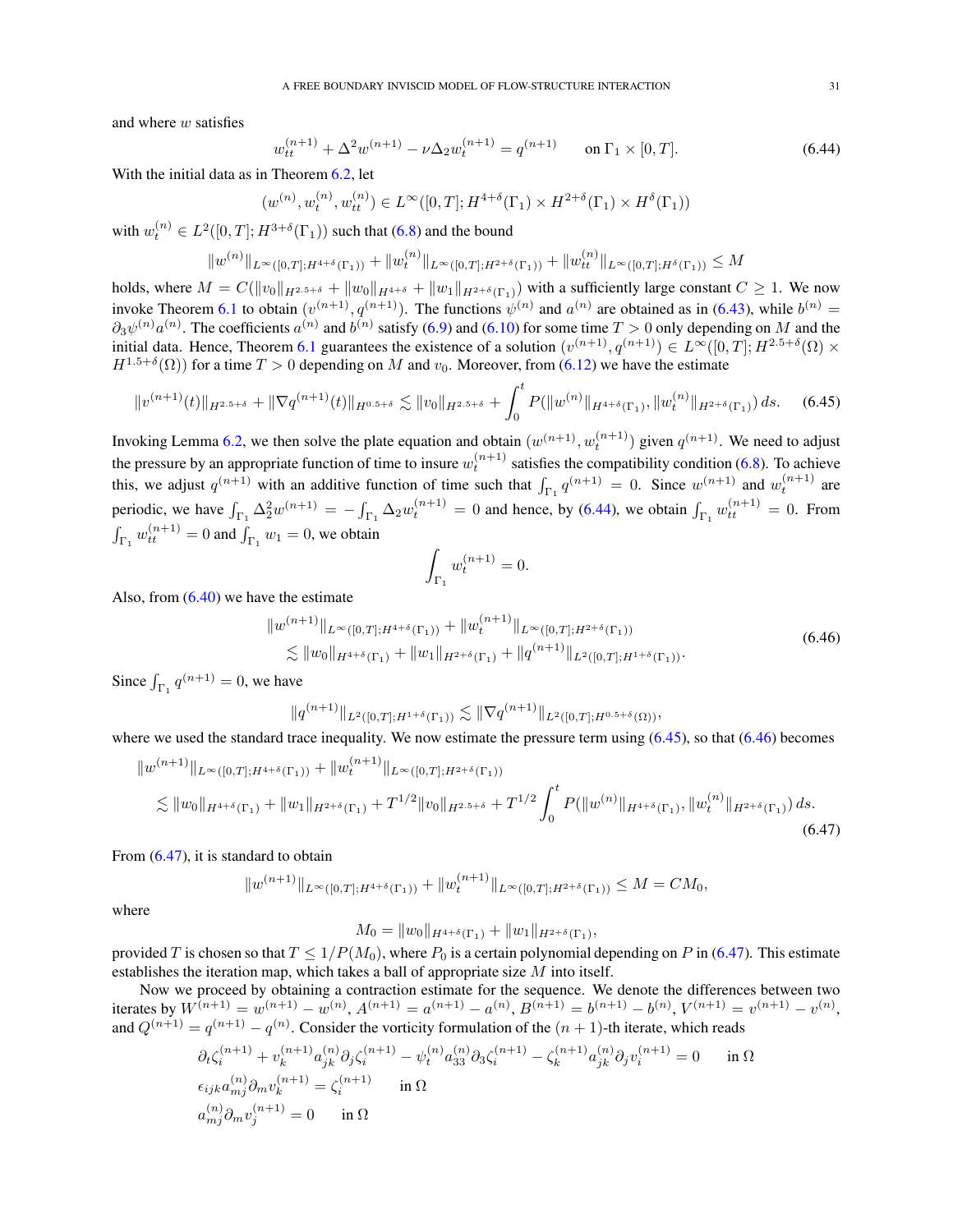and where $w$ satisfies

$$w_{tt}^{(n+1)} + \Delta^2 w^{(n+1)} - \nu \Delta_2 w_t^{(n+1)} = q^{(n+1)} \qquad \text{on } \Gamma_1 \times [0,T]. \tag{6.44}$$

With the initial data as in Theorem 6.2, let

$$(w^{(n)}, w_t^{(n)}, w_{tt}^{(n)}) \in L^\infty([0,T]; H^{4+\delta}(\Gamma_1) \times H^{2+\delta}(\Gamma_1) \times H^{\delta}(\Gamma_1))$$

with $w_t^{(n)} \in L^2([0,T]; H^{3+\delta}(\Gamma_1))$ such that (6.8) and the bound

$$\|w^{(n)}\|_{L^\infty([0,T];H^{4+\delta}(\Gamma_1))} + \|w_t^{(n)}\|_{L^\infty([0,T];H^{2+\delta}(\Gamma_1))} + \|w_{tt}^{(n)}\|_{L^\infty([0,T];H^{\delta}(\Gamma_1))} \leq M$$

holds, where $M = C(\|v_0\|_{H^{2.5+\delta}} + \|w_0\|_{H^{4+\delta}} + \|w_1\|_{H^{2+\delta}(\Gamma_1)})$ with a sufficiently large constant $C \geq 1$. We now invoke Theorem 6.1 to obtain $(v^{(n+1)}, q^{(n+1)})$. The functions $\psi^{(n)}$ and $a^{(n)}$ are obtained as in (6.43), while $b^{(n)} = \partial_3 \psi^{(n)} a^{(n)}$. The coefficients $a^{(n)}$ and $b^{(n)}$ satisfy (6.9) and (6.10) for some time $T > 0$ only depending on $M$ and the initial data. Hence, Theorem 6.1 guarantees the existence of a solution $(v^{(n+1)}, q^{(n+1)}) \in L^\infty([0,T]; H^{2.5+\delta}(\Omega) \times H^{1.5+\delta}(\Omega))$ for a time $T > 0$ depending on $M$ and $v_0$. Moreover, from (6.12) we have the estimate

$$\|v^{(n+1)}(t)\|_{H^{2.5+\delta}} + \|\nabla q^{(n+1)}(t)\|_{H^{0.5+\delta}} \lesssim \|v_0\|_{H^{2.5+\delta}} + \int_0^t P(\|w^{(n)}\|_{H^{4+\delta}(\Gamma_1)}, \|w_t^{(n)}\|_{H^{2+\delta}(\Gamma_1)})\, ds. \tag{6.45}$$

Invoking Lemma 6.2, we then solve the plate equation and obtain $(w^{(n+1)}, w_t^{(n+1)})$ given $q^{(n+1)}$. We need to adjust the pressure by an appropriate function of time to insure $w_t^{(n+1)}$ satisfies the compatibility condition (6.8). To achieve this, we adjust $q^{(n+1)}$ with an additive function of time such that $\int_{\Gamma_1} q^{(n+1)} = 0$. Since $w^{(n+1)}$ and $w_t^{(n+1)}$ are periodic, we have $\int_{\Gamma_1} \Delta_2^2 w^{(n+1)} = -\int_{\Gamma_1} \Delta_2 w_t^{(n+1)} = 0$ and hence, by (6.44), we obtain $\int_{\Gamma_1} w_{tt}^{(n+1)} = 0$. From $\int_{\Gamma_1} w_{tt}^{(n+1)} = 0$ and $\int_{\Gamma_1} w_1 = 0$, we obtain

$$\int_{\Gamma_1} w_t^{(n+1)} = 0.$$

Also, from (6.40) we have the estimate

$$\begin{aligned} &\|w^{(n+1)}\|_{L^\infty([0,T];H^{4+\delta}(\Gamma_1))} + \|w_t^{(n+1)}\|_{L^\infty([0,T];H^{2+\delta}(\Gamma_1))} \\ &\quad \lesssim \|w_0\|_{H^{4+\delta}(\Gamma_1)} + \|w_1\|_{H^{2+\delta}(\Gamma_1)} + \|q^{(n+1)}\|_{L^2([0,T];H^{1+\delta}(\Gamma_1))}. \end{aligned} \tag{6.46}$$

Since $\int_{\Gamma_1} q^{(n+1)} = 0$, we have

$$\|q^{(n+1)}\|_{L^2([0,T];H^{1+\delta}(\Gamma_1))} \lesssim \|\nabla q^{(n+1)}\|_{L^2([0,T];H^{0.5+\delta}(\Omega))},$$

where we used the standard trace inequality. We now estimate the pressure term using (6.45), so that (6.46) becomes

$$\begin{aligned} &\|w^{(n+1)}\|_{L^\infty([0,T];H^{4+\delta}(\Gamma_1))} + \|w_t^{(n+1)}\|_{L^\infty([0,T];H^{2+\delta}(\Gamma_1))} \\ &\lesssim \|w_0\|_{H^{4+\delta}(\Gamma_1)} + \|w_1\|_{H^{2+\delta}(\Gamma_1)} + T^{1/2}\|v_0\|_{H^{2.5+\delta}} + T^{1/2}\int_0^t P(\|w^{(n)}\|_{H^{4+\delta}(\Gamma_1)}, \|w_t^{(n)}\|_{H^{2+\delta}(\Gamma_1)})\, ds. \end{aligned} \tag{6.47}$$

From (6.47), it is standard to obtain

$$\|w^{(n+1)}\|_{L^\infty([0,T];H^{4+\delta}(\Gamma_1))} + \|w_t^{(n+1)}\|_{L^\infty([0,T];H^{2+\delta}(\Gamma_1))} \leq M = CM_0,$$

where

$$M_0 = \|w_0\|_{H^{4+\delta}(\Gamma_1)} + \|w_1\|_{H^{2+\delta}(\Gamma_1)},$$

provided $T$ is chosen so that $T \leq 1/P(M_0)$, where $P_0$ is a certain polynomial depending on $P$ in (6.47). This estimate establishes the iteration map, which takes a ball of appropriate size $M$ into itself.

Now we proceed by obtaining a contraction estimate for the sequence. We denote the differences between two iterates by $W^{(n+1)} = w^{(n+1)} - w^{(n)}$, $A^{(n+1)} = a^{(n+1)} - a^{(n)}$, $B^{(n+1)} = b^{(n+1)} - b^{(n)}$, $V^{(n+1)} = v^{(n+1)} - v^{(n)}$, and $Q^{(n+1)} = q^{(n+1)} - q^{(n)}$. Consider the vorticity formulation of the $(n+1)$-th iterate, which reads

$$\begin{aligned} &\partial_t \zeta_i^{(n+1)} + v_k^{(n+1)} a_{jk}^{(n)} \partial_j \zeta_i^{(n+1)} - \psi_t^{(n)} a_{33}^{(n)} \partial_3 \zeta_i^{(n+1)} - \zeta_k^{(n+1)} a_{jk}^{(n)} \partial_j v_i^{(n+1)} = 0 \qquad \text{in } \Omega \\ &\epsilon_{ijk} a_{mj}^{(n)} \partial_m v_k^{(n+1)} = \zeta_i^{(n+1)} \qquad \text{in } \Omega \\ &a_{mj}^{(n)} \partial_m v_j^{(n+1)} = 0 \qquad \text{in } \Omega \end{aligned}$$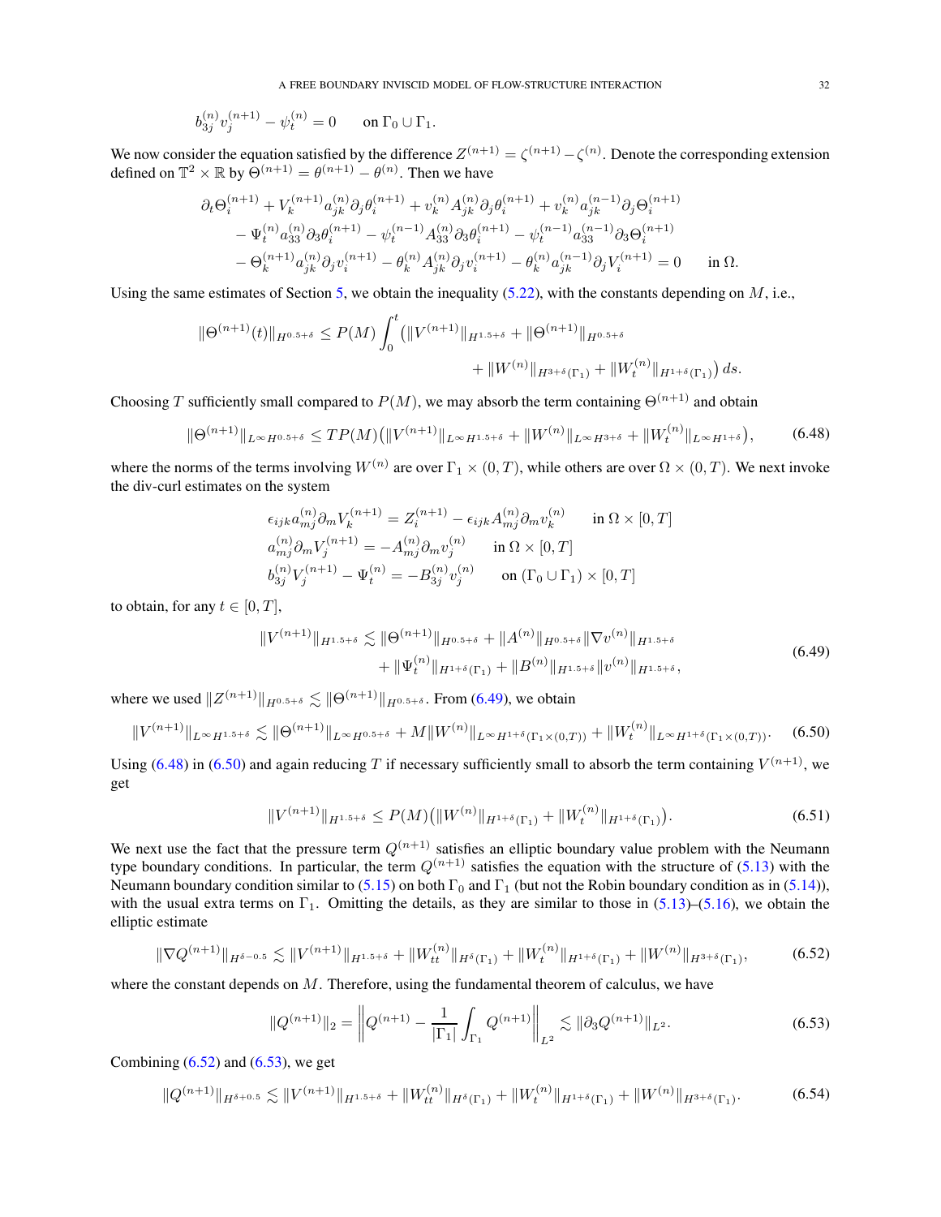$$b_{3j}^{(n)} v_j^{(n+1)} - \psi_t^{(n)} = 0 \qquad \text{on } \Gamma_0 \cup \Gamma_1.$$

We now consider the equation satisfied by the difference $Z^{(n+1)} = \zeta^{(n+1)} - \zeta^{(n)}$. Denote the corresponding extension defined on $\mathbb{T}^2 \times \mathbb{R}$ by $\Theta^{(n+1)} = \theta^{(n+1)} - \theta^{(n)}$. Then we have

$$\begin{aligned}
\partial_t \Theta_i^{(n+1)} &+ V_k^{(n+1)} a_{jk}^{(n)} \partial_j \theta_i^{(n+1)} + v_k^{(n)} A_{jk}^{(n)} \partial_j \theta_i^{(n+1)} + v_k^{(n)} a_{jk}^{(n-1)} \partial_j \Theta_i^{(n+1)} \\
&- \Psi_t^{(n)} a_{33}^{(n)} \partial_3 \theta_i^{(n+1)} - \psi_t^{(n-1)} A_{33}^{(n)} \partial_3 \theta_i^{(n+1)} - \psi_t^{(n-1)} a_{33}^{(n-1)} \partial_3 \Theta_i^{(n+1)} \\
&- \Theta_k^{(n+1)} a_{jk}^{(n)} \partial_j v_i^{(n+1)} - \theta_k^{(n)} A_{jk}^{(n)} \partial_j v_i^{(n+1)} - \theta_k^{(n)} a_{jk}^{(n-1)} \partial_j V_i^{(n+1)} = 0 \qquad \text{in } \Omega.
\end{aligned}$$

Using the same estimates of Section 5, we obtain the inequality (5.22), with the constants depending on $M$, i.e.,

$$\begin{aligned}
\|\Theta^{(n+1)}(t)\|_{H^{0.5+\delta}} \le P(M) \int_0^t \big( &\|V^{(n+1)}\|_{H^{1.5+\delta}} + \|\Theta^{(n+1)}\|_{H^{0.5+\delta}} \\
&+ \|W^{(n)}\|_{H^{3+\delta}(\Gamma_1)} + \|W_t^{(n)}\|_{H^{1+\delta}(\Gamma_1)} \big)\, ds.
\end{aligned}$$

Choosing $T$ sufficiently small compared to $P(M)$, we may absorb the term containing $\Theta^{(n+1)}$ and obtain

$$\|\Theta^{(n+1)}\|_{L^\infty H^{0.5+\delta}} \le TP(M) \big( \|V^{(n+1)}\|_{L^\infty H^{1.5+\delta}} + \|W^{(n)}\|_{L^\infty H^{3+\delta}} + \|W_t^{(n)}\|_{L^\infty H^{1+\delta}} \big), \tag{6.48}$$

where the norms of the terms involving $W^{(n)}$ are over $\Gamma_1 \times (0,T)$, while others are over $\Omega \times (0,T)$. We next invoke the div-curl estimates on the system

$$\begin{aligned}
&\epsilon_{ijk} a_{mj}^{(n)} \partial_m V_k^{(n+1)} = Z_i^{(n+1)} - \epsilon_{ijk} A_{mj}^{(n)} \partial_m v_k^{(n)} \qquad \text{in } \Omega \times [0,T] \\
&a_{mj}^{(n)} \partial_m V_j^{(n+1)} = -A_{mj}^{(n)} \partial_m v_j^{(n)} \qquad \text{in } \Omega \times [0,T] \\
&b_{3j}^{(n)} V_j^{(n+1)} - \Psi_t^{(n)} = -B_{3j}^{(n)} v_j^{(n)} \qquad \text{on } (\Gamma_0 \cup \Gamma_1) \times [0,T]
\end{aligned}$$

to obtain, for any $t \in [0,T]$,

$$\begin{aligned}
\|V^{(n+1)}\|_{H^{1.5+\delta}} \lesssim &\|\Theta^{(n+1)}\|_{H^{0.5+\delta}} + \|A^{(n)}\|_{H^{0.5+\delta}} \|\nabla v^{(n)}\|_{H^{1.5+\delta}} \\
&+ \|\Psi_t^{(n)}\|_{H^{1+\delta}(\Gamma_1)} + \|B^{(n)}\|_{H^{1.5+\delta}} \|v^{(n)}\|_{H^{1.5+\delta}},
\end{aligned} \tag{6.49}$$

where we used $\|Z^{(n+1)}\|_{H^{0.5+\delta}} \lesssim \|\Theta^{(n+1)}\|_{H^{0.5+\delta}}$. From (6.49), we obtain

$$\|V^{(n+1)}\|_{L^\infty H^{1.5+\delta}} \lesssim \|\Theta^{(n+1)}\|_{L^\infty H^{0.5+\delta}} + M \|W^{(n)}\|_{L^\infty H^{1+\delta}(\Gamma_1 \times (0,T))} + \|W_t^{(n)}\|_{L^\infty H^{1+\delta}(\Gamma_1 \times (0,T))}. \tag{6.50}$$

Using (6.48) in (6.50) and again reducing $T$ if necessary sufficiently small to absorb the term containing $V^{(n+1)}$, we get

$$\|V^{(n+1)}\|_{H^{1.5+\delta}} \le P(M) \big( \|W^{(n)}\|_{H^{1+\delta}(\Gamma_1)} + \|W_t^{(n)}\|_{H^{1+\delta}(\Gamma_1)} \big). \tag{6.51}$$

We next use the fact that the pressure term $Q^{(n+1)}$ satisfies an elliptic boundary value problem with the Neumann type boundary conditions. In particular, the term $Q^{(n+1)}$ satisfies the equation with the structure of (5.13) with the Neumann boundary condition similar to (5.15) on both $\Gamma_0$ and $\Gamma_1$ (but not the Robin boundary condition as in (5.14)), with the usual extra terms on $\Gamma_1$. Omitting the details, as they are similar to those in (5.13)–(5.16), we obtain the elliptic estimate

$$\|\nabla Q^{(n+1)}\|_{H^{\delta-0.5}} \lesssim \|V^{(n+1)}\|_{H^{1.5+\delta}} + \|W_{tt}^{(n)}\|_{H^\delta(\Gamma_1)} + \|W_t^{(n)}\|_{H^{1+\delta}(\Gamma_1)} + \|W^{(n)}\|_{H^{3+\delta}(\Gamma_1)}, \tag{6.52}$$

where the constant depends on $M$. Therefore, using the fundamental theorem of calculus, we have

$$\|Q^{(n+1)}\|_2 = \left\| Q^{(n+1)} - \frac{1}{|\Gamma_1|} \int_{\Gamma_1} Q^{(n+1)} \right\|_{L^2} \lesssim \|\partial_3 Q^{(n+1)}\|_{L^2}. \tag{6.53}$$

Combining (6.52) and (6.53), we get

$$\|Q^{(n+1)}\|_{H^{\delta+0.5}} \lesssim \|V^{(n+1)}\|_{H^{1.5+\delta}} + \|W_{tt}^{(n)}\|_{H^\delta(\Gamma_1)} + \|W_t^{(n)}\|_{H^{1+\delta}(\Gamma_1)} + \|W^{(n)}\|_{H^{3+\delta}(\Gamma_1)}. \tag{6.54}$$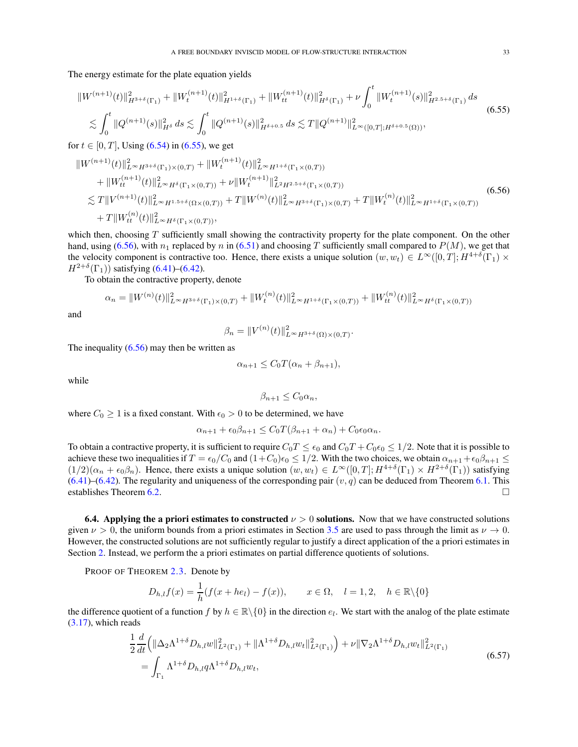The energy estimate for the plate equation yields

$$
\begin{aligned}
&\|W^{(n+1)}(t)\|_{H^{3+\delta}(\Gamma_1)}^2 + \|W_t^{(n+1)}(t)\|_{H^{1+\delta}(\Gamma_1)}^2 + \|W_{tt}^{(n+1)}(t)\|_{H^{\delta}(\Gamma_1)}^2 + \nu\int_0^t \|W_t^{(n+1)}(s)\|_{H^{2.5+\delta}(\Gamma_1)}^2\,ds \\
&\quad\lesssim \int_0^t \|Q^{(n+1)}(s)\|_{H^\delta}^2\,ds \lesssim \int_0^t \|Q^{(n+1)}(s)\|_{H^{\delta+0.5}}^2\,ds \lesssim T\|Q^{(n+1)}\|_{L^\infty([0,T];H^{\delta+0.5}(\Omega))}^2,
\end{aligned}
\tag{6.55}
$$

for $t \in [0,T]$, Using (6.54) in (6.55), we get

$$
\begin{aligned}
&\|W^{(n+1)}(t)\|_{L^\infty H^{3+\delta}(\Gamma_1)\times(0,T)}^2 + \|W_t^{(n+1)}(t)\|_{L^\infty H^{1+\delta}(\Gamma_1\times(0,T))}^2 \\
&\quad + \|W_{tt}^{(n+1)}(t)\|_{L^\infty H^{\delta}(\Gamma_1\times(0,T))}^2 + \nu\|W_t^{(n+1)}\|_{L^2 H^{2.5+\delta}(\Gamma_1\times(0,T))}^2 \\
&\lesssim T\|V^{(n+1)}(t)\|_{L^\infty H^{1.5+\delta}(\Omega\times(0,T))}^2 + T\|W^{(n)}(t)\|_{L^\infty H^{3+\delta}(\Gamma_1)\times(0,T)}^2 + T\|W_t^{(n)}(t)\|_{L^\infty H^{1+\delta}(\Gamma_1\times(0,T))}^2 \\
&\quad + T\|W_{tt}^{(n)}(t)\|_{L^\infty H^{\delta}(\Gamma_1\times(0,T))}^2,
\end{aligned}
\tag{6.56}
$$

which then, choosing $T$ sufficiently small showing the contractivity property for the plate component. On the other hand, using (6.56), with $n_1$ replaced by $n$ in (6.51) and choosing $T$ sufficiently small compared to $P(M)$, we get that the velocity component is contractive too. Hence, there exists a unique solution $(w, w_t) \in L^\infty([0,T]; H^{4+\delta}(\Gamma_1) \times H^{2+\delta}(\Gamma_1))$ satisfying (6.41)–(6.42).

To obtain the contractive property, denote

$$
\alpha_n = \|W^{(n)}(t)\|_{L^\infty H^{3+\delta}(\Gamma_1)\times(0,T)}^2 + \|W_t^{(n)}(t)\|_{L^\infty H^{1+\delta}(\Gamma_1\times(0,T))}^2 + \|W_{tt}^{(n)}(t)\|_{L^\infty H^{\delta}(\Gamma_1\times(0,T))}^2
$$

and

$$
\beta_n = \|V^{(n)}(t)\|_{L^\infty H^{3+\delta}(\Omega)\times(0,T)}^2.
$$

The inequality (6.56) may then be written as

$$
\alpha_{n+1} \le C_0 T(\alpha_n + \beta_{n+1}),
$$

while

$$
\beta_{n+1} \le C_0 \alpha_n,
$$

where $C_0 \ge 1$ is a fixed constant. With $\epsilon_0 > 0$ to be determined, we have

$$
\alpha_{n+1} + \epsilon_0 \beta_{n+1} \le C_0 T(\beta_{n+1} + \alpha_n) + C_0 \epsilon_0 \alpha_n.
$$

To obtain a contractive property, it is sufficient to require $C_0 T \le \epsilon_0$ and $C_0 T + C_0\epsilon_0 \le 1/2$. Note that it is possible to achieve these two inequalities if $T = \epsilon_0/C_0$ and $(1+C_0)\epsilon_0 \le 1/2$. With the two choices, we obtain $\alpha_{n+1} + \epsilon_0\beta_{n+1} \le (1/2)(\alpha_n + \epsilon_0\beta_n)$. Hence, there exists a unique solution $(w, w_t) \in L^\infty([0,T]; H^{4+\delta}(\Gamma_1) \times H^{2+\delta}(\Gamma_1))$ satisfying (6.41)–(6.42). The regularity and uniqueness of the corresponding pair $(v, q)$ can be deduced from Theorem 6.1. This establishes Theorem 6.2. $\square$

### 6.4. Applying the a priori estimates to constructed $\nu > 0$ solutions.

Now that we have constructed solutions given $\nu > 0$, the uniform bounds from a priori estimates in Section 3.5 are used to pass through the limit as $\nu \to 0$. However, the constructed solutions are not sufficiently regular to justify a direct application of the a priori estimates in Section 2. Instead, we perform the a priori estimates on partial difference quotients of solutions.

PROOF OF THEOREM 2.3. Denote by

$$
D_{h,l} f(x) = \frac{1}{h}(f(x + he_l) - f(x)), \qquad x \in \Omega, \quad l = 1, 2, \quad h \in \mathbb{R}\backslash\{0\}
$$

the difference quotient of a function $f$ by $h \in \mathbb{R}\backslash\{0\}$ in the direction $e_l$. We start with the analog of the plate estimate (3.17), which reads

$$
\begin{aligned}
&\frac{1}{2}\frac{d}{dt}\Big(\|\Delta_2 \Lambda^{1+\delta} D_{h,l} w\|_{L^2(\Gamma_1)}^2 + \|\Lambda^{1+\delta} D_{h,l} w_t\|_{L^2(\Gamma_1)}^2\Big) + \nu\|\nabla_2 \Lambda^{1+\delta} D_{h,l} w_t\|_{L^2(\Gamma_1)}^2 \\
&\quad = \int_{\Gamma_1} \Lambda^{1+\delta} D_{h,l} q \Lambda^{1+\delta} D_{h,l} w_t,
\end{aligned}
\tag{6.57}
$$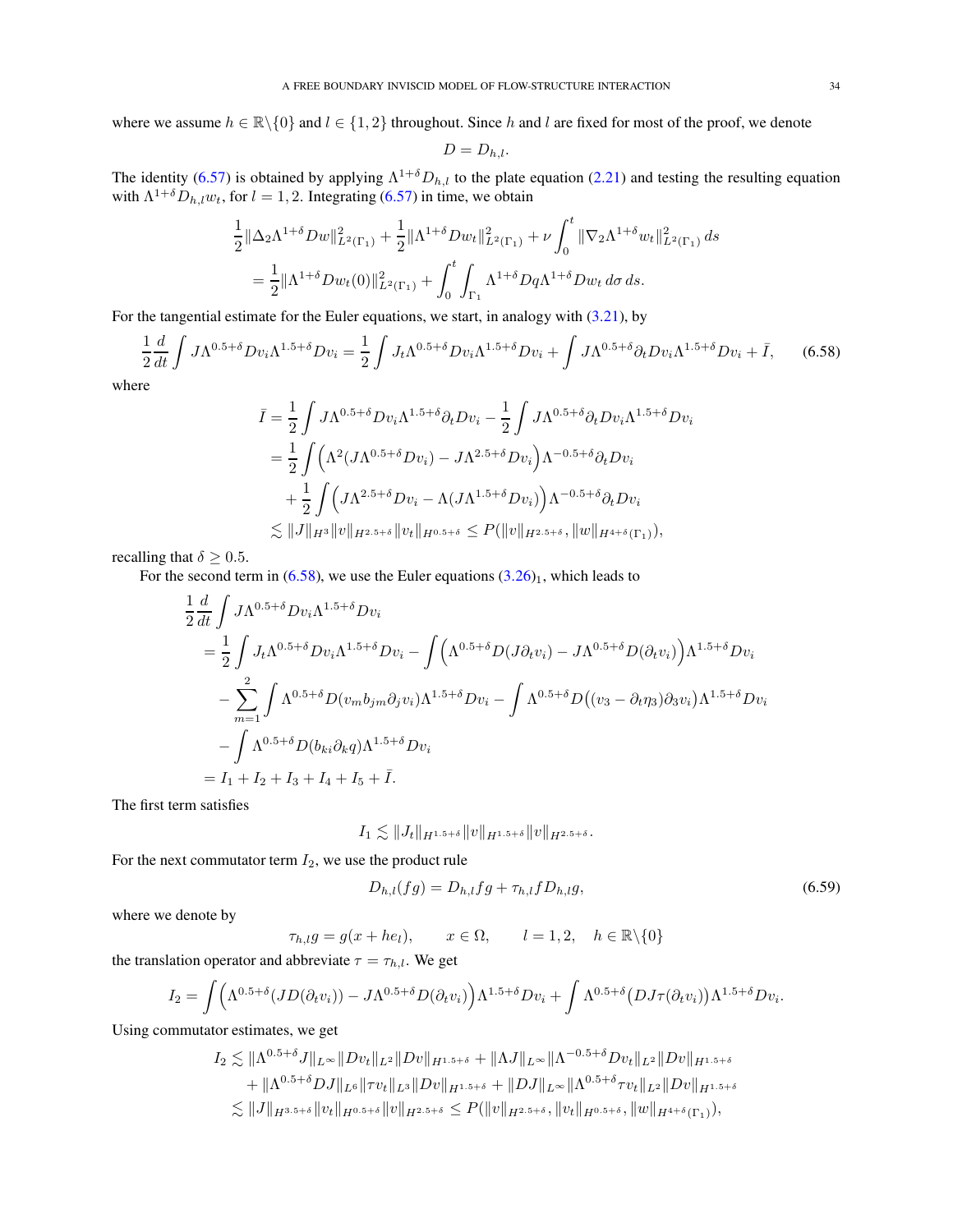where we assume $h \in \mathbb{R}\backslash\{0\}$ and $l \in \{1,2\}$ throughout. Since $h$ and $l$ are fixed for most of the proof, we denote

$$D = D_{h,l}.$$

The identity (6.57) is obtained by applying $\Lambda^{1+\delta} D_{h,l}$ to the plate equation (2.21) and testing the resulting equation with $\Lambda^{1+\delta} D_{h,l} w_t$, for $l = 1, 2$. Integrating (6.57) in time, we obtain

$$\begin{aligned}
&\frac{1}{2}\|\Delta_2 \Lambda^{1+\delta} D w\|_{L^2(\Gamma_1)}^2 + \frac{1}{2}\|\Lambda^{1+\delta} D w_t\|_{L^2(\Gamma_1)}^2 + \nu \int_0^t \|\nabla_2 \Lambda^{1+\delta} w_t\|_{L^2(\Gamma_1)}^2 \, ds \\
&\quad = \frac{1}{2}\|\Lambda^{1+\delta} D w_t(0)\|_{L^2(\Gamma_1)}^2 + \int_0^t \int_{\Gamma_1} \Lambda^{1+\delta} D q \Lambda^{1+\delta} D w_t \, d\sigma \, ds.
\end{aligned}$$

For the tangential estimate for the Euler equations, we start, in analogy with (3.21), by

$$\frac{1}{2}\frac{d}{dt}\int J \Lambda^{0.5+\delta} D v_i \Lambda^{1.5+\delta} D v_i = \frac{1}{2}\int J_t \Lambda^{0.5+\delta} D v_i \Lambda^{1.5+\delta} D v_i + \int J \Lambda^{0.5+\delta} \partial_t D v_i \Lambda^{1.5+\delta} D v_i + \bar{I}, \qquad (6.58)$$

where

$$\begin{aligned}
\bar{I} &= \frac{1}{2}\int J \Lambda^{0.5+\delta} D v_i \Lambda^{1.5+\delta} \partial_t D v_i - \frac{1}{2}\int J \Lambda^{0.5+\delta} \partial_t D v_i \Lambda^{1.5+\delta} D v_i \\
&= \frac{1}{2}\int \Big(\Lambda^2 (J \Lambda^{0.5+\delta} D v_i) - J \Lambda^{2.5+\delta} D v_i\Big) \Lambda^{-0.5+\delta} \partial_t D v_i \\
&\quad + \frac{1}{2}\int \Big(J \Lambda^{2.5+\delta} D v_i - \Lambda (J \Lambda^{1.5+\delta} D v_i)\Big) \Lambda^{-0.5+\delta} \partial_t D v_i \\
&\lesssim \|J\|_{H^3} \|v\|_{H^{2.5+\delta}} \|v_t\|_{H^{0.5+\delta}} \le P(\|v\|_{H^{2.5+\delta}}, \|w\|_{H^{4+\delta}(\Gamma_1)}),
\end{aligned}$$

recalling that $\delta \ge 0.5$.

For the second term in (6.58), we use the Euler equations $(3.26)_1$, which leads to

$$\begin{aligned}
&\frac{1}{2}\frac{d}{dt}\int J \Lambda^{0.5+\delta} D v_i \Lambda^{1.5+\delta} D v_i \\
&\quad = \frac{1}{2}\int J_t \Lambda^{0.5+\delta} D v_i \Lambda^{1.5+\delta} D v_i - \int \Big(\Lambda^{0.5+\delta} D (J \partial_t v_i) - J \Lambda^{0.5+\delta} D (\partial_t v_i)\Big) \Lambda^{1.5+\delta} D v_i \\
&\qquad - \sum_{m=1}^{2} \int \Lambda^{0.5+\delta} D (v_m b_{jm} \partial_j v_i) \Lambda^{1.5+\delta} D v_i - \int \Lambda^{0.5+\delta} D\big((v_3 - \partial_t \eta_3) \partial_3 v_i\big) \Lambda^{1.5+\delta} D v_i \\
&\qquad - \int \Lambda^{0.5+\delta} D (b_{ki} \partial_k q) \Lambda^{1.5+\delta} D v_i \\
&\quad = I_1 + I_2 + I_3 + I_4 + I_5 + \bar{I}.
\end{aligned}$$

The first term satisfies

$$I_1 \lesssim \|J_t\|_{H^{1.5+\delta}} \|v\|_{H^{1.5+\delta}} \|v\|_{H^{2.5+\delta}}.$$

For the next commutator term $I_2$, we use the product rule

$$D_{h,l}(fg) = D_{h,l} f g + \tau_{h,l} f D_{h,l} g, \qquad (6.59)$$

where we denote by

$$\tau_{h,l} g = g(x + h e_l), \qquad x \in \Omega, \qquad l = 1, 2, \quad h \in \mathbb{R}\backslash\{0\}$$

the translation operator and abbreviate $\tau = \tau_{h,l}$. We get

$$I_2 = \int \Big(\Lambda^{0.5+\delta}(J D(\partial_t v_i)) - J \Lambda^{0.5+\delta} D(\partial_t v_i)\Big) \Lambda^{1.5+\delta} D v_i + \int \Lambda^{0.5+\delta}\big(D J \tau(\partial_t v_i)\big) \Lambda^{1.5+\delta} D v_i.$$

Using commutator estimates, we get

$$\begin{aligned}
I_2 &\lesssim \|\Lambda^{0.5+\delta} J\|_{L^\infty} \|D v_t\|_{L^2} \|D v\|_{H^{1.5+\delta}} + \|\Lambda J\|_{L^\infty} \|\Lambda^{-0.5+\delta} D v_t\|_{L^2} \|D v\|_{H^{1.5+\delta}} \\
&\quad + \|\Lambda^{0.5+\delta} D J\|_{L^6} \|\tau v_t\|_{L^3} \|D v\|_{H^{1.5+\delta}} + \|D J\|_{L^\infty} \|\Lambda^{0.5+\delta} \tau v_t\|_{L^2} \|D v\|_{H^{1.5+\delta}} \\
&\lesssim \|J\|_{H^{3.5+\delta}} \|v_t\|_{H^{0.5+\delta}} \|v\|_{H^{2.5+\delta}} \le P(\|v\|_{H^{2.5+\delta}}, \|v_t\|_{H^{0.5+\delta}}, \|w\|_{H^{4+\delta}(\Gamma_1)}),
\end{aligned}$$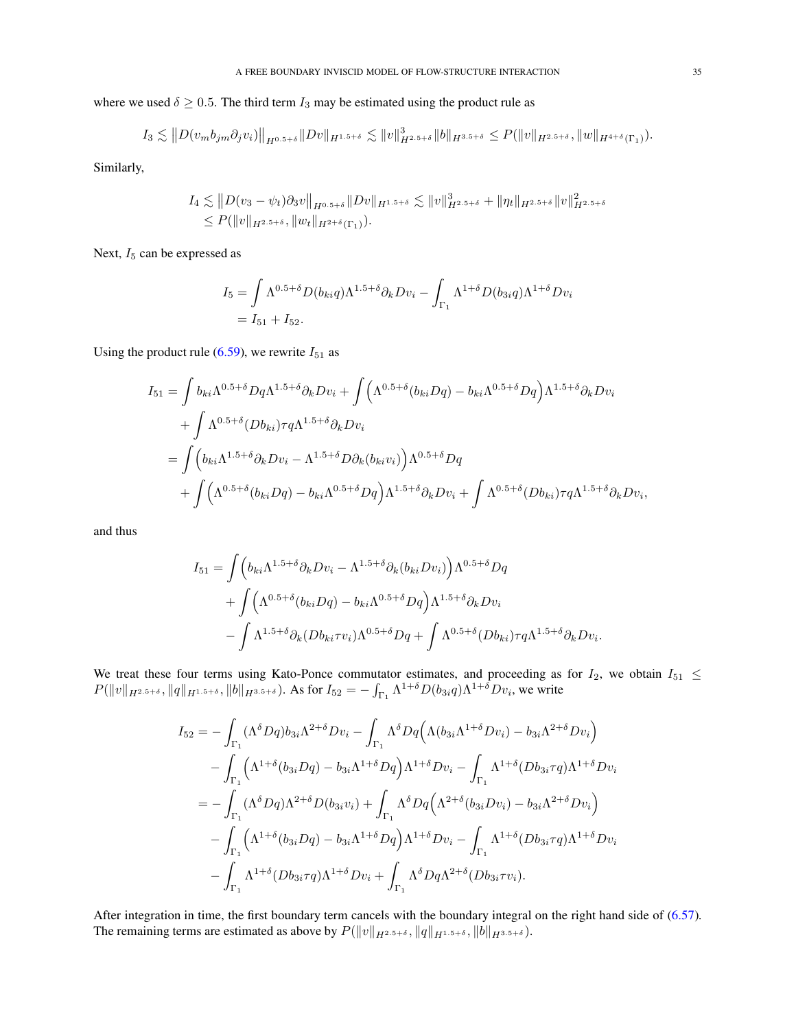where we used $\delta \geq 0.5$. The third term $I_3$ may be estimated using the product rule as

$$
I_3 \lesssim \left\| D(v_m b_{jm} \partial_j v_i) \right\|_{H^{0.5+\delta}} \|Dv\|_{H^{1.5+\delta}} \lesssim \|v\|^3_{H^{2.5+\delta}} \|b\|_{H^{3.5+\delta}} \leq P(\|v\|_{H^{2.5+\delta}}, \|w\|_{H^{4+\delta}(\Gamma_1)}).
$$

Similarly,

$$
\begin{aligned}
I_4 &\lesssim \left\| D(v_3 - \psi_t) \partial_3 v \right\|_{H^{0.5+\delta}} \|Dv\|_{H^{1.5+\delta}} \lesssim \|v\|^3_{H^{2.5+\delta}} + \|\eta_t\|_{H^{2.5+\delta}} \|v\|^2_{H^{2.5+\delta}} \\
&\leq P(\|v\|_{H^{2.5+\delta}}, \|w_t\|_{H^{2+\delta}(\Gamma_1)}).
\end{aligned}
$$

Next, $I_5$ can be expressed as

$$
\begin{aligned}
I_5 &= \int \Lambda^{0.5+\delta} D(b_{ki} q) \Lambda^{1.5+\delta} \partial_k D v_i - \int_{\Gamma_1} \Lambda^{1+\delta} D(b_{3i} q) \Lambda^{1+\delta} D v_i \\
&= I_{51} + I_{52}.
\end{aligned}
$$

Using the product rule (6.59), we rewrite $I_{51}$ as

$$
\begin{aligned}
I_{51} &= \int b_{ki} \Lambda^{0.5+\delta} D q \Lambda^{1.5+\delta} \partial_k D v_i + \int \Big( \Lambda^{0.5+\delta}(b_{ki} D q) - b_{ki} \Lambda^{0.5+\delta} D q \Big) \Lambda^{1.5+\delta} \partial_k D v_i \\
&\quad + \int \Lambda^{0.5+\delta}(D b_{ki}) \tau q \Lambda^{1.5+\delta} \partial_k D v_i \\
&= \int \Big( b_{ki} \Lambda^{1.5+\delta} \partial_k D v_i - \Lambda^{1.5+\delta} D \partial_k (b_{ki} v_i) \Big) \Lambda^{0.5+\delta} D q \\
&\quad + \int \Big( \Lambda^{0.5+\delta}(b_{ki} D q) - b_{ki} \Lambda^{0.5+\delta} D q \Big) \Lambda^{1.5+\delta} \partial_k D v_i + \int \Lambda^{0.5+\delta}(D b_{ki}) \tau q \Lambda^{1.5+\delta} \partial_k D v_i,
\end{aligned}
$$

and thus

$$
\begin{aligned}
I_{51} &= \int \Big( b_{ki} \Lambda^{1.5+\delta} \partial_k D v_i - \Lambda^{1.5+\delta} \partial_k (b_{ki} D v_i) \Big) \Lambda^{0.5+\delta} D q \\
&\quad + \int \Big( \Lambda^{0.5+\delta}(b_{ki} D q) - b_{ki} \Lambda^{0.5+\delta} D q \Big) \Lambda^{1.5+\delta} \partial_k D v_i \\
&\quad - \int \Lambda^{1.5+\delta} \partial_k (D b_{ki} \tau v_i) \Lambda^{0.5+\delta} D q + \int \Lambda^{0.5+\delta}(D b_{ki}) \tau q \Lambda^{1.5+\delta} \partial_k D v_i.
\end{aligned}
$$

We treat these four terms using Kato-Ponce commutator estimates, and proceeding as for $I_2$, we obtain $I_{51} \leq P(\|v\|_{H^{2.5+\delta}}, \|q\|_{H^{1.5+\delta}}, \|b\|_{H^{3.5+\delta}})$. As for $I_{52} = - \int_{\Gamma_1} \Lambda^{1+\delta} D(b_{3i} q) \Lambda^{1+\delta} D v_i$, we write

$$
\begin{aligned}
I_{52} &= - \int_{\Gamma_1} (\Lambda^{\delta} D q) b_{3i} \Lambda^{2+\delta} D v_i - \int_{\Gamma_1} \Lambda^{\delta} D q \Big( \Lambda(b_{3i} \Lambda^{1+\delta} D v_i) - b_{3i} \Lambda^{2+\delta} D v_i \Big) \\
&\quad - \int_{\Gamma_1} \Big( \Lambda^{1+\delta}(b_{3i} D q) - b_{3i} \Lambda^{1+\delta} D q \Big) \Lambda^{1+\delta} D v_i - \int_{\Gamma_1} \Lambda^{1+\delta}(D b_{3i} \tau q) \Lambda^{1+\delta} D v_i \\
&= - \int_{\Gamma_1} (\Lambda^{\delta} D q) \Lambda^{2+\delta} D(b_{3i} v_i) + \int_{\Gamma_1} \Lambda^{\delta} D q \Big( \Lambda^{2+\delta}(b_{3i} D v_i) - b_{3i} \Lambda^{2+\delta} D v_i \Big) \\
&\quad - \int_{\Gamma_1} \Big( \Lambda^{1+\delta}(b_{3i} D q) - b_{3i} \Lambda^{1+\delta} D q \Big) \Lambda^{1+\delta} D v_i - \int_{\Gamma_1} \Lambda^{1+\delta}(D b_{3i} \tau q) \Lambda^{1+\delta} D v_i \\
&\quad - \int_{\Gamma_1} \Lambda^{1+\delta}(D b_{3i} \tau q) \Lambda^{1+\delta} D v_i + \int_{\Gamma_1} \Lambda^{\delta} D q \Lambda^{2+\delta}(D b_{3i} \tau v_i).
\end{aligned}
$$

After integration in time, the first boundary term cancels with the boundary integral on the right hand side of (6.57). The remaining terms are estimated as above by $P(\|v\|_{H^{2.5+\delta}}, \|q\|_{H^{1.5+\delta}}, \|b\|_{H^{3.5+\delta}})$.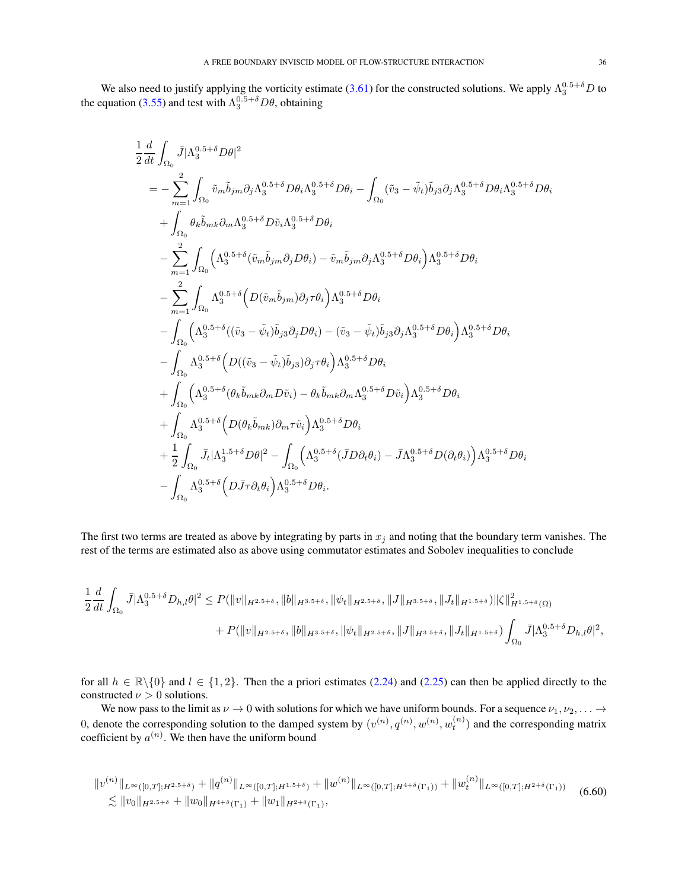We also need to justify applying the vorticity estimate (3.61) for the constructed solutions. We apply $\Lambda_3^{0.5+\delta} D$ to the equation (3.55) and test with $\Lambda_3^{0.5+\delta} D\theta$, obtaining

$$
\begin{aligned}
&\frac{1}{2}\frac{d}{dt}\int_{\Omega_0} \bar{J}|\Lambda_3^{0.5+\delta} D\theta|^2 \\
&= -\sum_{m=1}^{2}\int_{\Omega_0} \tilde{v}_m \tilde{b}_{jm}\partial_j \Lambda_3^{0.5+\delta} D\theta_i \Lambda_3^{0.5+\delta} D\theta_i - \int_{\Omega_0} (\tilde{v}_3 - \tilde{\psi}_t)\tilde{b}_{j3}\partial_j \Lambda_3^{0.5+\delta} D\theta_i \Lambda_3^{0.5+\delta} D\theta_i \\
&\quad + \int_{\Omega_0} \theta_k \tilde{b}_{mk}\partial_m \Lambda_3^{0.5+\delta} D\tilde{v}_i \Lambda_3^{0.5+\delta} D\theta_i \\
&\quad - \sum_{m=1}^{2}\int_{\Omega_0} \Big(\Lambda_3^{0.5+\delta}(\tilde{v}_m \tilde{b}_{jm}\partial_j D\theta_i) - \tilde{v}_m \tilde{b}_{jm}\partial_j \Lambda_3^{0.5+\delta} D\theta_i\Big)\Lambda_3^{0.5+\delta} D\theta_i \\
&\quad - \sum_{m=1}^{2}\int_{\Omega_0} \Lambda_3^{0.5+\delta}\Big(D(\tilde{v}_m \tilde{b}_{jm})\partial_j \tau\theta_i\Big)\Lambda_3^{0.5+\delta} D\theta_i \\
&\quad - \int_{\Omega_0} \Big(\Lambda_3^{0.5+\delta}((\tilde{v}_3 - \tilde{\psi}_t)\tilde{b}_{j3}\partial_j D\theta_i) - (\tilde{v}_3 - \tilde{\psi}_t)\tilde{b}_{j3}\partial_j \Lambda_3^{0.5+\delta} D\theta_i\Big)\Lambda_3^{0.5+\delta} D\theta_i \\
&\quad - \int_{\Omega_0} \Lambda_3^{0.5+\delta}\Big(D((\tilde{v}_3 - \tilde{\psi}_t)\tilde{b}_{j3})\partial_j \tau\theta_i\Big)\Lambda_3^{0.5+\delta} D\theta_i \\
&\quad + \int_{\Omega_0} \Big(\Lambda_3^{0.5+\delta}(\theta_k \tilde{b}_{mk}\partial_m D\tilde{v}_i) - \theta_k \tilde{b}_{mk}\partial_m \Lambda_3^{0.5+\delta} D\tilde{v}_i\Big)\Lambda_3^{0.5+\delta} D\theta_i \\
&\quad + \int_{\Omega_0} \Lambda_3^{0.5+\delta}\Big(D(\theta_k \tilde{b}_{mk})\partial_m \tau\tilde{v}_i\Big)\Lambda_3^{0.5+\delta} D\theta_i \\
&\quad + \frac{1}{2}\int_{\Omega_0} \bar{J}_t|\Lambda_3^{1.5+\delta} D\theta|^2 - \int_{\Omega_0} \Big(\Lambda_3^{0.5+\delta}(\bar{J} D\partial_t\theta_i) - \bar{J}\Lambda_3^{0.5+\delta} D(\partial_t\theta_i)\Big)\Lambda_3^{0.5+\delta} D\theta_i \\
&\quad - \int_{\Omega_0} \Lambda_3^{0.5+\delta}\Big(D\bar{J}\tau\partial_t\theta_i\Big)\Lambda_3^{0.5+\delta} D\theta_i.
\end{aligned}
$$

The first two terms are treated as above by integrating by parts in $x_j$ and noting that the boundary term vanishes. The rest of the terms are estimated also as above using commutator estimates and Sobolev inequalities to conclude

$$
\begin{aligned}
\frac{1}{2}\frac{d}{dt}\int_{\Omega_0} \bar{J}|\Lambda_3^{0.5+\delta} D_{h,l}\theta|^2 &\leq P(\|v\|_{H^{2.5+\delta}}, \|b\|_{H^{3.5+\delta}}, \|\psi_t\|_{H^{2.5+\delta}}, \|J\|_{H^{3.5+\delta}}, \|J_t\|_{H^{1.5+\delta}})\|\zeta\|^2_{H^{1.5+\delta}(\Omega)} \\
&\quad + P(\|v\|_{H^{2.5+\delta}}, \|b\|_{H^{3.5+\delta}}, \|\psi_t\|_{H^{2.5+\delta}}, \|J\|_{H^{3.5+\delta}}, \|J_t\|_{H^{1.5+\delta}})\int_{\Omega_0} \bar{J}|\Lambda_3^{0.5+\delta} D_{h,l}\theta|^2,
\end{aligned}
$$

for all $h \in \mathbb{R}\backslash\{0\}$ and $l \in \{1, 2\}$. Then the a priori estimates (2.24) and (2.25) can then be applied directly to the constructed $\nu > 0$ solutions.

We now pass to the limit as $\nu \to 0$ with solutions for which we have uniform bounds. For a sequence $\nu_1, \nu_2, \ldots \to 0$, denote the corresponding solution to the damped system by $(v^{(n)}, q^{(n)}, w^{(n)}, w_t^{(n)})$ and the corresponding matrix coefficient by $a^{(n)}$. We then have the uniform bound

$$
\begin{aligned}
&\|v^{(n)}\|_{L^\infty([0,T];H^{2.5+\delta})} + \|q^{(n)}\|_{L^\infty([0,T];H^{1.5+\delta})} + \|w^{(n)}\|_{L^\infty([0,T];H^{4+\delta}(\Gamma_1))} + \|w_t^{(n)}\|_{L^\infty([0,T];H^{2+\delta}(\Gamma_1))} \\
&\quad \lesssim \|v_0\|_{H^{2.5+\delta}} + \|w_0\|_{H^{4+\delta}(\Gamma_1)} + \|w_1\|_{H^{2+\delta}(\Gamma_1)},
\end{aligned}
\tag{6.60}
$$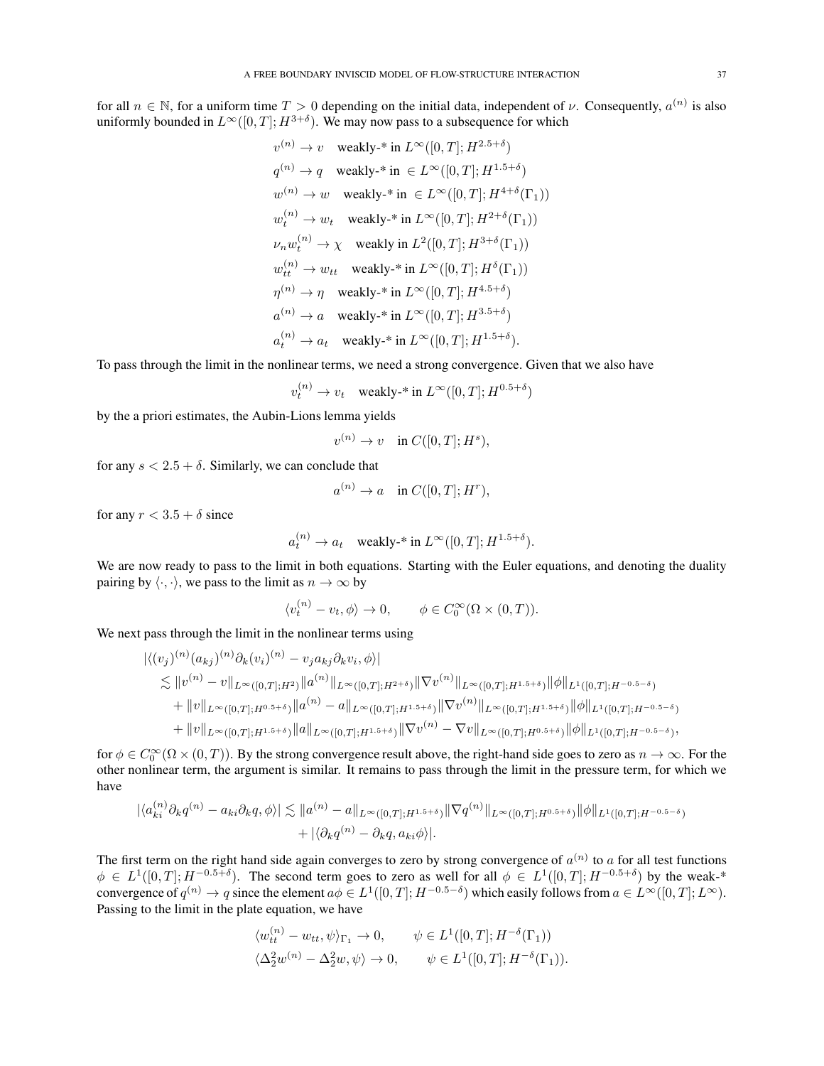for all $n \in \mathbb{N}$, for a uniform time $T > 0$ depending on the initial data, independent of $\nu$. Consequently, $a^{(n)}$ is also uniformly bounded in $L^\infty([0,T]; H^{3+\delta})$. We may now pass to a subsequence for which

$$
\begin{aligned}
&v^{(n)} \to v \quad \text{weakly-* in } L^\infty([0,T]; H^{2.5+\delta}) \\
&q^{(n)} \to q \quad \text{weakly-* in } \in L^\infty([0,T]; H^{1.5+\delta}) \\
&w^{(n)} \to w \quad \text{weakly-* in } \in L^\infty([0,T]; H^{4+\delta}(\Gamma_1)) \\
&w_t^{(n)} \to w_t \quad \text{weakly-* in } L^\infty([0,T]; H^{2+\delta}(\Gamma_1)) \\
&\nu_n w_t^{(n)} \to \chi \quad \text{weakly in } L^2([0,T]; H^{3+\delta}(\Gamma_1)) \\
&w_{tt}^{(n)} \to w_{tt} \quad \text{weakly-* in } L^\infty([0,T]; H^{\delta}(\Gamma_1)) \\
&\eta^{(n)} \to \eta \quad \text{weakly-* in } L^\infty([0,T]; H^{4.5+\delta}) \\
&a^{(n)} \to a \quad \text{weakly-* in } L^\infty([0,T]; H^{3.5+\delta}) \\
&a_t^{(n)} \to a_t \quad \text{weakly-* in } L^\infty([0,T]; H^{1.5+\delta}).
\end{aligned}
$$

To pass through the limit in the nonlinear terms, we need a strong convergence. Given that we also have

$$
v_t^{(n)} \to v_t \quad \text{weakly-* in } L^\infty([0,T]; H^{0.5+\delta})
$$

by the a priori estimates, the Aubin-Lions lemma yields

$$
v^{(n)} \to v \quad \text{in } C([0,T]; H^s),
$$

for any $s < 2.5 + \delta$. Similarly, we can conclude that

$$
a^{(n)} \to a \quad \text{in } C([0,T]; H^r),
$$

for any $r < 3.5 + \delta$ since

$$
a_t^{(n)} \to a_t \quad \text{weakly-* in } L^\infty([0,T]; H^{1.5+\delta}).
$$

We are now ready to pass to the limit in both equations. Starting with the Euler equations, and denoting the duality pairing by $\langle \cdot, \cdot \rangle$, we pass to the limit as $n \to \infty$ by

$$
\langle v_t^{(n)} - v_t, \phi \rangle \to 0, \qquad \phi \in C_0^\infty(\Omega \times (0,T)).
$$

We next pass through the limit in the nonlinear terms using

$$
\begin{aligned}
&|\langle (v_j)^{(n)} (a_{kj})^{(n)} \partial_k (v_i)^{(n)} - v_j a_{kj} \partial_k v_i, \phi \rangle| \\
&\quad \lesssim \|v^{(n)} - v\|_{L^\infty([0,T];H^2)} \|a^{(n)}\|_{L^\infty([0,T];H^{2+\delta})} \|\nabla v^{(n)}\|_{L^\infty([0,T];H^{1.5+\delta})} \|\phi\|_{L^1([0,T];H^{-0.5-\delta})} \\
&\qquad + \|v\|_{L^\infty([0,T];H^{0.5+\delta})} \|a^{(n)} - a\|_{L^\infty([0,T];H^{1.5+\delta})} \|\nabla v^{(n)}\|_{L^\infty([0,T];H^{1.5+\delta})} \|\phi\|_{L^1([0,T];H^{-0.5-\delta})} \\
&\qquad + \|v\|_{L^\infty([0,T];H^{1.5+\delta})} \|a\|_{L^\infty([0,T];H^{1.5+\delta})} \|\nabla v^{(n)} - \nabla v\|_{L^\infty([0,T];H^{0.5+\delta})} \|\phi\|_{L^1([0,T];H^{-0.5-\delta})},
\end{aligned}
$$

for $\phi \in C_0^\infty(\Omega \times (0,T))$. By the strong convergence result above, the right-hand side goes to zero as $n \to \infty$. For the other nonlinear term, the argument is similar. It remains to pass through the limit in the pressure term, for which we have

$$
\begin{aligned}
|\langle a_{ki}^{(n)} \partial_k q^{(n)} - a_{ki} \partial_k q, \phi \rangle| &\lesssim \|a^{(n)} - a\|_{L^\infty([0,T];H^{1.5+\delta})} \|\nabla q^{(n)}\|_{L^\infty([0,T];H^{0.5+\delta})} \|\phi\|_{L^1([0,T];H^{-0.5-\delta})} \\
&\quad + |\langle \partial_k q^{(n)} - \partial_k q, a_{ki} \phi \rangle|.
\end{aligned}
$$

The first term on the right hand side again converges to zero by strong convergence of $a^{(n)}$ to $a$ for all test functions $\phi \in L^1([0,T]; H^{-0.5+\delta})$. The second term goes to zero as well for all $\phi \in L^1([0,T]; H^{-0.5+\delta})$ by the weak-* convergence of $q^{(n)} \to q$ since the element $a\phi \in L^1([0,T]; H^{-0.5-\delta})$ which easily follows from $a \in L^\infty([0,T]; L^\infty)$. Passing to the limit in the plate equation, we have

$$
\begin{aligned}
&\langle w_{tt}^{(n)} - w_{tt}, \psi \rangle_{\Gamma_1} \to 0, \qquad \psi \in L^1([0,T]; H^{-\delta}(\Gamma_1)) \\
&\langle \Delta_2^2 w^{(n)} - \Delta_2^2 w, \psi \rangle \to 0, \qquad \psi \in L^1([0,T]; H^{-\delta}(\Gamma_1)).
\end{aligned}
$$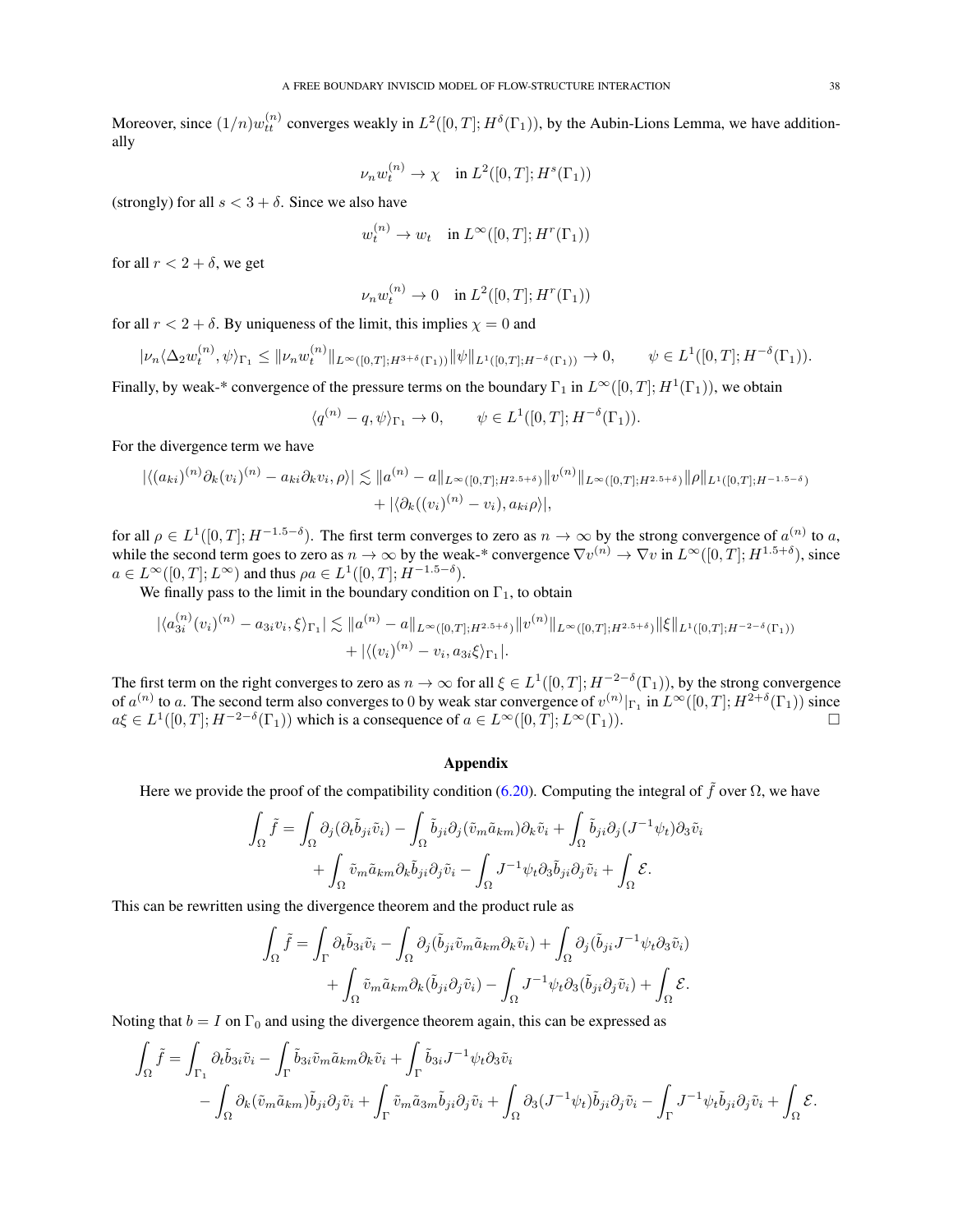Moreover, since $(1/n)w_{tt}^{(n)}$ converges weakly in $L^2([0,T];H^\delta(\Gamma_1))$, by the Aubin-Lions Lemma, we have additionally

$$\nu_n w_t^{(n)} \to \chi \quad \text{in } L^2([0,T];H^s(\Gamma_1))$$

(strongly) for all $s < 3+\delta$. Since we also have

$$w_t^{(n)} \to w_t \quad \text{in } L^\infty([0,T];H^r(\Gamma_1))$$

for all $r < 2+\delta$, we get

$$\nu_n w_t^{(n)} \to 0 \quad \text{in } L^2([0,T];H^r(\Gamma_1))$$

for all $r < 2+\delta$. By uniqueness of the limit, this implies $\chi = 0$ and

$$|\nu_n \langle \Delta_2 w_t^{(n)}, \psi\rangle_{\Gamma_1} \leq \|\nu_n w_t^{(n)}\|_{L^\infty([0,T];H^{3+\delta}(\Gamma_1))}\|\psi\|_{L^1([0,T];H^{-\delta}(\Gamma_1))} \to 0, \qquad \psi \in L^1([0,T];H^{-\delta}(\Gamma_1)).$$

Finally, by weak-* convergence of the pressure terms on the boundary $\Gamma_1$ in $L^\infty([0,T];H^1(\Gamma_1))$, we obtain

$$\langle q^{(n)} - q, \psi\rangle_{\Gamma_1} \to 0, \qquad \psi \in L^1([0,T];H^{-\delta}(\Gamma_1)).$$

For the divergence term we have

$$\begin{aligned}
|\langle (a_{ki})^{(n)}\partial_k(v_i)^{(n)} - a_{ki}\partial_k v_i, \rho\rangle| \lesssim \|a^{(n)} - a\|_{L^\infty([0,T];H^{2.5+\delta})}\|v^{(n)}\|_{L^\infty([0,T];H^{2.5+\delta})}\|\rho\|_{L^1([0,T];H^{-1.5-\delta})} \\
+ |\langle \partial_k((v_i)^{(n)} - v_i), a_{ki}\rho\rangle|,
\end{aligned}$$

for all $\rho \in L^1([0,T];H^{-1.5-\delta})$. The first term converges to zero as $n\to\infty$ by the strong convergence of $a^{(n)}$ to $a$, while the second term goes to zero as $n \to \infty$ by the weak-* convergence $\nabla v^{(n)} \to \nabla v$ in $L^\infty([0,T];H^{1.5+\delta})$, since $a \in L^\infty([0,T];L^\infty)$ and thus $\rho a \in L^1([0,T];H^{-1.5-\delta})$.

We finally pass to the limit in the boundary condition on $\Gamma_1$, to obtain

$$\begin{aligned}
|\langle a_{3i}^{(n)}(v_i)^{(n)} - a_{3i}v_i, \xi\rangle_{\Gamma_1}| \lesssim \|a^{(n)} - a\|_{L^\infty([0,T];H^{2.5+\delta})}\|v^{(n)}\|_{L^\infty([0,T];H^{2.5+\delta})}\|\xi\|_{L^1([0,T];H^{-2-\delta}(\Gamma_1))} \\
+ |\langle (v_i)^{(n)} - v_i, a_{3i}\xi\rangle_{\Gamma_1}|.
\end{aligned}$$

The first term on the right converges to zero as $n\to\infty$ for all $\xi \in L^1([0,T];H^{-2-\delta}(\Gamma_1))$, by the strong convergence of $a^{(n)}$ to $a$. The second term also converges to 0 by weak star convergence of $v^{(n)}|_{\Gamma_1}$ in $L^\infty([0,T];H^{2+\delta}(\Gamma_1))$ since $a\xi \in L^1([0,T];H^{-2-\delta}(\Gamma_1))$ which is a consequence of $a \in L^\infty([0,T];L^\infty(\Gamma_1))$. $\square$

## Appendix

Here we provide the proof of the compatibility condition (6.20). Computing the integral of $\tilde f$ over $\Omega$, we have

$$\begin{aligned}
\int_\Omega \tilde f = \int_\Omega \partial_j(\partial_t \tilde b_{ji}\tilde v_i) - \int_\Omega \tilde b_{ji}\partial_j(\tilde v_m \tilde a_{km})\partial_k \tilde v_i + \int_\Omega \tilde b_{ji}\partial_j(J^{-1}\psi_t)\partial_3\tilde v_i \\
+ \int_\Omega \tilde v_m \tilde a_{km}\partial_k \tilde b_{ji}\partial_j \tilde v_i - \int_\Omega J^{-1}\psi_t \partial_3 \tilde b_{ji}\partial_j \tilde v_i + \int_\Omega \mathcal{E}.
\end{aligned}$$

This can be rewritten using the divergence theorem and the product rule as

$$\begin{aligned}
\int_\Omega \tilde f = \int_\Gamma \partial_t \tilde b_{3i}\tilde v_i - \int_\Omega \partial_j(\tilde b_{ji}\tilde v_m \tilde a_{km}\partial_k \tilde v_i) + \int_\Omega \partial_j(\tilde b_{ji}J^{-1}\psi_t\partial_3\tilde v_i) \\
+ \int_\Omega \tilde v_m \tilde a_{km}\partial_k(\tilde b_{ji}\partial_j\tilde v_i) - \int_\Omega J^{-1}\psi_t\partial_3(\tilde b_{ji}\partial_j \tilde v_i) + \int_\Omega \mathcal{E}.
\end{aligned}$$

Noting that $b = I$ on $\Gamma_0$ and using the divergence theorem again, this can be expressed as

$$\begin{aligned}
\int_\Omega \tilde f = \int_{\Gamma_1} \partial_t \tilde b_{3i}\tilde v_i - \int_\Gamma \tilde b_{3i}\tilde v_m \tilde a_{km}\partial_k \tilde v_i + \int_\Gamma \tilde b_{3i}J^{-1}\psi_t\partial_3\tilde v_i \\
- \int_\Omega \partial_k(\tilde v_m \tilde a_{km})\tilde b_{ji}\partial_j \tilde v_i + \int_\Gamma \tilde v_m \tilde a_{3m}\tilde b_{ji}\partial_j\tilde v_i + \int_\Omega \partial_3(J^{-1}\psi_t)\tilde b_{ji}\partial_j\tilde v_i - \int_\Gamma J^{-1}\psi_t \tilde b_{ji}\partial_j\tilde v_i + \int_\Omega \mathcal{E}.
\end{aligned}$$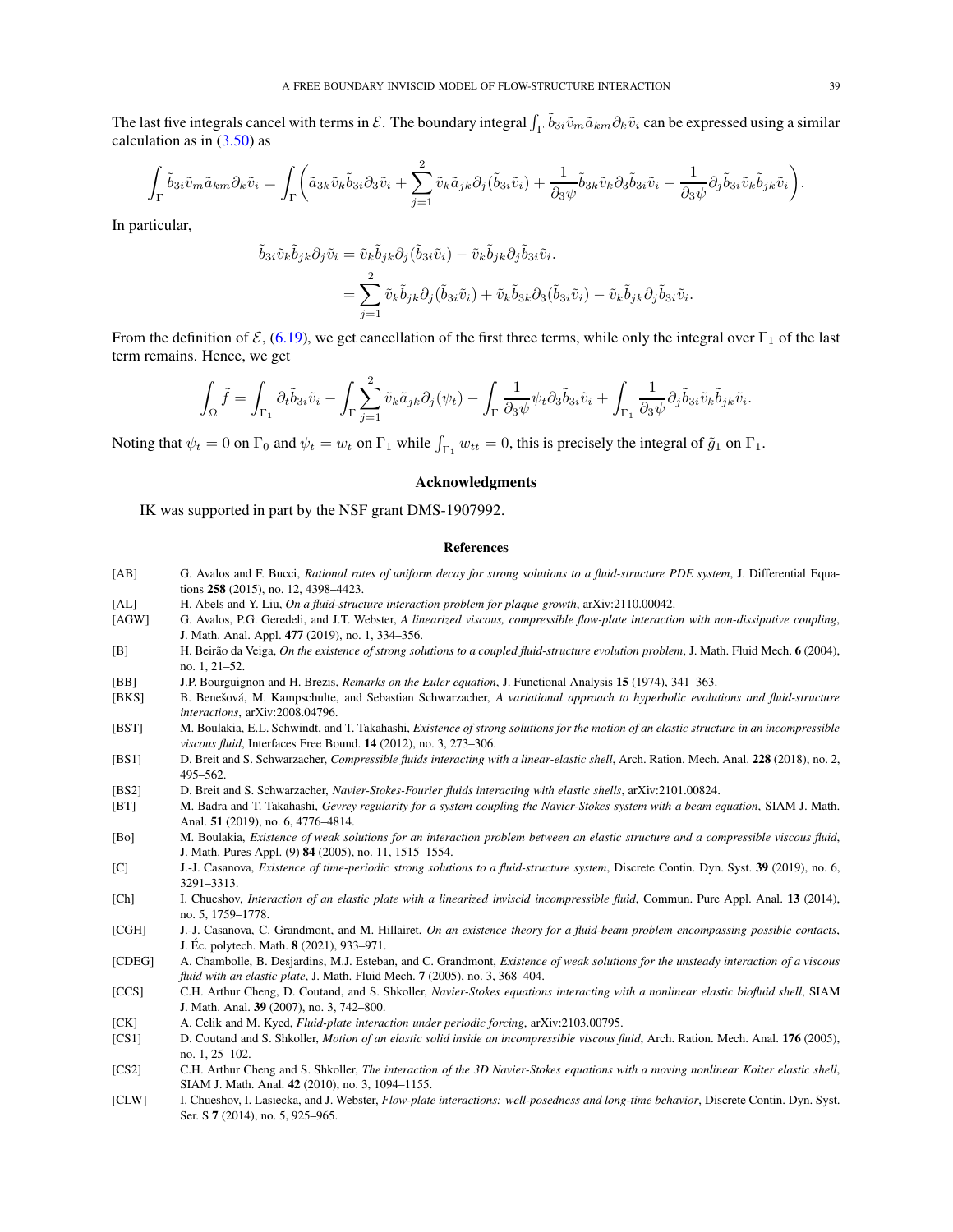The last five integrals cancel with terms in $\mathcal{E}$. The boundary integral $\int_\Gamma \tilde{b}_{3i}\tilde{v}_m\tilde{a}_{km}\partial_k\tilde{v}_i$ can be expressed using a similar calculation as in (3.50) as

$$\int_\Gamma \tilde{b}_{3i}\tilde{v}_m\tilde{a}_{km}\partial_k\tilde{v}_i = \int_\Gamma \biggl(\tilde{a}_{3k}\tilde{v}_k\tilde{b}_{3i}\partial_3\tilde{v}_i + \sum_{j=1}^{2}\tilde{v}_k\tilde{a}_{jk}\partial_j(\tilde{b}_{3i}\tilde{v}_i) + \frac{1}{\partial_3\psi}\tilde{b}_{3k}\tilde{v}_k\partial_3\tilde{b}_{3i}\tilde{v}_i - \frac{1}{\partial_3\psi}\partial_j\tilde{b}_{3i}\tilde{v}_k\tilde{b}_{jk}\tilde{v}_i\biggr).$$

In particular,

$$\begin{aligned}
\tilde{b}_{3i}\tilde{v}_k\tilde{b}_{jk}\partial_j\tilde{v}_i &= \tilde{v}_k\tilde{b}_{jk}\partial_j(\tilde{b}_{3i}\tilde{v}_i) - \tilde{v}_k\tilde{b}_{jk}\partial_j\tilde{b}_{3i}\tilde{v}_i. \\
&= \sum_{j=1}^{2}\tilde{v}_k\tilde{b}_{jk}\partial_j(\tilde{b}_{3i}\tilde{v}_i) + \tilde{v}_k\tilde{b}_{3k}\partial_3(\tilde{b}_{3i}\tilde{v}_i) - \tilde{v}_k\tilde{b}_{jk}\partial_j\tilde{b}_{3i}\tilde{v}_i.
\end{aligned}$$

From the definition of $\mathcal{E}$, (6.19), we get cancellation of the first three terms, while only the integral over $\Gamma_1$ of the last term remains. Hence, we get

$$\int_\Omega \tilde{f} = \int_{\Gamma_1}\partial_t\tilde{b}_{3i}\tilde{v}_i - \int_\Gamma \sum_{j=1}^{2}\tilde{v}_k\tilde{a}_{jk}\partial_j(\psi_t) - \int_\Gamma \frac{1}{\partial_3\psi}\psi_t\partial_3\tilde{b}_{3i}\tilde{v}_i + \int_{\Gamma_1}\frac{1}{\partial_3\psi}\partial_j\tilde{b}_{3i}\tilde{v}_k\tilde{b}_{jk}\tilde{v}_i.$$

Noting that $\psi_t = 0$ on $\Gamma_0$ and $\psi_t = w_t$ on $\Gamma_1$ while $\int_{\Gamma_1} w_{tt} = 0$, this is precisely the integral of $\tilde{g}_1$ on $\Gamma_1$.

## Acknowledgments

IK was supported in part by the NSF grant DMS-1907992.

## References

[AB] G. Avalos and F. Bucci, *Rational rates of uniform decay for strong solutions to a fluid-structure PDE system*, J. Differential Equations **258** (2015), no. 12, 4398–4423.

[AL] H. Abels and Y. Liu, *On a fluid-structure interaction problem for plaque growth*, arXiv:2110.00042.

[AGW] G. Avalos, P.G. Geredeli, and J.T. Webster, *A linearized viscous, compressible flow-plate interaction with non-dissipative coupling*, J. Math. Anal. Appl. **477** (2019), no. 1, 334–356.

[B] H. Beirão da Veiga, *On the existence of strong solutions to a coupled fluid-structure evolution problem*, J. Math. Fluid Mech. **6** (2004), no. 1, 21–52.

[BB] J.P. Bourguignon and H. Brezis, *Remarks on the Euler equation*, J. Functional Analysis **15** (1974), 341–363.

[BKS] B. Benešová, M. Kampschulte, and Sebastian Schwarzacher, *A variational approach to hyperbolic evolutions and fluid-structure interactions*, arXiv:2008.04796.

[BST] M. Boulakia, E.L. Schwindt, and T. Takahashi, *Existence of strong solutions for the motion of an elastic structure in an incompressible viscous fluid*, Interfaces Free Bound. **14** (2012), no. 3, 273–306.

[BS1] D. Breit and S. Schwarzacher, *Compressible fluids interacting with a linear-elastic shell*, Arch. Ration. Mech. Anal. **228** (2018), no. 2, 495–562.

[BS2] D. Breit and S. Schwarzacher, *Navier-Stokes-Fourier fluids interacting with elastic shells*, arXiv:2101.00824.

[BT] M. Badra and T. Takahashi, *Gevrey regularity for a system coupling the Navier-Stokes system with a beam equation*, SIAM J. Math. Anal. **51** (2019), no. 6, 4776–4814.

[Bo] M. Boulakia, *Existence of weak solutions for an interaction problem between an elastic structure and a compressible viscous fluid*, J. Math. Pures Appl. (9) **84** (2005), no. 11, 1515–1554.

[C] J.-J. Casanova, *Existence of time-periodic strong solutions to a fluid-structure system*, Discrete Contin. Dyn. Syst. **39** (2019), no. 6, 3291–3313.

[Ch] I. Chueshov, *Interaction of an elastic plate with a linearized inviscid incompressible fluid*, Commun. Pure Appl. Anal. **13** (2014), no. 5, 1759–1778.

[CGH] J.-J. Casanova, C. Grandmont, and M. Hillairet, *On an existence theory for a fluid-beam problem encompassing possible contacts*, J. Éc. polytech. Math. **8** (2021), 933–971.

[CDEG] A. Chambolle, B. Desjardins, M.J. Esteban, and C. Grandmont, *Existence of weak solutions for the unsteady interaction of a viscous fluid with an elastic plate*, J. Math. Fluid Mech. **7** (2005), no. 3, 368–404.

[CCS] C.H. Arthur Cheng, D. Coutand, and S. Shkoller, *Navier-Stokes equations interacting with a nonlinear elastic biofluid shell*, SIAM J. Math. Anal. **39** (2007), no. 3, 742–800.

[CK] A. Celik and M. Kyed, *Fluid-plate interaction under periodic forcing*, arXiv:2103.00795.

[CS1] D. Coutand and S. Shkoller, *Motion of an elastic solid inside an incompressible viscous fluid*, Arch. Ration. Mech. Anal. **176** (2005), no. 1, 25–102.

[CS2] C.H. Arthur Cheng and S. Shkoller, *The interaction of the 3D Navier-Stokes equations with a moving nonlinear Koiter elastic shell*, SIAM J. Math. Anal. **42** (2010), no. 3, 1094–1155.

[CLW] I. Chueshov, I. Lasiecka, and J. Webster, *Flow-plate interactions: well-posedness and long-time behavior*, Discrete Contin. Dyn. Syst. Ser. S **7** (2014), no. 5, 925–965.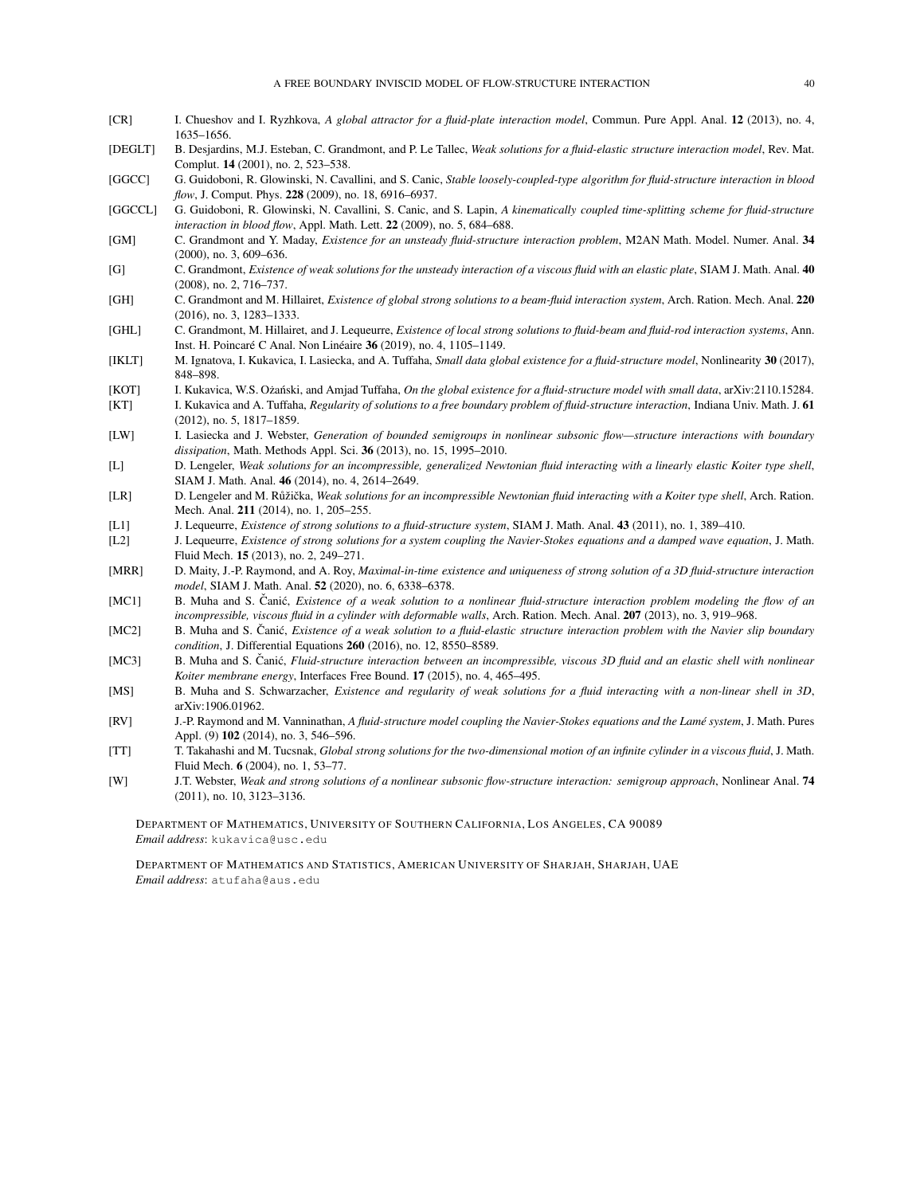[CR] I. Chueshov and I. Ryzhkova, *A global attractor for a fluid-plate interaction model*, Commun. Pure Appl. Anal. **12** (2013), no. 4, 1635–1656.

[DEGLT] B. Desjardins, M.J. Esteban, C. Grandmont, and P. Le Tallec, *Weak solutions for a fluid-elastic structure interaction model*, Rev. Mat. Complut. **14** (2001), no. 2, 523–538.

[GGCC] G. Guidoboni, R. Glowinski, N. Cavallini, and S. Canic, *Stable loosely-coupled-type algorithm for fluid-structure interaction in blood flow*, J. Comput. Phys. **228** (2009), no. 18, 6916–6937.

[GGCCL] G. Guidoboni, R. Glowinski, N. Cavallini, S. Canic, and S. Lapin, *A kinematically coupled time-splitting scheme for fluid-structure interaction in blood flow*, Appl. Math. Lett. **22** (2009), no. 5, 684–688.

[GM] C. Grandmont and Y. Maday, *Existence for an unsteady fluid-structure interaction problem*, M2AN Math. Model. Numer. Anal. **34** (2000), no. 3, 609–636.

[G] C. Grandmont, *Existence of weak solutions for the unsteady interaction of a viscous fluid with an elastic plate*, SIAM J. Math. Anal. **40** (2008), no. 2, 716–737.

[GH] C. Grandmont and M. Hillairet, *Existence of global strong solutions to a beam-fluid interaction system*, Arch. Ration. Mech. Anal. **220** (2016), no. 3, 1283–1333.

[GHL] C. Grandmont, M. Hillairet, and J. Lequeurre, *Existence of local strong solutions to fluid-beam and fluid-rod interaction systems*, Ann. Inst. H. Poincaré C Anal. Non Linéaire **36** (2019), no. 4, 1105–1149.

[IKLT] M. Ignatova, I. Kukavica, I. Lasiecka, and A. Tuffaha, *Small data global existence for a fluid-structure model*, Nonlinearity **30** (2017), 848–898.

[KOT] I. Kukavica, W.S. Ożański, and Amjad Tuffaha, *On the global existence for a fluid-structure model with small data*, arXiv:2110.15284.

[KT] I. Kukavica and A. Tuffaha, *Regularity of solutions to a free boundary problem of fluid-structure interaction*, Indiana Univ. Math. J. **61** (2012), no. 5, 1817–1859.

[LW] I. Lasiecka and J. Webster, *Generation of bounded semigroups in nonlinear subsonic flow—structure interactions with boundary dissipation*, Math. Methods Appl. Sci. **36** (2013), no. 15, 1995–2010.

[L] D. Lengeler, *Weak solutions for an incompressible, generalized Newtonian fluid interacting with a linearly elastic Koiter type shell*, SIAM J. Math. Anal. **46** (2014), no. 4, 2614–2649.

[LR] D. Lengeler and M. Růžička, *Weak solutions for an incompressible Newtonian fluid interacting with a Koiter type shell*, Arch. Ration. Mech. Anal. **211** (2014), no. 1, 205–255.

[L1] J. Lequeurre, *Existence of strong solutions to a fluid-structure system*, SIAM J. Math. Anal. **43** (2011), no. 1, 389–410.

[L2] J. Lequeurre, *Existence of strong solutions for a system coupling the Navier-Stokes equations and a damped wave equation*, J. Math. Fluid Mech. **15** (2013), no. 2, 249–271.

[MRR] D. Maity, J.-P. Raymond, and A. Roy, *Maximal-in-time existence and uniqueness of strong solution of a 3D fluid-structure interaction model*, SIAM J. Math. Anal. **52** (2020), no. 6, 6338–6378.

[MC1] B. Muha and S. Čanić, *Existence of a weak solution to a nonlinear fluid-structure interaction problem modeling the flow of an incompressible, viscous fluid in a cylinder with deformable walls*, Arch. Ration. Mech. Anal. **207** (2013), no. 3, 919–968.

[MC2] B. Muha and S. Čanić, *Existence of a weak solution to a fluid-elastic structure interaction problem with the Navier slip boundary condition*, J. Differential Equations **260** (2016), no. 12, 8550–8589.

[MC3] B. Muha and S. Čanić, *Fluid-structure interaction between an incompressible, viscous 3D fluid and an elastic shell with nonlinear Koiter membrane energy*, Interfaces Free Bound. **17** (2015), no. 4, 465–495.

[MS] B. Muha and S. Schwarzacher, *Existence and regularity of weak solutions for a fluid interacting with a non-linear shell in 3D*, arXiv:1906.01962.

[RV] J.-P. Raymond and M. Vanninathan, *A fluid-structure model coupling the Navier-Stokes equations and the Lamé system*, J. Math. Pures Appl. (9) **102** (2014), no. 3, 546–596.

[TT] T. Takahashi and M. Tucsnak, *Global strong solutions for the two-dimensional motion of an infinite cylinder in a viscous fluid*, J. Math. Fluid Mech. **6** (2004), no. 1, 53–77.

[W] J.T. Webster, *Weak and strong solutions of a nonlinear subsonic flow-structure interaction: semigroup approach*, Nonlinear Anal. **74** (2011), no. 10, 3123–3136.

DEPARTMENT OF MATHEMATICS, UNIVERSITY OF SOUTHERN CALIFORNIA, LOS ANGELES, CA 90089
*Email address*: kukavica@usc.edu

DEPARTMENT OF MATHEMATICS AND STATISTICS, AMERICAN UNIVERSITY OF SHARJAH, SHARJAH, UAE
*Email address*: atufaha@aus.edu